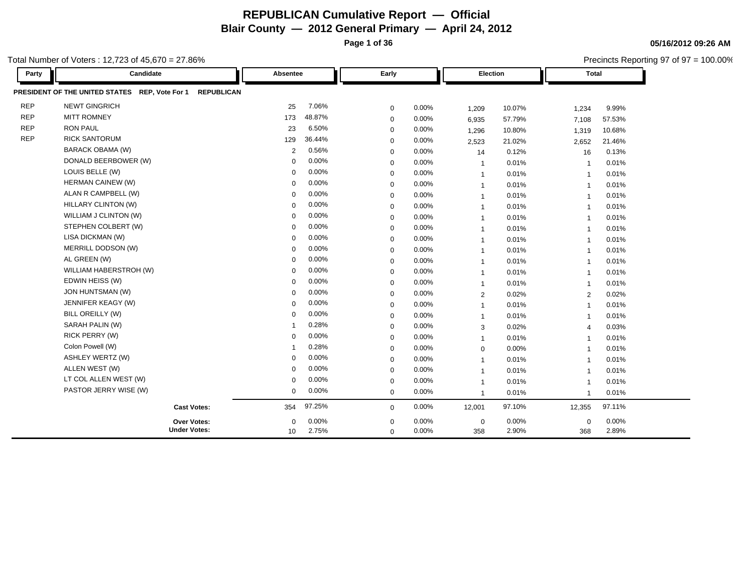# REPUBLICAN Cumulative Report — Official

## Blair County — 2012 General Primary — April 24, 2012

05/16/2012 09:26 AM

Total Number of Voters : 12,723 of 45,670 = 27.86%

Precincts Reporting 97 of 97 = 100.00%

**PRESIDENT OF THE UNITED STATES REP, Vote For 1 REPUBLICAN**

| Party | Candidate | Absentee | | Early | | Election | | Total | |
|---|---|---|---|---|---|---|---|---|---|
| REP | NEWT GINGRICH | 25 | 7.06% | 0 | 0.00% | 1,209 | 10.07% | 1,234 | 9.99% |
| REP | MITT ROMNEY | 173 | 48.87% | 0 | 0.00% | 6,935 | 57.79% | 7,108 | 57.53% |
| REP | RON PAUL | 23 | 6.50% | 0 | 0.00% | 1,296 | 10.80% | 1,319 | 10.68% |
| REP | RICK SANTORUM | 129 | 36.44% | 0 | 0.00% | 2,523 | 21.02% | 2,652 | 21.46% |
| | BARACK OBAMA (W) | 2 | 0.56% | 0 | 0.00% | 14 | 0.12% | 16 | 0.13% |
| | DONALD BEERBOWER (W) | 0 | 0.00% | 0 | 0.00% | 1 | 0.01% | 1 | 0.01% |
| | LOUIS BELLE (W) | 0 | 0.00% | 0 | 0.00% | 1 | 0.01% | 1 | 0.01% |
| | HERMAN CAINEW (W) | 0 | 0.00% | 0 | 0.00% | 1 | 0.01% | 1 | 0.01% |
| | ALAN R CAMPBELL (W) | 0 | 0.00% | 0 | 0.00% | 1 | 0.01% | 1 | 0.01% |
| | HILLARY CLINTON (W) | 0 | 0.00% | 0 | 0.00% | 1 | 0.01% | 1 | 0.01% |
| | WILLIAM J CLINTON (W) | 0 | 0.00% | 0 | 0.00% | 1 | 0.01% | 1 | 0.01% |
| | STEPHEN COLBERT (W) | 0 | 0.00% | 0 | 0.00% | 1 | 0.01% | 1 | 0.01% |
| | LISA DICKMAN (W) | 0 | 0.00% | 0 | 0.00% | 1 | 0.01% | 1 | 0.01% |
| | MERRILL DODSON (W) | 0 | 0.00% | 0 | 0.00% | 1 | 0.01% | 1 | 0.01% |
| | AL GREEN (W) | 0 | 0.00% | 0 | 0.00% | 1 | 0.01% | 1 | 0.01% |
| | WILLIAM HABERSTROH (W) | 0 | 0.00% | 0 | 0.00% | 1 | 0.01% | 1 | 0.01% |
| | EDWIN HEISS (W) | 0 | 0.00% | 0 | 0.00% | 1 | 0.01% | 1 | 0.01% |
| | JON HUNTSMAN (W) | 0 | 0.00% | 0 | 0.00% | 2 | 0.02% | 2 | 0.02% |
| | JENNIFER KEAGY (W) | 0 | 0.00% | 0 | 0.00% | 1 | 0.01% | 1 | 0.01% |
| | BILL OREILLY (W) | 0 | 0.00% | 0 | 0.00% | 1 | 0.01% | 1 | 0.01% |
| | SARAH PALIN (W) | 1 | 0.28% | 0 | 0.00% | 3 | 0.02% | 4 | 0.03% |
| | RICK PERRY (W) | 0 | 0.00% | 0 | 0.00% | 1 | 0.01% | 1 | 0.01% |
| | Colon Powell (W) | 1 | 0.28% | 0 | 0.00% | 0 | 0.00% | 1 | 0.01% |
| | ASHLEY WERTZ (W) | 0 | 0.00% | 0 | 0.00% | 1 | 0.01% | 1 | 0.01% |
| | ALLEN WEST (W) | 0 | 0.00% | 0 | 0.00% | 1 | 0.01% | 1 | 0.01% |
| | LT COL ALLEN WEST (W) | 0 | 0.00% | 0 | 0.00% | 1 | 0.01% | 1 | 0.01% |
| | PASTOR JERRY WISE (W) | 0 | 0.00% | 0 | 0.00% | 1 | 0.01% | 1 | 0.01% |
| | **Cast Votes:** | 354 | 97.25% | 0 | 0.00% | 12,001 | 97.10% | 12,355 | 97.11% |
| | **Over Votes:** | 0 | 0.00% | 0 | 0.00% | 0 | 0.00% | 0 | 0.00% |
| | **Under Votes:** | 10 | 2.75% | 0 | 0.00% | 358 | 2.90% | 368 | 2.89% |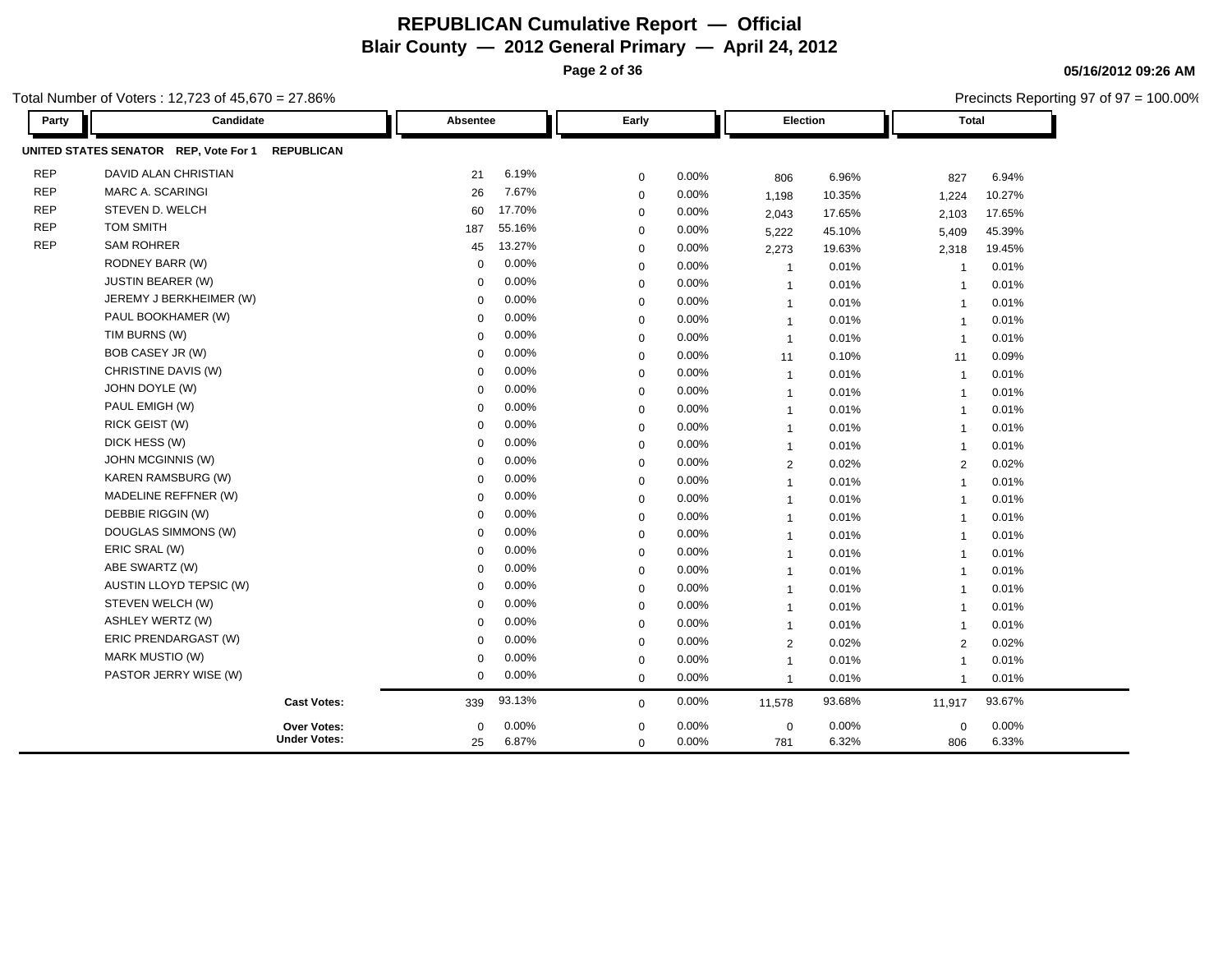# REPUBLICAN Cumulative Report — Official

## Blair County — 2012 General Primary — April 24, 2012

05/16/2012 09:26 AM

Total Number of Voters : 12,723 of 45,670 = 27.86%

Precincts Reporting 97 of 97 = 100.00%

| Party | Candidate | Absentee | | Early | | Election | | Total | |
|---|---|---|---|---|---|---|---|---|---|
| **UNITED STATES SENATOR REP, Vote For 1 REPUBLICAN** | | | | | | | | | |
| REP | DAVID ALAN CHRISTIAN | 21 | 6.19% | 0 | 0.00% | 806 | 6.96% | 827 | 6.94% |
| REP | MARC A. SCARINGI | 26 | 7.67% | 0 | 0.00% | 1,198 | 10.35% | 1,224 | 10.27% |
| REP | STEVEN D. WELCH | 60 | 17.70% | 0 | 0.00% | 2,043 | 17.65% | 2,103 | 17.65% |
| REP | TOM SMITH | 187 | 55.16% | 0 | 0.00% | 5,222 | 45.10% | 5,409 | 45.39% |
| REP | SAM ROHRER | 45 | 13.27% | 0 | 0.00% | 2,273 | 19.63% | 2,318 | 19.45% |
| | RODNEY BARR (W) | 0 | 0.00% | 0 | 0.00% | 1 | 0.01% | 1 | 0.01% |
| | JUSTIN BEARER (W) | 0 | 0.00% | 0 | 0.00% | 1 | 0.01% | 1 | 0.01% |
| | JEREMY J BERKHEIMER (W) | 0 | 0.00% | 0 | 0.00% | 1 | 0.01% | 1 | 0.01% |
| | PAUL BOOKHAMER (W) | 0 | 0.00% | 0 | 0.00% | 1 | 0.01% | 1 | 0.01% |
| | TIM BURNS (W) | 0 | 0.00% | 0 | 0.00% | 1 | 0.01% | 1 | 0.01% |
| | BOB CASEY JR (W) | 0 | 0.00% | 0 | 0.00% | 11 | 0.10% | 11 | 0.09% |
| | CHRISTINE DAVIS (W) | 0 | 0.00% | 0 | 0.00% | 1 | 0.01% | 1 | 0.01% |
| | JOHN DOYLE (W) | 0 | 0.00% | 0 | 0.00% | 1 | 0.01% | 1 | 0.01% |
| | PAUL EMIGH (W) | 0 | 0.00% | 0 | 0.00% | 1 | 0.01% | 1 | 0.01% |
| | RICK GEIST (W) | 0 | 0.00% | 0 | 0.00% | 1 | 0.01% | 1 | 0.01% |
| | DICK HESS (W) | 0 | 0.00% | 0 | 0.00% | 1 | 0.01% | 1 | 0.01% |
| | JOHN MCGINNIS (W) | 0 | 0.00% | 0 | 0.00% | 2 | 0.02% | 2 | 0.02% |
| | KAREN RAMSBURG (W) | 0 | 0.00% | 0 | 0.00% | 1 | 0.01% | 1 | 0.01% |
| | MADELINE REFFNER (W) | 0 | 0.00% | 0 | 0.00% | 1 | 0.01% | 1 | 0.01% |
| | DEBBIE RIGGIN (W) | 0 | 0.00% | 0 | 0.00% | 1 | 0.01% | 1 | 0.01% |
| | DOUGLAS SIMMONS (W) | 0 | 0.00% | 0 | 0.00% | 1 | 0.01% | 1 | 0.01% |
| | ERIC SRAL (W) | 0 | 0.00% | 0 | 0.00% | 1 | 0.01% | 1 | 0.01% |
| | ABE SWARTZ (W) | 0 | 0.00% | 0 | 0.00% | 1 | 0.01% | 1 | 0.01% |
| | AUSTIN LLOYD TEPSIC (W) | 0 | 0.00% | 0 | 0.00% | 1 | 0.01% | 1 | 0.01% |
| | STEVEN WELCH (W) | 0 | 0.00% | 0 | 0.00% | 1 | 0.01% | 1 | 0.01% |
| | ASHLEY WERTZ (W) | 0 | 0.00% | 0 | 0.00% | 1 | 0.01% | 1 | 0.01% |
| | ERIC PRENDARGAST (W) | 0 | 0.00% | 0 | 0.00% | 2 | 0.02% | 2 | 0.02% |
| | MARK MUSTIO (W) | 0 | 0.00% | 0 | 0.00% | 1 | 0.01% | 1 | 0.01% |
| | PASTOR JERRY WISE (W) | 0 | 0.00% | 0 | 0.00% | 1 | 0.01% | 1 | 0.01% |
| | **Cast Votes:** | 339 | 93.13% | 0 | 0.00% | 11,578 | 93.68% | 11,917 | 93.67% |
| | **Over Votes:** | 0 | 0.00% | 0 | 0.00% | 0 | 0.00% | 0 | 0.00% |
| | **Under Votes:** | 25 | 6.87% | 0 | 0.00% | 781 | 6.32% | 806 | 6.33% |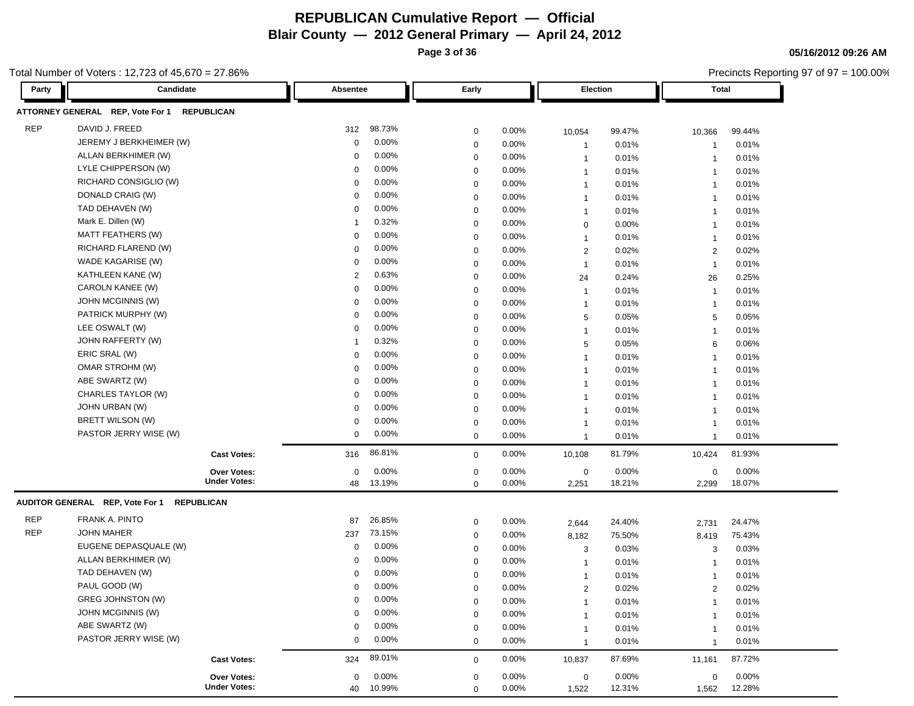# REPUBLICAN Cumulative Report — Official

## Blair County — 2012 General Primary — April 24, 2012

05/16/2012 09:26 AM

Total Number of Voters : 12,723 of 45,670 = 27.86%

Precincts Reporting 97 of 97 = 100.00%

### ATTORNEY GENERAL REP, Vote For 1 REPUBLICAN

| Party | Candidate | Absentee | | Early | | Election | | Total | |
|---|---|---|---|---|---|---|---|---|---|
| REP | DAVID J. FREED | 312 | 98.73% | 0 | 0.00% | 10,054 | 99.47% | 10,366 | 99.44% |
| | JEREMY J BERKHEIMER (W) | 0 | 0.00% | 0 | 0.00% | 1 | 0.01% | 1 | 0.01% |
| | ALLAN BERKHIMER (W) | 0 | 0.00% | 0 | 0.00% | 1 | 0.01% | 1 | 0.01% |
| | LYLE CHIPPERSON (W) | 0 | 0.00% | 0 | 0.00% | 1 | 0.01% | 1 | 0.01% |
| | RICHARD CONSIGLIO (W) | 0 | 0.00% | 0 | 0.00% | 1 | 0.01% | 1 | 0.01% |
| | DONALD CRAIG (W) | 0 | 0.00% | 0 | 0.00% | 1 | 0.01% | 1 | 0.01% |
| | TAD DEHAVEN (W) | 0 | 0.00% | 0 | 0.00% | 1 | 0.01% | 1 | 0.01% |
| | Mark E. Dillen (W) | 1 | 0.32% | 0 | 0.00% | 0 | 0.00% | 1 | 0.01% |
| | MATT FEATHERS (W) | 0 | 0.00% | 0 | 0.00% | 1 | 0.01% | 1 | 0.01% |
| | RICHARD FLAREND (W) | 0 | 0.00% | 0 | 0.00% | 2 | 0.02% | 2 | 0.02% |
| | WADE KAGARISE (W) | 0 | 0.00% | 0 | 0.00% | 1 | 0.01% | 1 | 0.01% |
| | KATHLEEN KANE (W) | 2 | 0.63% | 0 | 0.00% | 24 | 0.24% | 26 | 0.25% |
| | CAROLN KANEE (W) | 0 | 0.00% | 0 | 0.00% | 1 | 0.01% | 1 | 0.01% |
| | JOHN MCGINNIS (W) | 0 | 0.00% | 0 | 0.00% | 1 | 0.01% | 1 | 0.01% |
| | PATRICK MURPHY (W) | 0 | 0.00% | 0 | 0.00% | 5 | 0.05% | 5 | 0.05% |
| | LEE OSWALT (W) | 0 | 0.00% | 0 | 0.00% | 1 | 0.01% | 1 | 0.01% |
| | JOHN RAFFERTY (W) | 1 | 0.32% | 0 | 0.00% | 5 | 0.05% | 6 | 0.06% |
| | ERIC SRAL (W) | 0 | 0.00% | 0 | 0.00% | 1 | 0.01% | 1 | 0.01% |
| | OMAR STROHM (W) | 0 | 0.00% | 0 | 0.00% | 1 | 0.01% | 1 | 0.01% |
| | ABE SWARTZ (W) | 0 | 0.00% | 0 | 0.00% | 1 | 0.01% | 1 | 0.01% |
| | CHARLES TAYLOR (W) | 0 | 0.00% | 0 | 0.00% | 1 | 0.01% | 1 | 0.01% |
| | JOHN URBAN (W) | 0 | 0.00% | 0 | 0.00% | 1 | 0.01% | 1 | 0.01% |
| | BRETT WILSON (W) | 0 | 0.00% | 0 | 0.00% | 1 | 0.01% | 1 | 0.01% |
| | PASTOR JERRY WISE (W) | 0 | 0.00% | 0 | 0.00% | 1 | 0.01% | 1 | 0.01% |
| | **Cast Votes:** | 316 | 86.81% | 0 | 0.00% | 10,108 | 81.79% | 10,424 | 81.93% |
| | **Over Votes:** | 0 | 0.00% | 0 | 0.00% | 0 | 0.00% | 0 | 0.00% |
| | **Under Votes:** | 48 | 13.19% | 0 | 0.00% | 2,251 | 18.21% | 2,299 | 18.07% |

### AUDITOR GENERAL REP, Vote For 1 REPUBLICAN

| Party | Candidate | Absentee | | Early | | Election | | Total | |
|---|---|---|---|---|---|---|---|---|---|
| REP | FRANK A. PINTO | 87 | 26.85% | 0 | 0.00% | 2,644 | 24.40% | 2,731 | 24.47% |
| REP | JOHN MAHER | 237 | 73.15% | 0 | 0.00% | 8,182 | 75.50% | 8,419 | 75.43% |
| | EUGENE DEPASQUALE (W) | 0 | 0.00% | 0 | 0.00% | 3 | 0.03% | 3 | 0.03% |
| | ALLAN BERKHIMER (W) | 0 | 0.00% | 0 | 0.00% | 1 | 0.01% | 1 | 0.01% |
| | TAD DEHAVEN (W) | 0 | 0.00% | 0 | 0.00% | 1 | 0.01% | 1 | 0.01% |
| | PAUL GOOD (W) | 0 | 0.00% | 0 | 0.00% | 2 | 0.02% | 2 | 0.02% |
| | GREG JOHNSTON (W) | 0 | 0.00% | 0 | 0.00% | 1 | 0.01% | 1 | 0.01% |
| | JOHN MCGINNIS (W) | 0 | 0.00% | 0 | 0.00% | 1 | 0.01% | 1 | 0.01% |
| | ABE SWARTZ (W) | 0 | 0.00% | 0 | 0.00% | 1 | 0.01% | 1 | 0.01% |
| | PASTOR JERRY WISE (W) | 0 | 0.00% | 0 | 0.00% | 1 | 0.01% | 1 | 0.01% |
| | **Cast Votes:** | 324 | 89.01% | 0 | 0.00% | 10,837 | 87.69% | 11,161 | 87.72% |
| | **Over Votes:** | 0 | 0.00% | 0 | 0.00% | 0 | 0.00% | 0 | 0.00% |
| | **Under Votes:** | 40 | 10.99% | 0 | 0.00% | 1,522 | 12.31% | 1,562 | 12.28% |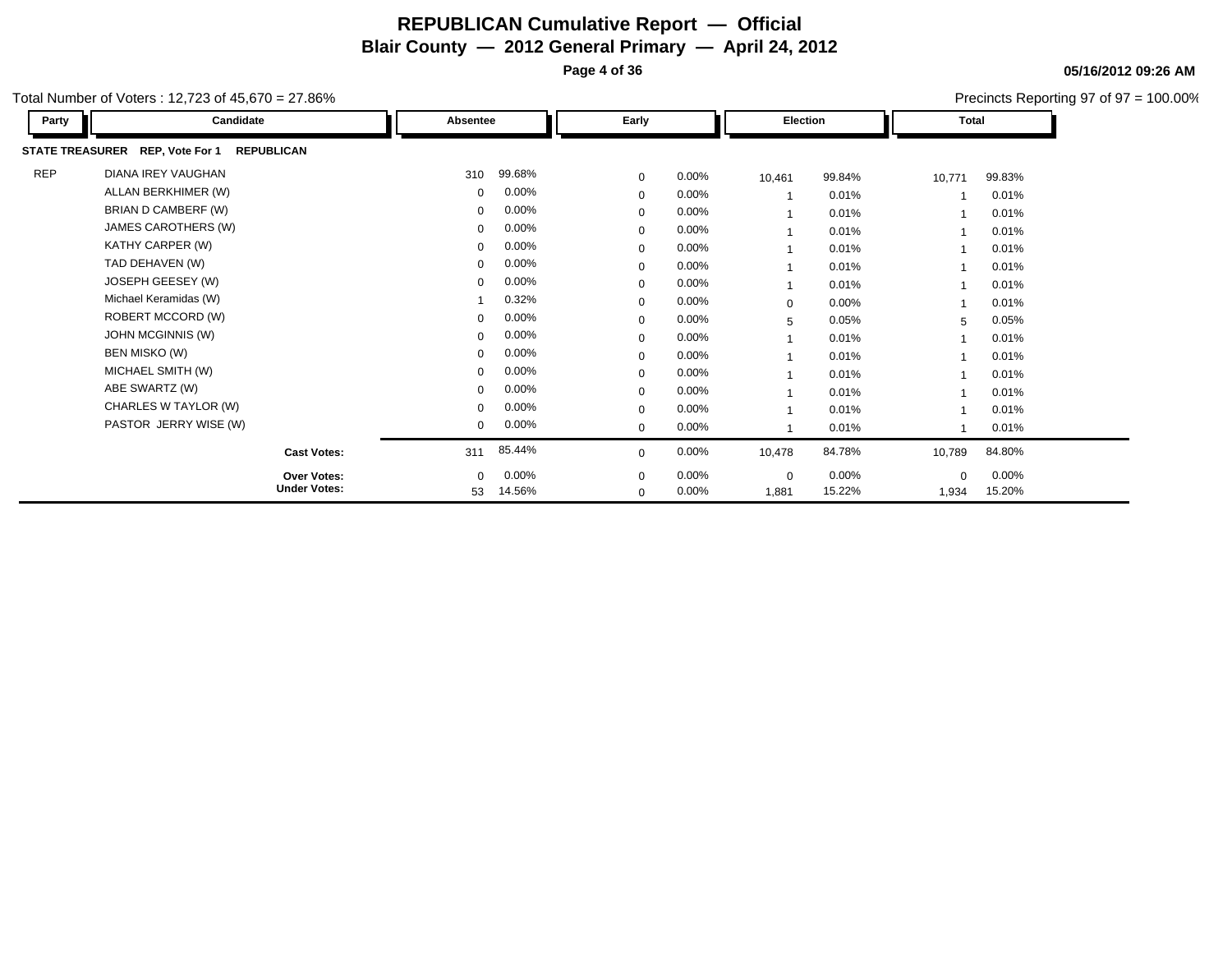# REPUBLICAN Cumulative Report — Official

## Blair County — 2012 General Primary — April 24, 2012

05/16/2012 09:26 AM

Total Number of Voters : 12,723 of 45,670 = 27.86%

Precincts Reporting 97 of 97 = 100.00%

**STATE TREASURER REP, Vote For 1 REPUBLICAN**

| Party | Candidate | Absentee | | Early | | Election | | Total | |
|---|---|---|---|---|---|---|---|---|---|
| REP | DIANA IREY VAUGHAN | 310 | 99.68% | 0 | 0.00% | 10,461 | 99.84% | 10,771 | 99.83% |
| | ALLAN BERKHIMER (W) | 0 | 0.00% | 0 | 0.00% | 1 | 0.01% | 1 | 0.01% |
| | BRIAN D CAMBERF (W) | 0 | 0.00% | 0 | 0.00% | 1 | 0.01% | 1 | 0.01% |
| | JAMES CAROTHERS (W) | 0 | 0.00% | 0 | 0.00% | 1 | 0.01% | 1 | 0.01% |
| | KATHY CARPER (W) | 0 | 0.00% | 0 | 0.00% | 1 | 0.01% | 1 | 0.01% |
| | TAD DEHAVEN (W) | 0 | 0.00% | 0 | 0.00% | 1 | 0.01% | 1 | 0.01% |
| | JOSEPH GEESEY (W) | 0 | 0.00% | 0 | 0.00% | 1 | 0.01% | 1 | 0.01% |
| | Michael Keramidas (W) | 1 | 0.32% | 0 | 0.00% | 0 | 0.00% | 1 | 0.01% |
| | ROBERT MCCORD (W) | 0 | 0.00% | 0 | 0.00% | 5 | 0.05% | 5 | 0.05% |
| | JOHN MCGINNIS (W) | 0 | 0.00% | 0 | 0.00% | 1 | 0.01% | 1 | 0.01% |
| | BEN MISKO (W) | 0 | 0.00% | 0 | 0.00% | 1 | 0.01% | 1 | 0.01% |
| | MICHAEL SMITH (W) | 0 | 0.00% | 0 | 0.00% | 1 | 0.01% | 1 | 0.01% |
| | ABE SWARTZ (W) | 0 | 0.00% | 0 | 0.00% | 1 | 0.01% | 1 | 0.01% |
| | CHARLES W TAYLOR (W) | 0 | 0.00% | 0 | 0.00% | 1 | 0.01% | 1 | 0.01% |
| | PASTOR JERRY WISE (W) | 0 | 0.00% | 0 | 0.00% | 1 | 0.01% | 1 | 0.01% |
| | **Cast Votes:** | 311 | 85.44% | 0 | 0.00% | 10,478 | 84.78% | 10,789 | 84.80% |
| | **Over Votes:** | 0 | 0.00% | 0 | 0.00% | 0 | 0.00% | 0 | 0.00% |
| | **Under Votes:** | 53 | 14.56% | 0 | 0.00% | 1,881 | 15.22% | 1,934 | 15.20% |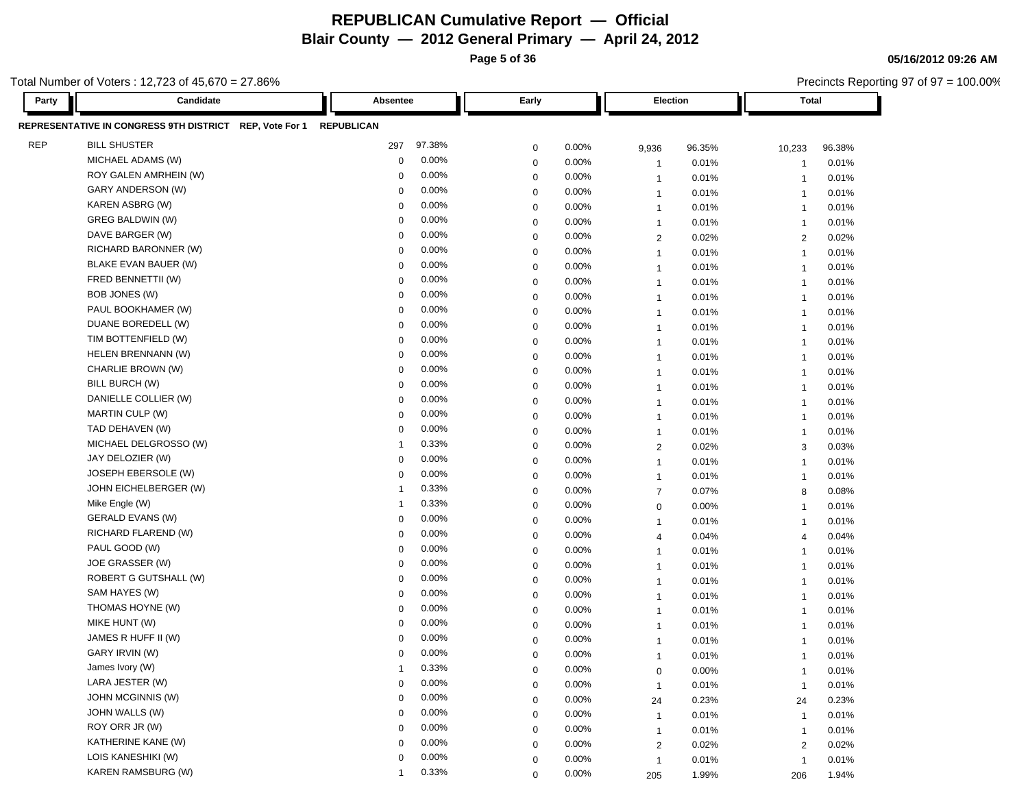# REPUBLICAN Cumulative Report — Official

## Blair County — 2012 General Primary — April 24, 2012

05/16/2012 09:26 AM

Total Number of Voters : 12,723 of 45,670 = 27.86%

Precincts Reporting 97 of 97 = 100.00%

**REPRESENTATIVE IN CONGRESS 9TH DISTRICT REP, Vote For 1 REPUBLICAN**

| Party | Candidate | Absentee | | Early | | Election | | Total | |
|---|---|---|---|---|---|---|---|---|---|
| REP | BILL SHUSTER | 297 | 97.38% | 0 | 0.00% | 9,936 | 96.35% | 10,233 | 96.38% |
| | MICHAEL ADAMS (W) | 0 | 0.00% | 0 | 0.00% | 1 | 0.01% | 1 | 0.01% |
| | ROY GALEN AMRHEIN (W) | 0 | 0.00% | 0 | 0.00% | 1 | 0.01% | 1 | 0.01% |
| | GARY ANDERSON (W) | 0 | 0.00% | 0 | 0.00% | 1 | 0.01% | 1 | 0.01% |
| | KAREN ASBRG (W) | 0 | 0.00% | 0 | 0.00% | 1 | 0.01% | 1 | 0.01% |
| | GREG BALDWIN (W) | 0 | 0.00% | 0 | 0.00% | 1 | 0.01% | 1 | 0.01% |
| | DAVE BARGER (W) | 0 | 0.00% | 0 | 0.00% | 2 | 0.02% | 2 | 0.02% |
| | RICHARD BARONNER (W) | 0 | 0.00% | 0 | 0.00% | 1 | 0.01% | 1 | 0.01% |
| | BLAKE EVAN BAUER (W) | 0 | 0.00% | 0 | 0.00% | 1 | 0.01% | 1 | 0.01% |
| | FRED BENNETTII (W) | 0 | 0.00% | 0 | 0.00% | 1 | 0.01% | 1 | 0.01% |
| | BOB JONES (W) | 0 | 0.00% | 0 | 0.00% | 1 | 0.01% | 1 | 0.01% |
| | PAUL BOOKHAMER (W) | 0 | 0.00% | 0 | 0.00% | 1 | 0.01% | 1 | 0.01% |
| | DUANE BOREDELL (W) | 0 | 0.00% | 0 | 0.00% | 1 | 0.01% | 1 | 0.01% |
| | TIM BOTTENFIELD (W) | 0 | 0.00% | 0 | 0.00% | 1 | 0.01% | 1 | 0.01% |
| | HELEN BRENNANN (W) | 0 | 0.00% | 0 | 0.00% | 1 | 0.01% | 1 | 0.01% |
| | CHARLIE BROWN (W) | 0 | 0.00% | 0 | 0.00% | 1 | 0.01% | 1 | 0.01% |
| | BILL BURCH (W) | 0 | 0.00% | 0 | 0.00% | 1 | 0.01% | 1 | 0.01% |
| | DANIELLE COLLIER (W) | 0 | 0.00% | 0 | 0.00% | 1 | 0.01% | 1 | 0.01% |
| | MARTIN CULP (W) | 0 | 0.00% | 0 | 0.00% | 1 | 0.01% | 1 | 0.01% |
| | TAD DEHAVEN (W) | 0 | 0.00% | 0 | 0.00% | 1 | 0.01% | 1 | 0.01% |
| | MICHAEL DELGROSSO (W) | 1 | 0.33% | 0 | 0.00% | 2 | 0.02% | 3 | 0.03% |
| | JAY DELOZIER (W) | 0 | 0.00% | 0 | 0.00% | 1 | 0.01% | 1 | 0.01% |
| | JOSEPH EBERSOLE (W) | 0 | 0.00% | 0 | 0.00% | 1 | 0.01% | 1 | 0.01% |
| | JOHN EICHELBERGER (W) | 1 | 0.33% | 0 | 0.00% | 7 | 0.07% | 8 | 0.08% |
| | Mike Engle (W) | 1 | 0.33% | 0 | 0.00% | 0 | 0.00% | 1 | 0.01% |
| | GERALD EVANS (W) | 0 | 0.00% | 0 | 0.00% | 1 | 0.01% | 1 | 0.01% |
| | RICHARD FLAREND (W) | 0 | 0.00% | 0 | 0.00% | 4 | 0.04% | 4 | 0.04% |
| | PAUL GOOD (W) | 0 | 0.00% | 0 | 0.00% | 1 | 0.01% | 1 | 0.01% |
| | JOE GRASSER (W) | 0 | 0.00% | 0 | 0.00% | 1 | 0.01% | 1 | 0.01% |
| | ROBERT G GUTSHALL (W) | 0 | 0.00% | 0 | 0.00% | 1 | 0.01% | 1 | 0.01% |
| | SAM HAYES (W) | 0 | 0.00% | 0 | 0.00% | 1 | 0.01% | 1 | 0.01% |
| | THOMAS HOYNE (W) | 0 | 0.00% | 0 | 0.00% | 1 | 0.01% | 1 | 0.01% |
| | MIKE HUNT (W) | 0 | 0.00% | 0 | 0.00% | 1 | 0.01% | 1 | 0.01% |
| | JAMES R HUFF II (W) | 0 | 0.00% | 0 | 0.00% | 1 | 0.01% | 1 | 0.01% |
| | GARY IRVIN (W) | 0 | 0.00% | 0 | 0.00% | 1 | 0.01% | 1 | 0.01% |
| | James Ivory (W) | 1 | 0.33% | 0 | 0.00% | 0 | 0.00% | 1 | 0.01% |
| | LARA JESTER (W) | 0 | 0.00% | 0 | 0.00% | 1 | 0.01% | 1 | 0.01% |
| | JOHN MCGINNIS (W) | 0 | 0.00% | 0 | 0.00% | 24 | 0.23% | 24 | 0.23% |
| | JOHN WALLS (W) | 0 | 0.00% | 0 | 0.00% | 1 | 0.01% | 1 | 0.01% |
| | ROY ORR JR (W) | 0 | 0.00% | 0 | 0.00% | 1 | 0.01% | 1 | 0.01% |
| | KATHERINE KANE (W) | 0 | 0.00% | 0 | 0.00% | 2 | 0.02% | 2 | 0.02% |
| | LOIS KANESHIKI (W) | 0 | 0.00% | 0 | 0.00% | 1 | 0.01% | 1 | 0.01% |
| | KAREN RAMSBURG (W) | 1 | 0.33% | 0 | 0.00% | 205 | 1.99% | 206 | 1.94% |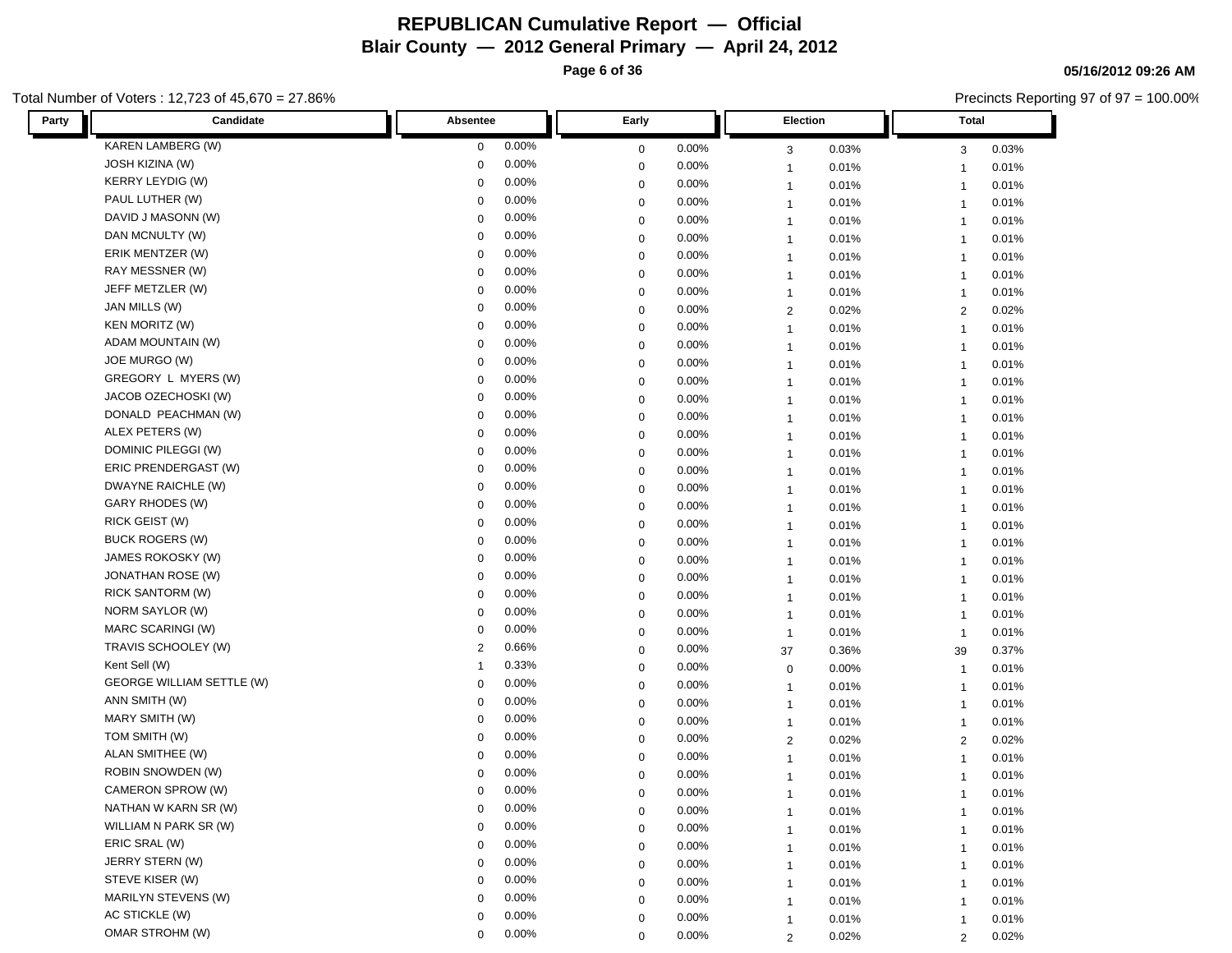# REPUBLICAN Cumulative Report — Official

## Blair County — 2012 General Primary — April 24, 2012

05/16/2012 09:26 AM

Total Number of Voters : 12,723 of 45,670 = 27.86%

Precincts Reporting 97 of 97 = 100.00%

| Party | Candidate | Absentee | | Early | | Election | | Total | |
|---|---|---|---|---|---|---|---|---|---|
| | KAREN LAMBERG (W) | 0 | 0.00% | 0 | 0.00% | 3 | 0.03% | 3 | 0.03% |
| | JOSH KIZINA (W) | 0 | 0.00% | 0 | 0.00% | 1 | 0.01% | 1 | 0.01% |
| | KERRY LEYDIG (W) | 0 | 0.00% | 0 | 0.00% | 1 | 0.01% | 1 | 0.01% |
| | PAUL LUTHER (W) | 0 | 0.00% | 0 | 0.00% | 1 | 0.01% | 1 | 0.01% |
| | DAVID J MASONN (W) | 0 | 0.00% | 0 | 0.00% | 1 | 0.01% | 1 | 0.01% |
| | DAN MCNULTY (W) | 0 | 0.00% | 0 | 0.00% | 1 | 0.01% | 1 | 0.01% |
| | ERIK MENTZER (W) | 0 | 0.00% | 0 | 0.00% | 1 | 0.01% | 1 | 0.01% |
| | RAY MESSNER (W) | 0 | 0.00% | 0 | 0.00% | 1 | 0.01% | 1 | 0.01% |
| | JEFF METZLER (W) | 0 | 0.00% | 0 | 0.00% | 1 | 0.01% | 1 | 0.01% |
| | JAN MILLS (W) | 0 | 0.00% | 0 | 0.00% | 2 | 0.02% | 2 | 0.02% |
| | KEN MORITZ (W) | 0 | 0.00% | 0 | 0.00% | 1 | 0.01% | 1 | 0.01% |
| | ADAM MOUNTAIN (W) | 0 | 0.00% | 0 | 0.00% | 1 | 0.01% | 1 | 0.01% |
| | JOE MURGO (W) | 0 | 0.00% | 0 | 0.00% | 1 | 0.01% | 1 | 0.01% |
| | GREGORY L MYERS (W) | 0 | 0.00% | 0 | 0.00% | 1 | 0.01% | 1 | 0.01% |
| | JACOB OZECHOSKI (W) | 0 | 0.00% | 0 | 0.00% | 1 | 0.01% | 1 | 0.01% |
| | DONALD PEACHMAN (W) | 0 | 0.00% | 0 | 0.00% | 1 | 0.01% | 1 | 0.01% |
| | ALEX PETERS (W) | 0 | 0.00% | 0 | 0.00% | 1 | 0.01% | 1 | 0.01% |
| | DOMINIC PILEGGI (W) | 0 | 0.00% | 0 | 0.00% | 1 | 0.01% | 1 | 0.01% |
| | ERIC PRENDERGAST (W) | 0 | 0.00% | 0 | 0.00% | 1 | 0.01% | 1 | 0.01% |
| | DWAYNE RAICHLE (W) | 0 | 0.00% | 0 | 0.00% | 1 | 0.01% | 1 | 0.01% |
| | GARY RHODES (W) | 0 | 0.00% | 0 | 0.00% | 1 | 0.01% | 1 | 0.01% |
| | RICK GEIST (W) | 0 | 0.00% | 0 | 0.00% | 1 | 0.01% | 1 | 0.01% |
| | BUCK ROGERS (W) | 0 | 0.00% | 0 | 0.00% | 1 | 0.01% | 1 | 0.01% |
| | JAMES ROKOSKY (W) | 0 | 0.00% | 0 | 0.00% | 1 | 0.01% | 1 | 0.01% |
| | JONATHAN ROSE (W) | 0 | 0.00% | 0 | 0.00% | 1 | 0.01% | 1 | 0.01% |
| | RICK SANTORM (W) | 0 | 0.00% | 0 | 0.00% | 1 | 0.01% | 1 | 0.01% |
| | NORM SAYLOR (W) | 0 | 0.00% | 0 | 0.00% | 1 | 0.01% | 1 | 0.01% |
| | MARC SCARINGI (W) | 0 | 0.00% | 0 | 0.00% | 1 | 0.01% | 1 | 0.01% |
| | TRAVIS SCHOOLEY (W) | 2 | 0.66% | 0 | 0.00% | 37 | 0.36% | 39 | 0.37% |
| | Kent Sell (W) | 1 | 0.33% | 0 | 0.00% | 0 | 0.00% | 1 | 0.01% |
| | GEORGE WILLIAM SETTLE (W) | 0 | 0.00% | 0 | 0.00% | 1 | 0.01% | 1 | 0.01% |
| | ANN SMITH (W) | 0 | 0.00% | 0 | 0.00% | 1 | 0.01% | 1 | 0.01% |
| | MARY SMITH (W) | 0 | 0.00% | 0 | 0.00% | 1 | 0.01% | 1 | 0.01% |
| | TOM SMITH (W) | 0 | 0.00% | 0 | 0.00% | 2 | 0.02% | 2 | 0.02% |
| | ALAN SMITHEE (W) | 0 | 0.00% | 0 | 0.00% | 1 | 0.01% | 1 | 0.01% |
| | ROBIN SNOWDEN (W) | 0 | 0.00% | 0 | 0.00% | 1 | 0.01% | 1 | 0.01% |
| | CAMERON SPROW (W) | 0 | 0.00% | 0 | 0.00% | 1 | 0.01% | 1 | 0.01% |
| | NATHAN W KARN SR (W) | 0 | 0.00% | 0 | 0.00% | 1 | 0.01% | 1 | 0.01% |
| | WILLIAM N PARK SR (W) | 0 | 0.00% | 0 | 0.00% | 1 | 0.01% | 1 | 0.01% |
| | ERIC SRAL (W) | 0 | 0.00% | 0 | 0.00% | 1 | 0.01% | 1 | 0.01% |
| | JERRY STERN (W) | 0 | 0.00% | 0 | 0.00% | 1 | 0.01% | 1 | 0.01% |
| | STEVE KISER (W) | 0 | 0.00% | 0 | 0.00% | 1 | 0.01% | 1 | 0.01% |
| | MARILYN STEVENS (W) | 0 | 0.00% | 0 | 0.00% | 1 | 0.01% | 1 | 0.01% |
| | AC STICKLE (W) | 0 | 0.00% | 0 | 0.00% | 1 | 0.01% | 1 | 0.01% |
| | OMAR STROHM (W) | 0 | 0.00% | 0 | 0.00% | 2 | 0.02% | 2 | 0.02% |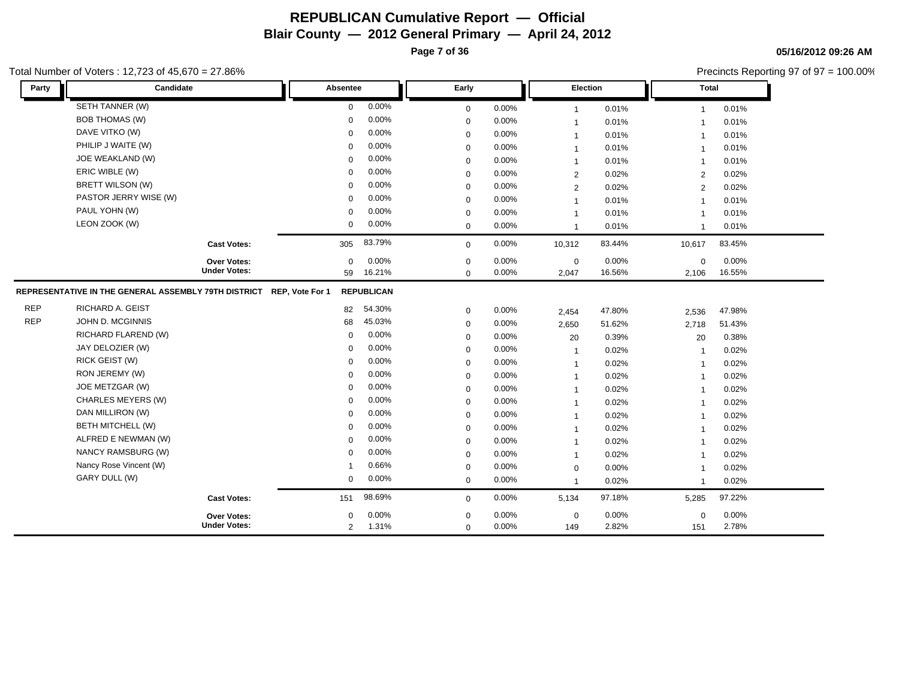# REPUBLICAN Cumulative Report — Official

## Blair County — 2012 General Primary — April 24, 2012

05/16/2012 09:26 AM

Total Number of Voters : 12,723 of 45,670 = 27.86%

Precincts Reporting 97 of 97 = 100.00%

| Party | Candidate | Absentee | | Early | | Election | | Total | |
|---|---|---|---|---|---|---|---|---|---|
| | SETH TANNER (W) | 0 | 0.00% | 0 | 0.00% | 1 | 0.01% | 1 | 0.01% |
| | BOB THOMAS (W) | 0 | 0.00% | 0 | 0.00% | 1 | 0.01% | 1 | 0.01% |
| | DAVE VITKO (W) | 0 | 0.00% | 0 | 0.00% | 1 | 0.01% | 1 | 0.01% |
| | PHILIP J WAITE (W) | 0 | 0.00% | 0 | 0.00% | 1 | 0.01% | 1 | 0.01% |
| | JOE WEAKLAND (W) | 0 | 0.00% | 0 | 0.00% | 1 | 0.01% | 1 | 0.01% |
| | ERIC WIBLE (W) | 0 | 0.00% | 0 | 0.00% | 2 | 0.02% | 2 | 0.02% |
| | BRETT WILSON (W) | 0 | 0.00% | 0 | 0.00% | 2 | 0.02% | 2 | 0.02% |
| | PASTOR JERRY WISE (W) | 0 | 0.00% | 0 | 0.00% | 1 | 0.01% | 1 | 0.01% |
| | PAUL YOHN (W) | 0 | 0.00% | 0 | 0.00% | 1 | 0.01% | 1 | 0.01% |
| | LEON ZOOK (W) | 0 | 0.00% | 0 | 0.00% | 1 | 0.01% | 1 | 0.01% |
| | **Cast Votes:** | 305 | 83.79% | 0 | 0.00% | 10,312 | 83.44% | 10,617 | 83.45% |
| | **Over Votes:** | 0 | 0.00% | 0 | 0.00% | 0 | 0.00% | 0 | 0.00% |
| | **Under Votes:** | 59 | 16.21% | 0 | 0.00% | 2,047 | 16.56% | 2,106 | 16.55% |

**REPRESENTATIVE IN THE GENERAL ASSEMBLY 79TH DISTRICT REP, Vote For 1 REPUBLICAN**

| Party | Candidate | Absentee | | Early | | Election | | Total | |
|---|---|---|---|---|---|---|---|---|---|
| REP | RICHARD A. GEIST | 82 | 54.30% | 0 | 0.00% | 2,454 | 47.80% | 2,536 | 47.98% |
| REP | JOHN D. MCGINNIS | 68 | 45.03% | 0 | 0.00% | 2,650 | 51.62% | 2,718 | 51.43% |
| | RICHARD FLAREND (W) | 0 | 0.00% | 0 | 0.00% | 20 | 0.39% | 20 | 0.38% |
| | JAY DELOZIER (W) | 0 | 0.00% | 0 | 0.00% | 1 | 0.02% | 1 | 0.02% |
| | RICK GEIST (W) | 0 | 0.00% | 0 | 0.00% | 1 | 0.02% | 1 | 0.02% |
| | RON JEREMY (W) | 0 | 0.00% | 0 | 0.00% | 1 | 0.02% | 1 | 0.02% |
| | JOE METZGAR (W) | 0 | 0.00% | 0 | 0.00% | 1 | 0.02% | 1 | 0.02% |
| | CHARLES MEYERS (W) | 0 | 0.00% | 0 | 0.00% | 1 | 0.02% | 1 | 0.02% |
| | DAN MILLIRON (W) | 0 | 0.00% | 0 | 0.00% | 1 | 0.02% | 1 | 0.02% |
| | BETH MITCHELL (W) | 0 | 0.00% | 0 | 0.00% | 1 | 0.02% | 1 | 0.02% |
| | ALFRED E NEWMAN (W) | 0 | 0.00% | 0 | 0.00% | 1 | 0.02% | 1 | 0.02% |
| | NANCY RAMSBURG (W) | 0 | 0.00% | 0 | 0.00% | 1 | 0.02% | 1 | 0.02% |
| | Nancy Rose Vincent (W) | 1 | 0.66% | 0 | 0.00% | 0 | 0.00% | 1 | 0.02% |
| | GARY DULL (W) | 0 | 0.00% | 0 | 0.00% | 1 | 0.02% | 1 | 0.02% |
| | **Cast Votes:** | 151 | 98.69% | 0 | 0.00% | 5,134 | 97.18% | 5,285 | 97.22% |
| | **Over Votes:** | 0 | 0.00% | 0 | 0.00% | 0 | 0.00% | 0 | 0.00% |
| | **Under Votes:** | 2 | 1.31% | 0 | 0.00% | 149 | 2.82% | 151 | 2.78% |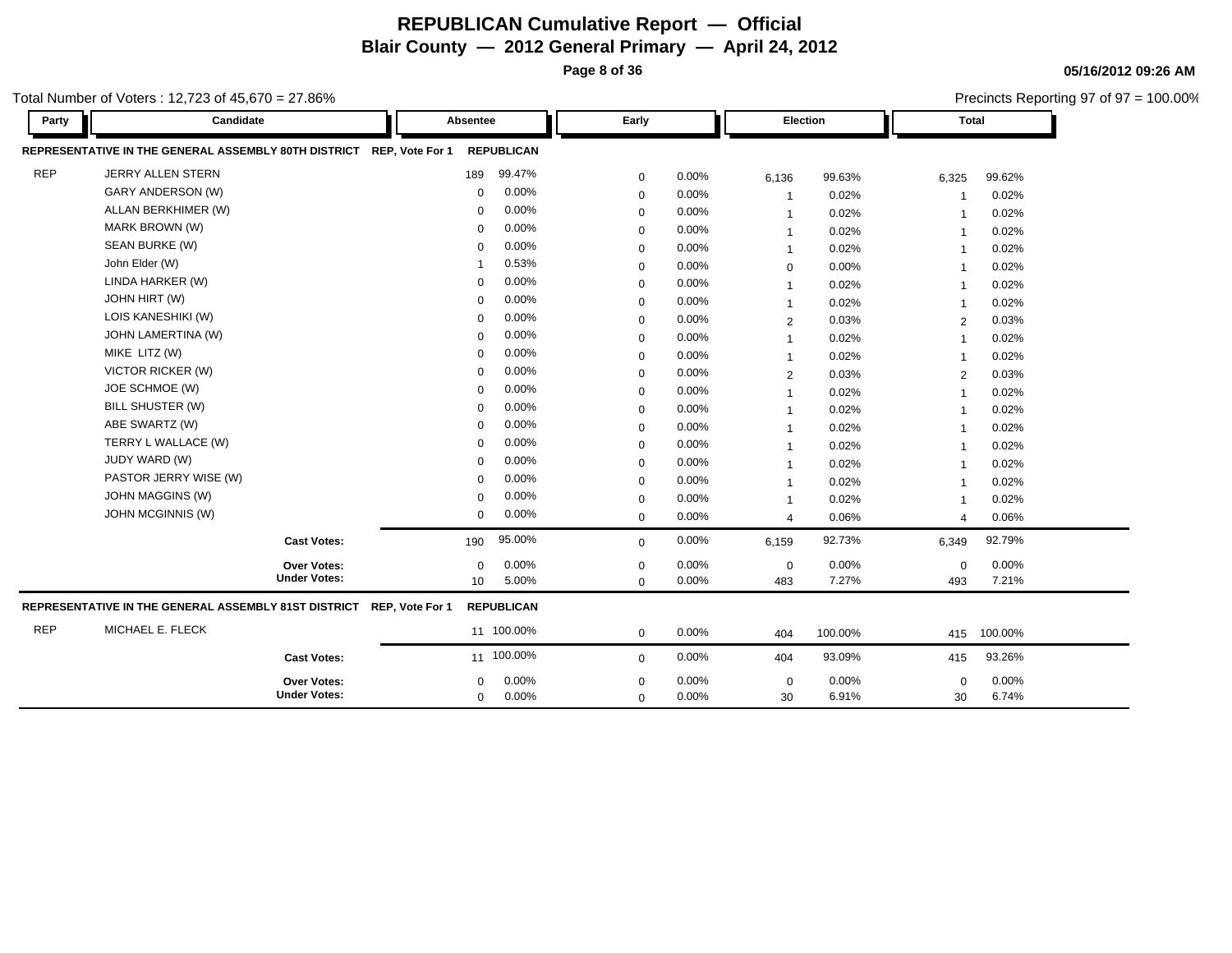# REPUBLICAN Cumulative Report — Official

## Blair County — 2012 General Primary — April 24, 2012

05/16/2012 09:26 AM

Total Number of Voters : 12,723 of 45,670 = 27.86%

Precincts Reporting 97 of 97 = 100.00%

| Party | Candidate | Absentee | | Early | | Election | | Total | |
|---|---|---|---|---|---|---|---|---|---|
| **REPRESENTATIVE IN THE GENERAL ASSEMBLY 80TH DISTRICT** | **REP, Vote For 1** | **REPUBLICAN** | | | | | | | |
| REP | JERRY ALLEN STERN | 189 | 99.47% | 0 | 0.00% | 6,136 | 99.63% | 6,325 | 99.62% |
| | GARY ANDERSON (W) | 0 | 0.00% | 0 | 0.00% | 1 | 0.02% | 1 | 0.02% |
| | ALLAN BERKHIMER (W) | 0 | 0.00% | 0 | 0.00% | 1 | 0.02% | 1 | 0.02% |
| | MARK BROWN (W) | 0 | 0.00% | 0 | 0.00% | 1 | 0.02% | 1 | 0.02% |
| | SEAN BURKE (W) | 0 | 0.00% | 0 | 0.00% | 1 | 0.02% | 1 | 0.02% |
| | John Elder (W) | 1 | 0.53% | 0 | 0.00% | 0 | 0.00% | 1 | 0.02% |
| | LINDA HARKER (W) | 0 | 0.00% | 0 | 0.00% | 1 | 0.02% | 1 | 0.02% |
| | JOHN HIRT (W) | 0 | 0.00% | 0 | 0.00% | 1 | 0.02% | 1 | 0.02% |
| | LOIS KANESHIKI (W) | 0 | 0.00% | 0 | 0.00% | 2 | 0.03% | 2 | 0.03% |
| | JOHN LAMERTINA (W) | 0 | 0.00% | 0 | 0.00% | 1 | 0.02% | 1 | 0.02% |
| | MIKE LITZ (W) | 0 | 0.00% | 0 | 0.00% | 1 | 0.02% | 1 | 0.02% |
| | VICTOR RICKER (W) | 0 | 0.00% | 0 | 0.00% | 2 | 0.03% | 2 | 0.03% |
| | JOE SCHMOE (W) | 0 | 0.00% | 0 | 0.00% | 1 | 0.02% | 1 | 0.02% |
| | BILL SHUSTER (W) | 0 | 0.00% | 0 | 0.00% | 1 | 0.02% | 1 | 0.02% |
| | ABE SWARTZ (W) | 0 | 0.00% | 0 | 0.00% | 1 | 0.02% | 1 | 0.02% |
| | TERRY L WALLACE (W) | 0 | 0.00% | 0 | 0.00% | 1 | 0.02% | 1 | 0.02% |
| | JUDY WARD (W) | 0 | 0.00% | 0 | 0.00% | 1 | 0.02% | 1 | 0.02% |
| | PASTOR JERRY WISE (W) | 0 | 0.00% | 0 | 0.00% | 1 | 0.02% | 1 | 0.02% |
| | JOHN MAGGINS (W) | 0 | 0.00% | 0 | 0.00% | 1 | 0.02% | 1 | 0.02% |
| | JOHN MCGINNIS (W) | 0 | 0.00% | 0 | 0.00% | 4 | 0.06% | 4 | 0.06% |
| | **Cast Votes:** | 190 | 95.00% | 0 | 0.00% | 6,159 | 92.73% | 6,349 | 92.79% |
| | **Over Votes:** | 0 | 0.00% | 0 | 0.00% | 0 | 0.00% | 0 | 0.00% |
| | **Under Votes:** | 10 | 5.00% | 0 | 0.00% | 483 | 7.27% | 493 | 7.21% |
| **REPRESENTATIVE IN THE GENERAL ASSEMBLY 81ST DISTRICT** | **REP, Vote For 1** | **REPUBLICAN** | | | | | | | |
| REP | MICHAEL E. FLECK | 11 | 100.00% | 0 | 0.00% | 404 | 100.00% | 415 | 100.00% |
| | **Cast Votes:** | 11 | 100.00% | 0 | 0.00% | 404 | 93.09% | 415 | 93.26% |
| | **Over Votes:** | 0 | 0.00% | 0 | 0.00% | 0 | 0.00% | 0 | 0.00% |
| | **Under Votes:** | 0 | 0.00% | 0 | 0.00% | 30 | 6.91% | 30 | 6.74% |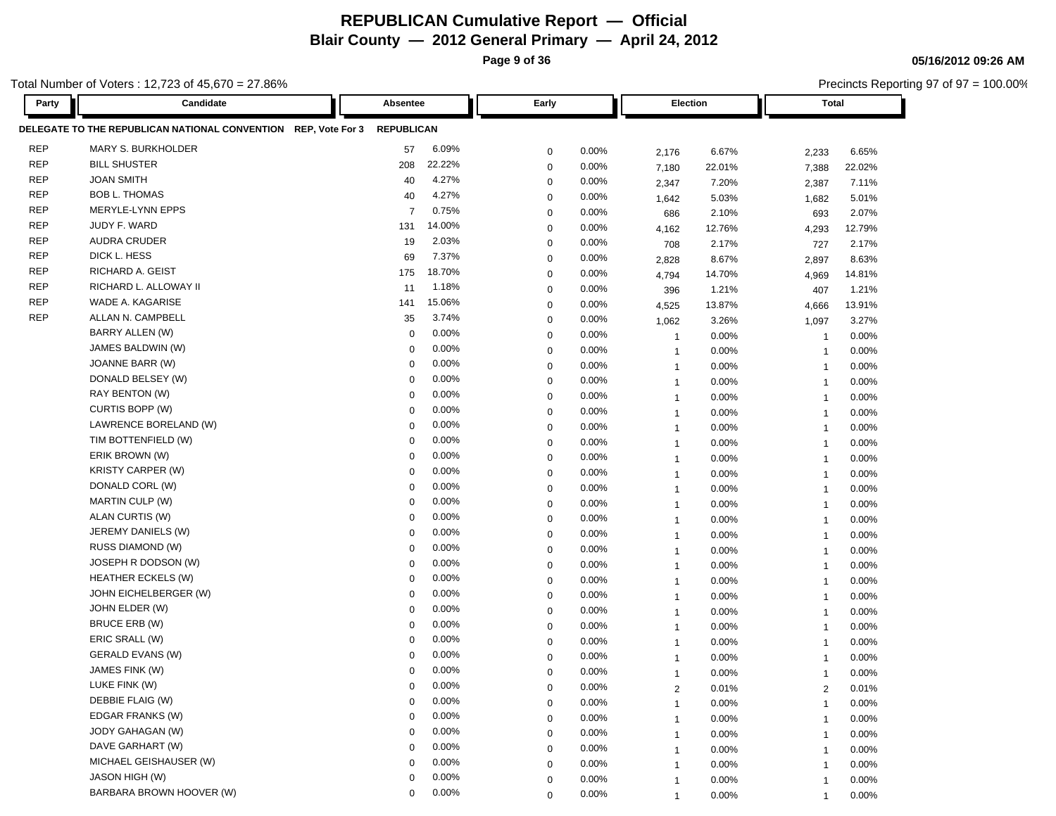# REPUBLICAN Cumulative Report — Official

## Blair County — 2012 General Primary — April 24, 2012

05/16/2012 09:26 AM

Total Number of Voters : 12,723 of 45,670 = 27.86%

Precincts Reporting 97 of 97 = 100.00%

**DELEGATE TO THE REPUBLICAN NATIONAL CONVENTION REP, Vote For 3 — REPUBLICAN**

| Party | Candidate | Absentee | | Early | | Election | | Total | |
|---|---|---|---|---|---|---|---|---|---|
| REP | MARY S. BURKHOLDER | 57 | 6.09% | 0 | 0.00% | 2,176 | 6.67% | 2,233 | 6.65% |
| REP | BILL SHUSTER | 208 | 22.22% | 0 | 0.00% | 7,180 | 22.01% | 7,388 | 22.02% |
| REP | JOAN SMITH | 40 | 4.27% | 0 | 0.00% | 2,347 | 7.20% | 2,387 | 7.11% |
| REP | BOB L. THOMAS | 40 | 4.27% | 0 | 0.00% | 1,642 | 5.03% | 1,682 | 5.01% |
| REP | MERYLE-LYNN EPPS | 7 | 0.75% | 0 | 0.00% | 686 | 2.10% | 693 | 2.07% |
| REP | JUDY F. WARD | 131 | 14.00% | 0 | 0.00% | 4,162 | 12.76% | 4,293 | 12.79% |
| REP | AUDRA CRUDER | 19 | 2.03% | 0 | 0.00% | 708 | 2.17% | 727 | 2.17% |
| REP | DICK L. HESS | 69 | 7.37% | 0 | 0.00% | 2,828 | 8.67% | 2,897 | 8.63% |
| REP | RICHARD A. GEIST | 175 | 18.70% | 0 | 0.00% | 4,794 | 14.70% | 4,969 | 14.81% |
| REP | RICHARD L. ALLOWAY II | 11 | 1.18% | 0 | 0.00% | 396 | 1.21% | 407 | 1.21% |
| REP | WADE A. KAGARISE | 141 | 15.06% | 0 | 0.00% | 4,525 | 13.87% | 4,666 | 13.91% |
| REP | ALLAN N. CAMPBELL | 35 | 3.74% | 0 | 0.00% | 1,062 | 3.26% | 1,097 | 3.27% |
| | BARRY ALLEN (W) | 0 | 0.00% | 0 | 0.00% | 1 | 0.00% | 1 | 0.00% |
| | JAMES BALDWIN (W) | 0 | 0.00% | 0 | 0.00% | 1 | 0.00% | 1 | 0.00% |
| | JOANNE BARR (W) | 0 | 0.00% | 0 | 0.00% | 1 | 0.00% | 1 | 0.00% |
| | DONALD BELSEY (W) | 0 | 0.00% | 0 | 0.00% | 1 | 0.00% | 1 | 0.00% |
| | RAY BENTON (W) | 0 | 0.00% | 0 | 0.00% | 1 | 0.00% | 1 | 0.00% |
| | CURTIS BOPP (W) | 0 | 0.00% | 0 | 0.00% | 1 | 0.00% | 1 | 0.00% |
| | LAWRENCE BORELAND (W) | 0 | 0.00% | 0 | 0.00% | 1 | 0.00% | 1 | 0.00% |
| | TIM BOTTENFIELD (W) | 0 | 0.00% | 0 | 0.00% | 1 | 0.00% | 1 | 0.00% |
| | ERIK BROWN (W) | 0 | 0.00% | 0 | 0.00% | 1 | 0.00% | 1 | 0.00% |
| | KRISTY CARPER (W) | 0 | 0.00% | 0 | 0.00% | 1 | 0.00% | 1 | 0.00% |
| | DONALD CORL (W) | 0 | 0.00% | 0 | 0.00% | 1 | 0.00% | 1 | 0.00% |
| | MARTIN CULP (W) | 0 | 0.00% | 0 | 0.00% | 1 | 0.00% | 1 | 0.00% |
| | ALAN CURTIS (W) | 0 | 0.00% | 0 | 0.00% | 1 | 0.00% | 1 | 0.00% |
| | JEREMY DANIELS (W) | 0 | 0.00% | 0 | 0.00% | 1 | 0.00% | 1 | 0.00% |
| | RUSS DIAMOND (W) | 0 | 0.00% | 0 | 0.00% | 1 | 0.00% | 1 | 0.00% |
| | JOSEPH R DODSON (W) | 0 | 0.00% | 0 | 0.00% | 1 | 0.00% | 1 | 0.00% |
| | HEATHER ECKELS (W) | 0 | 0.00% | 0 | 0.00% | 1 | 0.00% | 1 | 0.00% |
| | JOHN EICHELBERGER (W) | 0 | 0.00% | 0 | 0.00% | 1 | 0.00% | 1 | 0.00% |
| | JOHN ELDER (W) | 0 | 0.00% | 0 | 0.00% | 1 | 0.00% | 1 | 0.00% |
| | BRUCE ERB (W) | 0 | 0.00% | 0 | 0.00% | 1 | 0.00% | 1 | 0.00% |
| | ERIC SRALL (W) | 0 | 0.00% | 0 | 0.00% | 1 | 0.00% | 1 | 0.00% |
| | GERALD EVANS (W) | 0 | 0.00% | 0 | 0.00% | 1 | 0.00% | 1 | 0.00% |
| | JAMES FINK (W) | 0 | 0.00% | 0 | 0.00% | 1 | 0.00% | 1 | 0.00% |
| | LUKE FINK (W) | 0 | 0.00% | 0 | 0.00% | 2 | 0.01% | 2 | 0.01% |
| | DEBBIE FLAIG (W) | 0 | 0.00% | 0 | 0.00% | 1 | 0.00% | 1 | 0.00% |
| | EDGAR FRANKS (W) | 0 | 0.00% | 0 | 0.00% | 1 | 0.00% | 1 | 0.00% |
| | JODY GAHAGAN (W) | 0 | 0.00% | 0 | 0.00% | 1 | 0.00% | 1 | 0.00% |
| | DAVE GARHART (W) | 0 | 0.00% | 0 | 0.00% | 1 | 0.00% | 1 | 0.00% |
| | MICHAEL GEISHAUSER (W) | 0 | 0.00% | 0 | 0.00% | 1 | 0.00% | 1 | 0.00% |
| | JASON HIGH (W) | 0 | 0.00% | 0 | 0.00% | 1 | 0.00% | 1 | 0.00% |
| | BARBARA BROWN HOOVER (W) | 0 | 0.00% | 0 | 0.00% | 1 | 0.00% | 1 | 0.00% |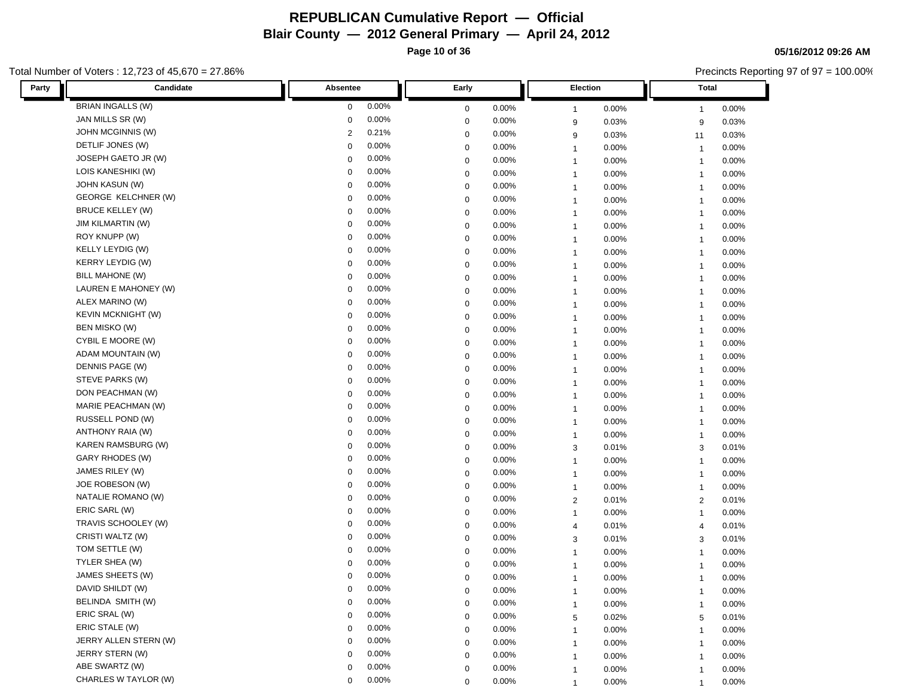# REPUBLICAN Cumulative Report — Official

## Blair County — 2012 General Primary — April 24, 2012

05/16/2012 09:26 AM

Total Number of Voters : 12,723 of 45,670 = 27.86%

Precincts Reporting 97 of 97 = 100.00%

| Party | Candidate | Absentee | | Early | | Election | | Total | |
|---|---|---|---|---|---|---|---|---|---|
| | BRIAN INGALLS (W) | 0 | 0.00% | 0 | 0.00% | 1 | 0.00% | 1 | 0.00% |
| | JAN MILLS SR (W) | 0 | 0.00% | 0 | 0.00% | 9 | 0.03% | 9 | 0.03% |
| | JOHN MCGINNIS (W) | 2 | 0.21% | 0 | 0.00% | 9 | 0.03% | 11 | 0.03% |
| | DETLIF JONES (W) | 0 | 0.00% | 0 | 0.00% | 1 | 0.00% | 1 | 0.00% |
| | JOSEPH GAETO JR (W) | 0 | 0.00% | 0 | 0.00% | 1 | 0.00% | 1 | 0.00% |
| | LOIS KANESHIKI (W) | 0 | 0.00% | 0 | 0.00% | 1 | 0.00% | 1 | 0.00% |
| | JOHN KASUN (W) | 0 | 0.00% | 0 | 0.00% | 1 | 0.00% | 1 | 0.00% |
| | GEORGE KELCHNER (W) | 0 | 0.00% | 0 | 0.00% | 1 | 0.00% | 1 | 0.00% |
| | BRUCE KELLEY (W) | 0 | 0.00% | 0 | 0.00% | 1 | 0.00% | 1 | 0.00% |
| | JIM KILMARTIN (W) | 0 | 0.00% | 0 | 0.00% | 1 | 0.00% | 1 | 0.00% |
| | ROY KNUPP (W) | 0 | 0.00% | 0 | 0.00% | 1 | 0.00% | 1 | 0.00% |
| | KELLY LEYDIG (W) | 0 | 0.00% | 0 | 0.00% | 1 | 0.00% | 1 | 0.00% |
| | KERRY LEYDIG (W) | 0 | 0.00% | 0 | 0.00% | 1 | 0.00% | 1 | 0.00% |
| | BILL MAHONE (W) | 0 | 0.00% | 0 | 0.00% | 1 | 0.00% | 1 | 0.00% |
| | LAUREN E MAHONEY (W) | 0 | 0.00% | 0 | 0.00% | 1 | 0.00% | 1 | 0.00% |
| | ALEX MARINO (W) | 0 | 0.00% | 0 | 0.00% | 1 | 0.00% | 1 | 0.00% |
| | KEVIN MCKNIGHT (W) | 0 | 0.00% | 0 | 0.00% | 1 | 0.00% | 1 | 0.00% |
| | BEN MISKO (W) | 0 | 0.00% | 0 | 0.00% | 1 | 0.00% | 1 | 0.00% |
| | CYBIL E MOORE (W) | 0 | 0.00% | 0 | 0.00% | 1 | 0.00% | 1 | 0.00% |
| | ADAM MOUNTAIN (W) | 0 | 0.00% | 0 | 0.00% | 1 | 0.00% | 1 | 0.00% |
| | DENNIS PAGE (W) | 0 | 0.00% | 0 | 0.00% | 1 | 0.00% | 1 | 0.00% |
| | STEVE PARKS (W) | 0 | 0.00% | 0 | 0.00% | 1 | 0.00% | 1 | 0.00% |
| | DON PEACHMAN (W) | 0 | 0.00% | 0 | 0.00% | 1 | 0.00% | 1 | 0.00% |
| | MARIE PEACHMAN (W) | 0 | 0.00% | 0 | 0.00% | 1 | 0.00% | 1 | 0.00% |
| | RUSSELL POND (W) | 0 | 0.00% | 0 | 0.00% | 1 | 0.00% | 1 | 0.00% |
| | ANTHONY RAIA (W) | 0 | 0.00% | 0 | 0.00% | 1 | 0.00% | 1 | 0.00% |
| | KAREN RAMSBURG (W) | 0 | 0.00% | 0 | 0.00% | 3 | 0.01% | 3 | 0.01% |
| | GARY RHODES (W) | 0 | 0.00% | 0 | 0.00% | 1 | 0.00% | 1 | 0.00% |
| | JAMES RILEY (W) | 0 | 0.00% | 0 | 0.00% | 1 | 0.00% | 1 | 0.00% |
| | JOE ROBESON (W) | 0 | 0.00% | 0 | 0.00% | 1 | 0.00% | 1 | 0.00% |
| | NATALIE ROMANO (W) | 0 | 0.00% | 0 | 0.00% | 2 | 0.01% | 2 | 0.01% |
| | ERIC SARL (W) | 0 | 0.00% | 0 | 0.00% | 1 | 0.00% | 1 | 0.00% |
| | TRAVIS SCHOOLEY (W) | 0 | 0.00% | 0 | 0.00% | 4 | 0.01% | 4 | 0.01% |
| | CRISTI WALTZ (W) | 0 | 0.00% | 0 | 0.00% | 3 | 0.01% | 3 | 0.01% |
| | TOM SETTLE (W) | 0 | 0.00% | 0 | 0.00% | 1 | 0.00% | 1 | 0.00% |
| | TYLER SHEA (W) | 0 | 0.00% | 0 | 0.00% | 1 | 0.00% | 1 | 0.00% |
| | JAMES SHEETS (W) | 0 | 0.00% | 0 | 0.00% | 1 | 0.00% | 1 | 0.00% |
| | DAVID SHILDT (W) | 0 | 0.00% | 0 | 0.00% | 1 | 0.00% | 1 | 0.00% |
| | BELINDA SMITH (W) | 0 | 0.00% | 0 | 0.00% | 1 | 0.00% | 1 | 0.00% |
| | ERIC SRAL (W) | 0 | 0.00% | 0 | 0.00% | 5 | 0.02% | 5 | 0.01% |
| | ERIC STALE (W) | 0 | 0.00% | 0 | 0.00% | 1 | 0.00% | 1 | 0.00% |
| | JERRY ALLEN STERN (W) | 0 | 0.00% | 0 | 0.00% | 1 | 0.00% | 1 | 0.00% |
| | JERRY STERN (W) | 0 | 0.00% | 0 | 0.00% | 1 | 0.00% | 1 | 0.00% |
| | ABE SWARTZ (W) | 0 | 0.00% | 0 | 0.00% | 1 | 0.00% | 1 | 0.00% |
| | CHARLES W TAYLOR (W) | 0 | 0.00% | 0 | 0.00% | 1 | 0.00% | 1 | 0.00% |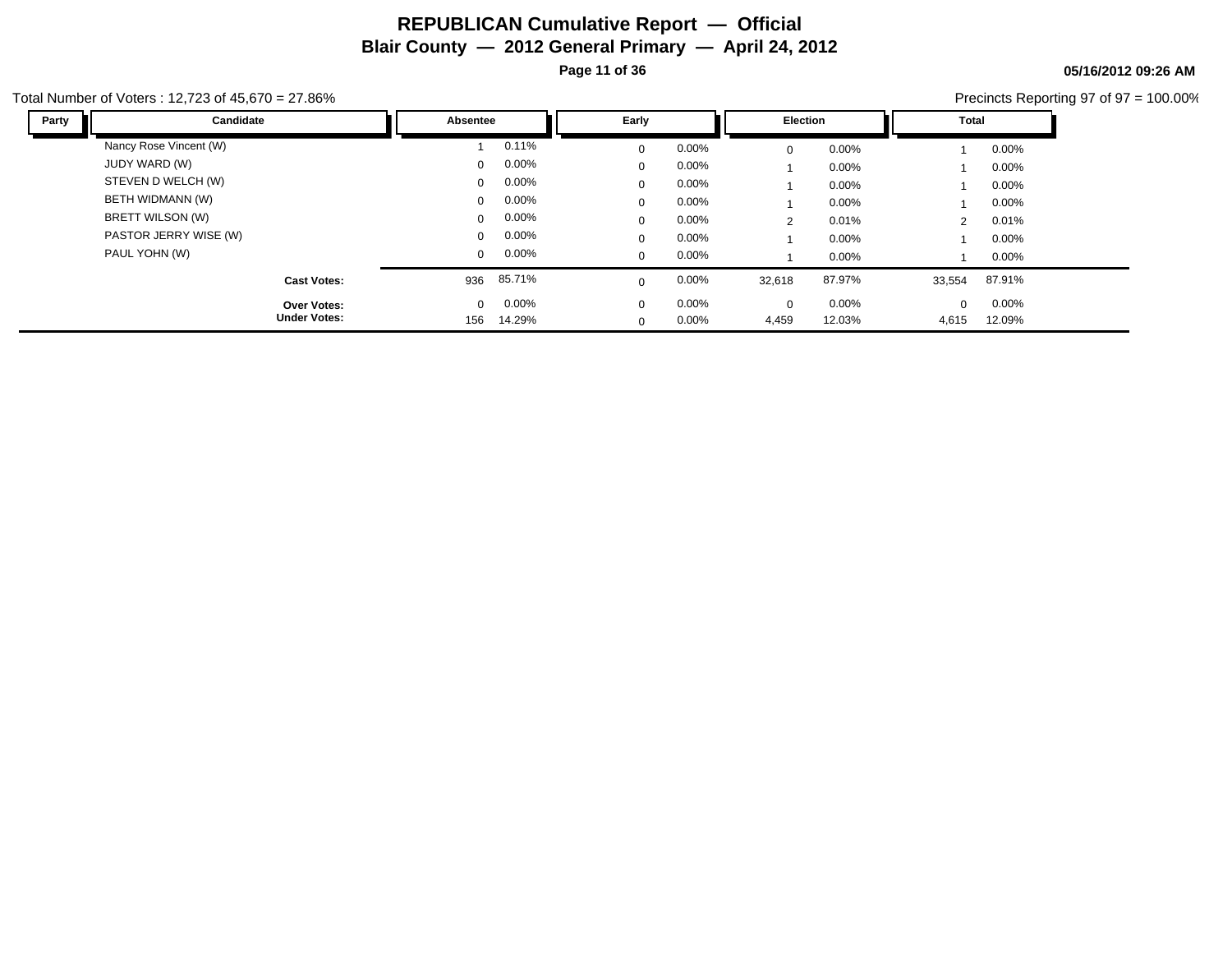# REPUBLICAN Cumulative Report — Official

## Blair County — 2012 General Primary — April 24, 2012

05/16/2012 09:26 AM

Total Number of Voters : 12,723 of 45,670 = 27.86%

Precincts Reporting 97 of 97 = 100.00%

| Party | Candidate | Absentee | | Early | | Election | | Total | |
|---|---|---|---|---|---|---|---|---|---|
| | Nancy Rose Vincent (W) | 1 | 0.11% | 0 | 0.00% | 0 | 0.00% | 1 | 0.00% |
| | JUDY WARD (W) | 0 | 0.00% | 0 | 0.00% | 1 | 0.00% | 1 | 0.00% |
| | STEVEN D WELCH (W) | 0 | 0.00% | 0 | 0.00% | 1 | 0.00% | 1 | 0.00% |
| | BETH WIDMANN (W) | 0 | 0.00% | 0 | 0.00% | 1 | 0.00% | 1 | 0.00% |
| | BRETT WILSON (W) | 0 | 0.00% | 0 | 0.00% | 2 | 0.01% | 2 | 0.01% |
| | PASTOR JERRY WISE (W) | 0 | 0.00% | 0 | 0.00% | 1 | 0.00% | 1 | 0.00% |
| | PAUL YOHN (W) | 0 | 0.00% | 0 | 0.00% | 1 | 0.00% | 1 | 0.00% |
| | **Cast Votes:** | 936 | 85.71% | 0 | 0.00% | 32,618 | 87.97% | 33,554 | 87.91% |
| | **Over Votes:** | 0 | 0.00% | 0 | 0.00% | 0 | 0.00% | 0 | 0.00% |
| | **Under Votes:** | 156 | 14.29% | 0 | 0.00% | 4,459 | 12.03% | 4,615 | 12.09% |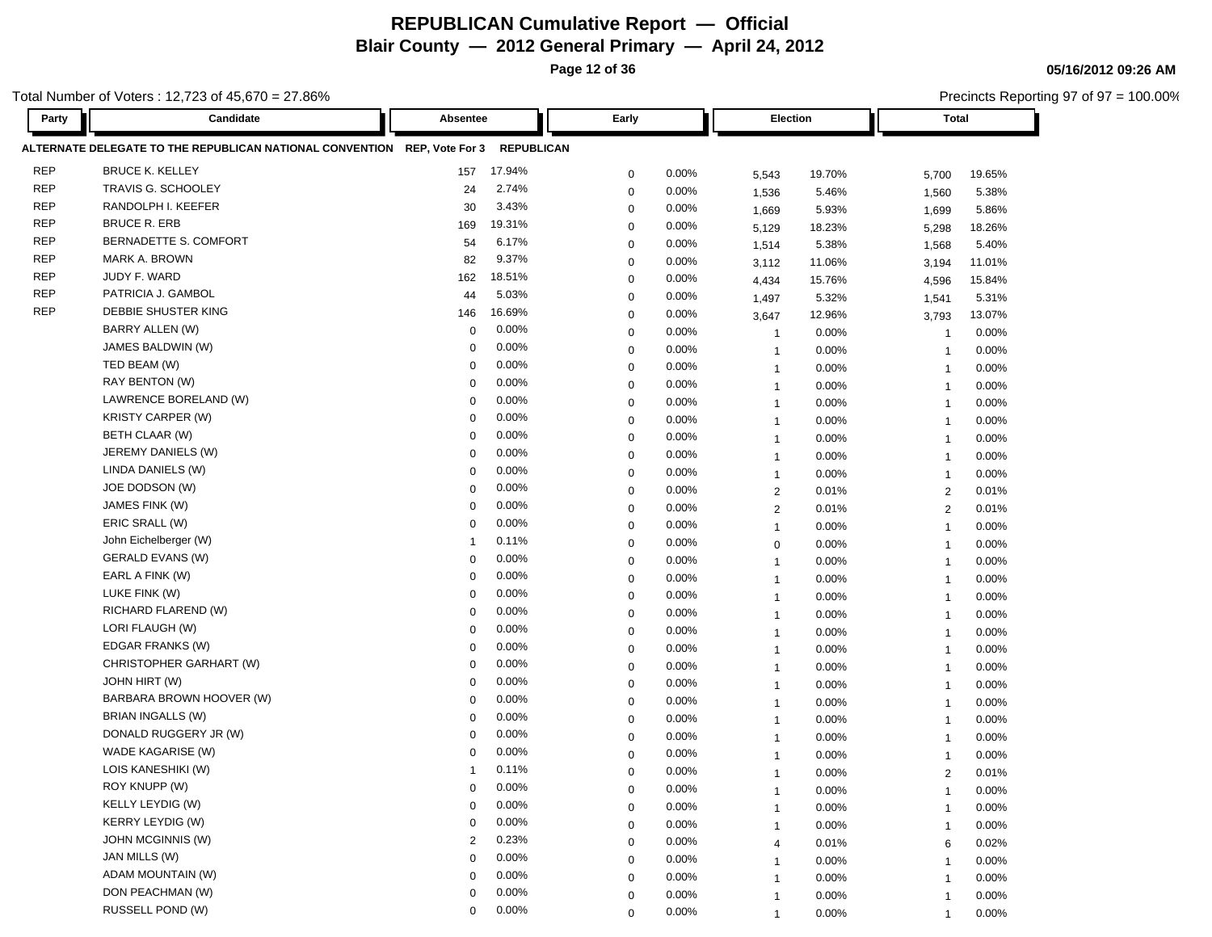# REPUBLICAN Cumulative Report — Official

## Blair County — 2012 General Primary — April 24, 2012

Total Number of Voters : 12,723 of 45,670 = 27.86%

Precincts Reporting 97 of 97 = 100.00%

**ALTERNATE DELEGATE TO THE REPUBLICAN NATIONAL CONVENTION REP, Vote For 3 REPUBLICAN**

| Party | Candidate | Absentee | | Early | | Election | | Total | |
|---|---|---|---|---|---|---|---|---|---|
| REP | BRUCE K. KELLEY | 157 | 17.94% | 0 | 0.00% | 5,543 | 19.70% | 5,700 | 19.65% |
| REP | TRAVIS G. SCHOOLEY | 24 | 2.74% | 0 | 0.00% | 1,536 | 5.46% | 1,560 | 5.38% |
| REP | RANDOLPH I. KEEFER | 30 | 3.43% | 0 | 0.00% | 1,669 | 5.93% | 1,699 | 5.86% |
| REP | BRUCE R. ERB | 169 | 19.31% | 0 | 0.00% | 5,129 | 18.23% | 5,298 | 18.26% |
| REP | BERNADETTE S. COMFORT | 54 | 6.17% | 0 | 0.00% | 1,514 | 5.38% | 1,568 | 5.40% |
| REP | MARK A. BROWN | 82 | 9.37% | 0 | 0.00% | 3,112 | 11.06% | 3,194 | 11.01% |
| REP | JUDY F. WARD | 162 | 18.51% | 0 | 0.00% | 4,434 | 15.76% | 4,596 | 15.84% |
| REP | PATRICIA J. GAMBOL | 44 | 5.03% | 0 | 0.00% | 1,497 | 5.32% | 1,541 | 5.31% |
| REP | DEBBIE SHUSTER KING | 146 | 16.69% | 0 | 0.00% | 3,647 | 12.96% | 3,793 | 13.07% |
| | BARRY ALLEN (W) | 0 | 0.00% | 0 | 0.00% | 1 | 0.00% | 1 | 0.00% |
| | JAMES BALDWIN (W) | 0 | 0.00% | 0 | 0.00% | 1 | 0.00% | 1 | 0.00% |
| | TED BEAM (W) | 0 | 0.00% | 0 | 0.00% | 1 | 0.00% | 1 | 0.00% |
| | RAY BENTON (W) | 0 | 0.00% | 0 | 0.00% | 1 | 0.00% | 1 | 0.00% |
| | LAWRENCE BORELAND (W) | 0 | 0.00% | 0 | 0.00% | 1 | 0.00% | 1 | 0.00% |
| | KRISTY CARPER (W) | 0 | 0.00% | 0 | 0.00% | 1 | 0.00% | 1 | 0.00% |
| | BETH CLAAR (W) | 0 | 0.00% | 0 | 0.00% | 1 | 0.00% | 1 | 0.00% |
| | JEREMY DANIELS (W) | 0 | 0.00% | 0 | 0.00% | 1 | 0.00% | 1 | 0.00% |
| | LINDA DANIELS (W) | 0 | 0.00% | 0 | 0.00% | 1 | 0.00% | 1 | 0.00% |
| | JOE DODSON (W) | 0 | 0.00% | 0 | 0.00% | 2 | 0.01% | 2 | 0.01% |
| | JAMES FINK (W) | 0 | 0.00% | 0 | 0.00% | 2 | 0.01% | 2 | 0.01% |
| | ERIC SRALL (W) | 0 | 0.00% | 0 | 0.00% | 1 | 0.00% | 1 | 0.00% |
| | John Eichelberger (W) | 1 | 0.11% | 0 | 0.00% | 0 | 0.00% | 1 | 0.00% |
| | GERALD EVANS (W) | 0 | 0.00% | 0 | 0.00% | 1 | 0.00% | 1 | 0.00% |
| | EARL A FINK (W) | 0 | 0.00% | 0 | 0.00% | 1 | 0.00% | 1 | 0.00% |
| | LUKE FINK (W) | 0 | 0.00% | 0 | 0.00% | 1 | 0.00% | 1 | 0.00% |
| | RICHARD FLAREND (W) | 0 | 0.00% | 0 | 0.00% | 1 | 0.00% | 1 | 0.00% |
| | LORI FLAUGH (W) | 0 | 0.00% | 0 | 0.00% | 1 | 0.00% | 1 | 0.00% |
| | EDGAR FRANKS (W) | 0 | 0.00% | 0 | 0.00% | 1 | 0.00% | 1 | 0.00% |
| | CHRISTOPHER GARHART (W) | 0 | 0.00% | 0 | 0.00% | 1 | 0.00% | 1 | 0.00% |
| | JOHN HIRT (W) | 0 | 0.00% | 0 | 0.00% | 1 | 0.00% | 1 | 0.00% |
| | BARBARA BROWN HOOVER (W) | 0 | 0.00% | 0 | 0.00% | 1 | 0.00% | 1 | 0.00% |
| | BRIAN INGALLS (W) | 0 | 0.00% | 0 | 0.00% | 1 | 0.00% | 1 | 0.00% |
| | DONALD RUGGERY JR (W) | 0 | 0.00% | 0 | 0.00% | 1 | 0.00% | 1 | 0.00% |
| | WADE KAGARISE (W) | 0 | 0.00% | 0 | 0.00% | 1 | 0.00% | 1 | 0.00% |
| | LOIS KANESHIKI (W) | 1 | 0.11% | 0 | 0.00% | 1 | 0.00% | 2 | 0.01% |
| | ROY KNUPP (W) | 0 | 0.00% | 0 | 0.00% | 1 | 0.00% | 1 | 0.00% |
| | KELLY LEYDIG (W) | 0 | 0.00% | 0 | 0.00% | 1 | 0.00% | 1 | 0.00% |
| | KERRY LEYDIG (W) | 0 | 0.00% | 0 | 0.00% | 1 | 0.00% | 1 | 0.00% |
| | JOHN MCGINNIS (W) | 2 | 0.23% | 0 | 0.00% | 4 | 0.01% | 6 | 0.02% |
| | JAN MILLS (W) | 0 | 0.00% | 0 | 0.00% | 1 | 0.00% | 1 | 0.00% |
| | ADAM MOUNTAIN (W) | 0 | 0.00% | 0 | 0.00% | 1 | 0.00% | 1 | 0.00% |
| | DON PEACHMAN (W) | 0 | 0.00% | 0 | 0.00% | 1 | 0.00% | 1 | 0.00% |
| | RUSSELL POND (W) | 0 | 0.00% | 0 | 0.00% | 1 | 0.00% | 1 | 0.00% |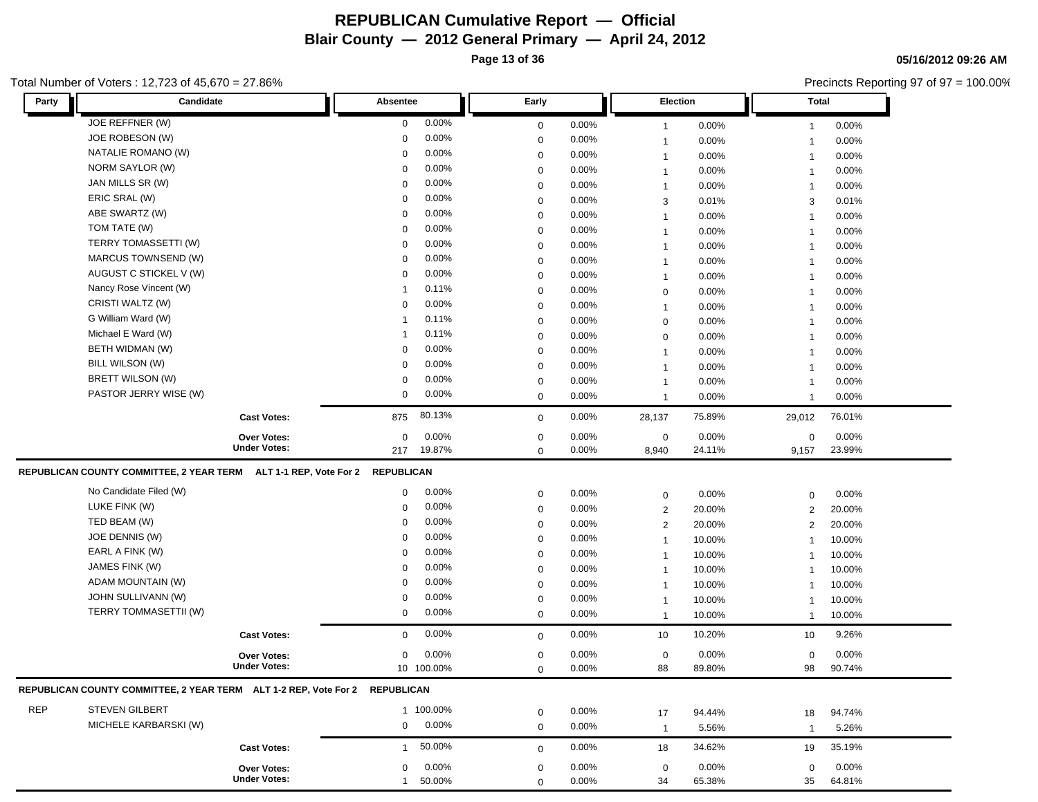# REPUBLICAN Cumulative Report — Official

## Blair County — 2012 General Primary — April 24, 2012

Total Number of Voters : 12,723 of 45,670 = 27.86%

Precincts Reporting 97 of 97 = 100.00%

| Party | Candidate | Absentee | | Early | | Election | | Total | |
|---|---|---|---|---|---|---|---|---|---|
| | JOE REFFNER (W) | 0 | 0.00% | 0 | 0.00% | 1 | 0.00% | 1 | 0.00% |
| | JOE ROBESON (W) | 0 | 0.00% | 0 | 0.00% | 1 | 0.00% | 1 | 0.00% |
| | NATALIE ROMANO (W) | 0 | 0.00% | 0 | 0.00% | 1 | 0.00% | 1 | 0.00% |
| | NORM SAYLOR (W) | 0 | 0.00% | 0 | 0.00% | 1 | 0.00% | 1 | 0.00% |
| | JAN MILLS SR (W) | 0 | 0.00% | 0 | 0.00% | 1 | 0.00% | 1 | 0.00% |
| | ERIC SRAL (W) | 0 | 0.00% | 0 | 0.00% | 3 | 0.01% | 3 | 0.01% |
| | ABE SWARTZ (W) | 0 | 0.00% | 0 | 0.00% | 1 | 0.00% | 1 | 0.00% |
| | TOM TATE (W) | 0 | 0.00% | 0 | 0.00% | 1 | 0.00% | 1 | 0.00% |
| | TERRY TOMASSETTI (W) | 0 | 0.00% | 0 | 0.00% | 1 | 0.00% | 1 | 0.00% |
| | MARCUS TOWNSEND (W) | 0 | 0.00% | 0 | 0.00% | 1 | 0.00% | 1 | 0.00% |
| | AUGUST C STICKEL V (W) | 0 | 0.00% | 0 | 0.00% | 1 | 0.00% | 1 | 0.00% |
| | Nancy Rose Vincent (W) | 1 | 0.11% | 0 | 0.00% | 0 | 0.00% | 1 | 0.00% |
| | CRISTI WALTZ (W) | 0 | 0.00% | 0 | 0.00% | 1 | 0.00% | 1 | 0.00% |
| | G William Ward (W) | 1 | 0.11% | 0 | 0.00% | 0 | 0.00% | 1 | 0.00% |
| | Michael E Ward (W) | 1 | 0.11% | 0 | 0.00% | 0 | 0.00% | 1 | 0.00% |
| | BETH WIDMAN (W) | 0 | 0.00% | 0 | 0.00% | 1 | 0.00% | 1 | 0.00% |
| | BILL WILSON (W) | 0 | 0.00% | 0 | 0.00% | 1 | 0.00% | 1 | 0.00% |
| | BRETT WILSON (W) | 0 | 0.00% | 0 | 0.00% | 1 | 0.00% | 1 | 0.00% |
| | PASTOR JERRY WISE (W) | 0 | 0.00% | 0 | 0.00% | 1 | 0.00% | 1 | 0.00% |
| | **Cast Votes:** | 875 | 80.13% | 0 | 0.00% | 28,137 | 75.89% | 29,012 | 76.01% |
| | **Over Votes:** | 0 | 0.00% | 0 | 0.00% | 0 | 0.00% | 0 | 0.00% |
| | **Under Votes:** | 217 | 19.87% | 0 | 0.00% | 8,940 | 24.11% | 9,157 | 23.99% |

**REPUBLICAN COUNTY COMMITTEE, 2 YEAR TERM ALT 1-1 REP, Vote For 2 REPUBLICAN**

| Party | Candidate | Absentee | | Early | | Election | | Total | |
|---|---|---|---|---|---|---|---|---|---|
| | No Candidate Filed (W) | 0 | 0.00% | 0 | 0.00% | 0 | 0.00% | 0 | 0.00% |
| | LUKE FINK (W) | 0 | 0.00% | 0 | 0.00% | 2 | 20.00% | 2 | 20.00% |
| | TED BEAM (W) | 0 | 0.00% | 0 | 0.00% | 2 | 20.00% | 2 | 20.00% |
| | JOE DENNIS (W) | 0 | 0.00% | 0 | 0.00% | 1 | 10.00% | 1 | 10.00% |
| | EARL A FINK (W) | 0 | 0.00% | 0 | 0.00% | 1 | 10.00% | 1 | 10.00% |
| | JAMES FINK (W) | 0 | 0.00% | 0 | 0.00% | 1 | 10.00% | 1 | 10.00% |
| | ADAM MOUNTAIN (W) | 0 | 0.00% | 0 | 0.00% | 1 | 10.00% | 1 | 10.00% |
| | JOHN SULLIVANN (W) | 0 | 0.00% | 0 | 0.00% | 1 | 10.00% | 1 | 10.00% |
| | TERRY TOMMASETTII (W) | 0 | 0.00% | 0 | 0.00% | 1 | 10.00% | 1 | 10.00% |
| | **Cast Votes:** | 0 | 0.00% | 0 | 0.00% | 10 | 10.20% | 10 | 9.26% |
| | **Over Votes:** | 0 | 0.00% | 0 | 0.00% | 0 | 0.00% | 0 | 0.00% |
| | **Under Votes:** | 10 | 100.00% | 0 | 0.00% | 88 | 89.80% | 98 | 90.74% |

**REPUBLICAN COUNTY COMMITTEE, 2 YEAR TERM ALT 1-2 REP, Vote For 2 REPUBLICAN**

| Party | Candidate | Absentee | | Early | | Election | | Total | |
|---|---|---|---|---|---|---|---|---|---|
| REP | STEVEN GILBERT | 1 | 100.00% | 0 | 0.00% | 17 | 94.44% | 18 | 94.74% |
| | MICHELE KARBARSKI (W) | 0 | 0.00% | 0 | 0.00% | 1 | 5.56% | 1 | 5.26% |
| | **Cast Votes:** | 1 | 50.00% | 0 | 0.00% | 18 | 34.62% | 19 | 35.19% |
| | **Over Votes:** | 0 | 0.00% | 0 | 0.00% | 0 | 0.00% | 0 | 0.00% |
| | **Under Votes:** | 1 | 50.00% | 0 | 0.00% | 34 | 65.38% | 35 | 64.81% |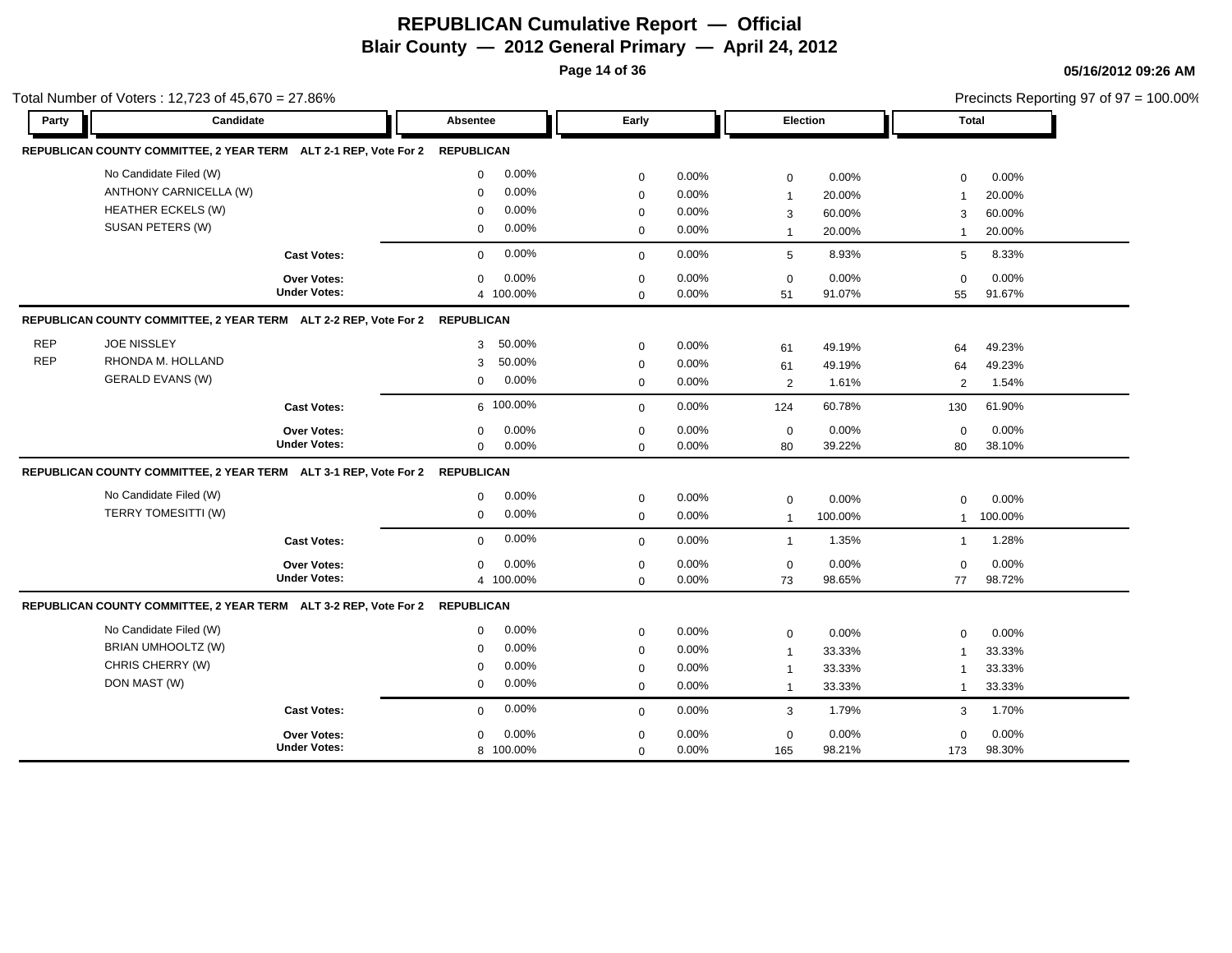# REPUBLICAN Cumulative Report — Official

## Blair County — 2012 General Primary — April 24, 2012

05/16/2012 09:26 AM

Total Number of Voters : 12,723 of 45,670 = 27.86%

Precincts Reporting 97 of 97 = 100.00%

### REPUBLICAN COUNTY COMMITTEE, 2 YEAR TERM ALT 2-1 REP, Vote For 2 — REPUBLICAN

| Party | Candidate | Absentee | | Early | | Election | | Total | |
|---|---|---|---|---|---|---|---|---|---|
| | No Candidate Filed (W) | 0 | 0.00% | 0 | 0.00% | 0 | 0.00% | 0 | 0.00% |
| | ANTHONY CARNICELLA (W) | 0 | 0.00% | 0 | 0.00% | 1 | 20.00% | 1 | 20.00% |
| | HEATHER ECKELS (W) | 0 | 0.00% | 0 | 0.00% | 3 | 60.00% | 3 | 60.00% |
| | SUSAN PETERS (W) | 0 | 0.00% | 0 | 0.00% | 1 | 20.00% | 1 | 20.00% |
| | **Cast Votes:** | 0 | 0.00% | 0 | 0.00% | 5 | 8.93% | 5 | 8.33% |
| | **Over Votes:** | 0 | 0.00% | 0 | 0.00% | 0 | 0.00% | 0 | 0.00% |
| | **Under Votes:** | 4 | 100.00% | 0 | 0.00% | 51 | 91.07% | 55 | 91.67% |

### REPUBLICAN COUNTY COMMITTEE, 2 YEAR TERM ALT 2-2 REP, Vote For 2 — REPUBLICAN

| Party | Candidate | Absentee | | Early | | Election | | Total | |
|---|---|---|---|---|---|---|---|---|---|
| REP | JOE NISSLEY | 3 | 50.00% | 0 | 0.00% | 61 | 49.19% | 64 | 49.23% |
| REP | RHONDA M. HOLLAND | 3 | 50.00% | 0 | 0.00% | 61 | 49.19% | 64 | 49.23% |
| | GERALD EVANS (W) | 0 | 0.00% | 0 | 0.00% | 2 | 1.61% | 2 | 1.54% |
| | **Cast Votes:** | 6 | 100.00% | 0 | 0.00% | 124 | 60.78% | 130 | 61.90% |
| | **Over Votes:** | 0 | 0.00% | 0 | 0.00% | 0 | 0.00% | 0 | 0.00% |
| | **Under Votes:** | 0 | 0.00% | 0 | 0.00% | 80 | 39.22% | 80 | 38.10% |

### REPUBLICAN COUNTY COMMITTEE, 2 YEAR TERM ALT 3-1 REP, Vote For 2 — REPUBLICAN

| Party | Candidate | Absentee | | Early | | Election | | Total | |
|---|---|---|---|---|---|---|---|---|---|
| | No Candidate Filed (W) | 0 | 0.00% | 0 | 0.00% | 0 | 0.00% | 0 | 0.00% |
| | TERRY TOMESITTI (W) | 0 | 0.00% | 0 | 0.00% | 1 | 100.00% | 1 | 100.00% |
| | **Cast Votes:** | 0 | 0.00% | 0 | 0.00% | 1 | 1.35% | 1 | 1.28% |
| | **Over Votes:** | 0 | 0.00% | 0 | 0.00% | 0 | 0.00% | 0 | 0.00% |
| | **Under Votes:** | 4 | 100.00% | 0 | 0.00% | 73 | 98.65% | 77 | 98.72% |

### REPUBLICAN COUNTY COMMITTEE, 2 YEAR TERM ALT 3-2 REP, Vote For 2 — REPUBLICAN

| Party | Candidate | Absentee | | Early | | Election | | Total | |
|---|---|---|---|---|---|---|---|---|---|
| | No Candidate Filed (W) | 0 | 0.00% | 0 | 0.00% | 0 | 0.00% | 0 | 0.00% |
| | BRIAN UMHOOLTZ (W) | 0 | 0.00% | 0 | 0.00% | 1 | 33.33% | 1 | 33.33% |
| | CHRIS CHERRY (W) | 0 | 0.00% | 0 | 0.00% | 1 | 33.33% | 1 | 33.33% |
| | DON MAST (W) | 0 | 0.00% | 0 | 0.00% | 1 | 33.33% | 1 | 33.33% |
| | **Cast Votes:** | 0 | 0.00% | 0 | 0.00% | 3 | 1.79% | 3 | 1.70% |
| | **Over Votes:** | 0 | 0.00% | 0 | 0.00% | 0 | 0.00% | 0 | 0.00% |
| | **Under Votes:** | 8 | 100.00% | 0 | 0.00% | 165 | 98.21% | 173 | 98.30% |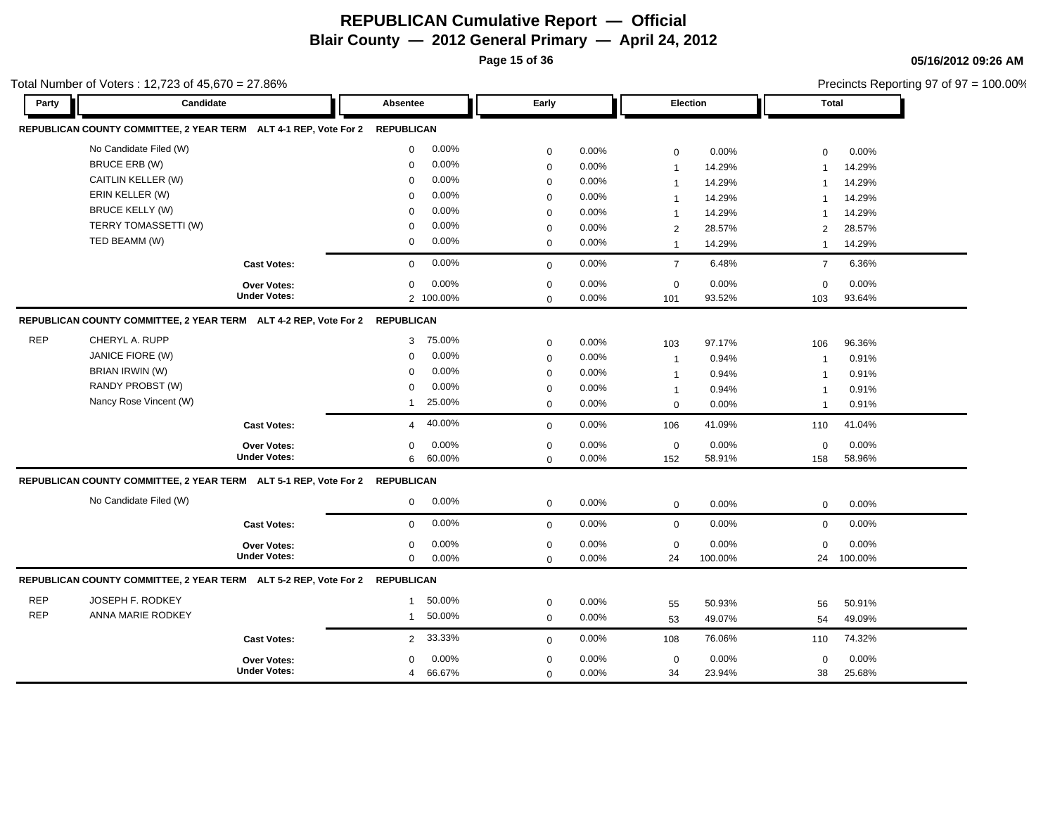# REPUBLICAN Cumulative Report — Official

## Blair County — 2012 General Primary — April 24, 2012

05/16/2012 09:26 AM

Total Number of Voters : 12,723 of 45,670 = 27.86%

Precincts Reporting 97 of 97 = 100.00%

| Party | Candidate | Absentee | | Early | | Election | | Total | |
|---|---|---|---|---|---|---|---|---|---|
| **REPUBLICAN COUNTY COMMITTEE, 2 YEAR TERM ALT 4-1 REP, Vote For 2** | | **REPUBLICAN** | | | | | | | |
| | No Candidate Filed (W) | 0 | 0.00% | 0 | 0.00% | 0 | 0.00% | 0 | 0.00% |
| | BRUCE ERB (W) | 0 | 0.00% | 0 | 0.00% | 1 | 14.29% | 1 | 14.29% |
| | CAITLIN KELLER (W) | 0 | 0.00% | 0 | 0.00% | 1 | 14.29% | 1 | 14.29% |
| | ERIN KELLER (W) | 0 | 0.00% | 0 | 0.00% | 1 | 14.29% | 1 | 14.29% |
| | BRUCE KELLY (W) | 0 | 0.00% | 0 | 0.00% | 1 | 14.29% | 1 | 14.29% |
| | TERRY TOMASSETTI (W) | 0 | 0.00% | 0 | 0.00% | 2 | 28.57% | 2 | 28.57% |
| | TED BEAMM (W) | 0 | 0.00% | 0 | 0.00% | 1 | 14.29% | 1 | 14.29% |
| | **Cast Votes:** | 0 | 0.00% | 0 | 0.00% | 7 | 6.48% | 7 | 6.36% |
| | **Over Votes:** | 0 | 0.00% | 0 | 0.00% | 0 | 0.00% | 0 | 0.00% |
| | **Under Votes:** | 2 | 100.00% | 0 | 0.00% | 101 | 93.52% | 103 | 93.64% |
| **REPUBLICAN COUNTY COMMITTEE, 2 YEAR TERM ALT 4-2 REP, Vote For 2** | | **REPUBLICAN** | | | | | | | |
| REP | CHERYL A. RUPP | 3 | 75.00% | 0 | 0.00% | 103 | 97.17% | 106 | 96.36% |
| | JANICE FIORE (W) | 0 | 0.00% | 0 | 0.00% | 1 | 0.94% | 1 | 0.91% |
| | BRIAN IRWIN (W) | 0 | 0.00% | 0 | 0.00% | 1 | 0.94% | 1 | 0.91% |
| | RANDY PROBST (W) | 0 | 0.00% | 0 | 0.00% | 1 | 0.94% | 1 | 0.91% |
| | Nancy Rose Vincent (W) | 1 | 25.00% | 0 | 0.00% | 0 | 0.00% | 1 | 0.91% |
| | **Cast Votes:** | 4 | 40.00% | 0 | 0.00% | 106 | 41.09% | 110 | 41.04% |
| | **Over Votes:** | 0 | 0.00% | 0 | 0.00% | 0 | 0.00% | 0 | 0.00% |
| | **Under Votes:** | 6 | 60.00% | 0 | 0.00% | 152 | 58.91% | 158 | 58.96% |
| **REPUBLICAN COUNTY COMMITTEE, 2 YEAR TERM ALT 5-1 REP, Vote For 2** | | **REPUBLICAN** | | | | | | | |
| | No Candidate Filed (W) | 0 | 0.00% | 0 | 0.00% | 0 | 0.00% | 0 | 0.00% |
| | **Cast Votes:** | 0 | 0.00% | 0 | 0.00% | 0 | 0.00% | 0 | 0.00% |
| | **Over Votes:** | 0 | 0.00% | 0 | 0.00% | 0 | 0.00% | 0 | 0.00% |
| | **Under Votes:** | 0 | 0.00% | 0 | 0.00% | 24 | 100.00% | 24 | 100.00% |
| **REPUBLICAN COUNTY COMMITTEE, 2 YEAR TERM ALT 5-2 REP, Vote For 2** | | **REPUBLICAN** | | | | | | | |
| REP | JOSEPH F. RODKEY | 1 | 50.00% | 0 | 0.00% | 55 | 50.93% | 56 | 50.91% |
| REP | ANNA MARIE RODKEY | 1 | 50.00% | 0 | 0.00% | 53 | 49.07% | 54 | 49.09% |
| | **Cast Votes:** | 2 | 33.33% | 0 | 0.00% | 108 | 76.06% | 110 | 74.32% |
| | **Over Votes:** | 0 | 0.00% | 0 | 0.00% | 0 | 0.00% | 0 | 0.00% |
| | **Under Votes:** | 4 | 66.67% | 0 | 0.00% | 34 | 23.94% | 38 | 25.68% |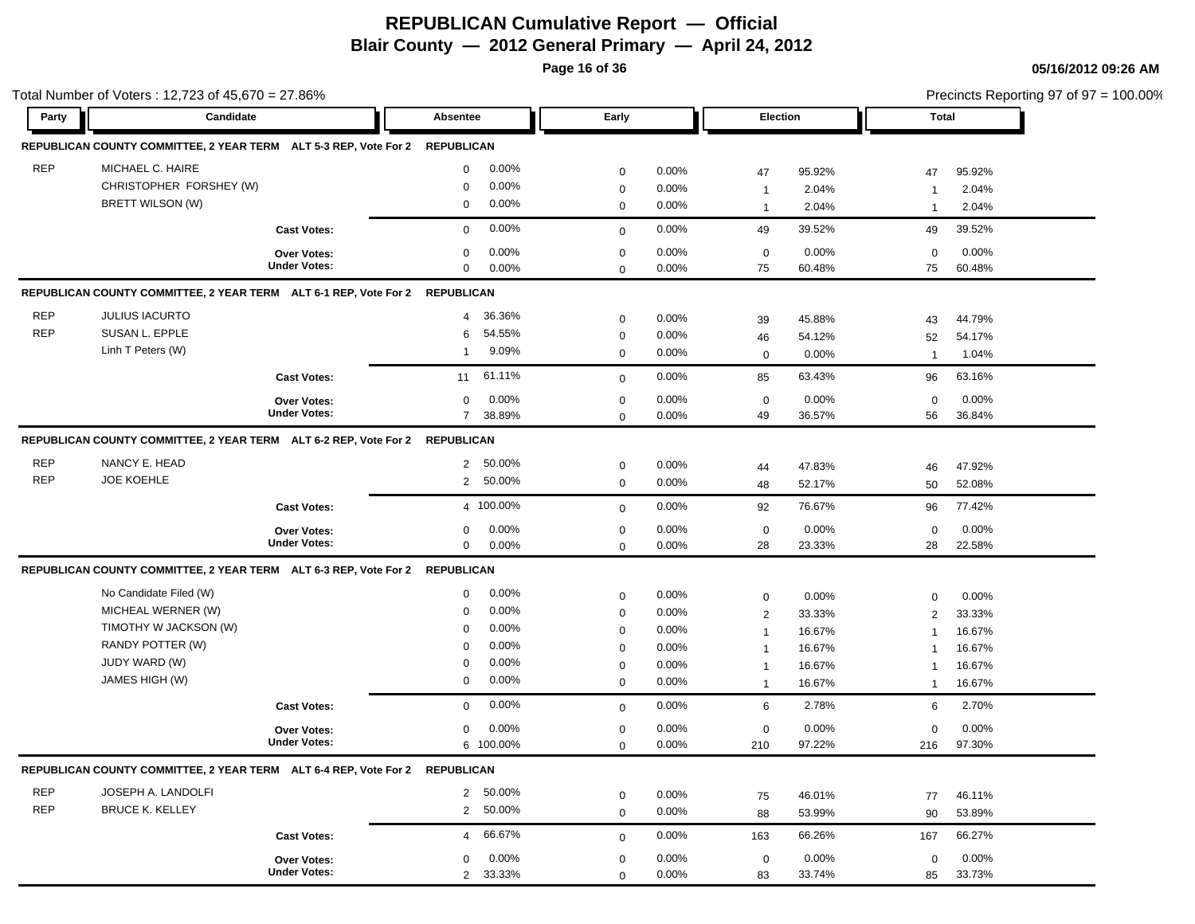# REPUBLICAN Cumulative Report — Official

## Blair County — 2012 General Primary — April 24, 2012

05/16/2012 09:26 AM

Total Number of Voters : 12,723 of 45,670 = 27.86%

Precincts Reporting 97 of 97 = 100.00%

| Party | Candidate | Absentee | | Early | | Election | | Total | |
|---|---|---|---|---|---|---|---|---|---|
| **REPUBLICAN COUNTY COMMITTEE, 2 YEAR TERM ALT 5-3 REP, Vote For 2** | | **REPUBLICAN** | | | | | | | |
| REP | MICHAEL C. HAIRE | 0 | 0.00% | 0 | 0.00% | 47 | 95.92% | 47 | 95.92% |
| | CHRISTOPHER FORSHEY (W) | 0 | 0.00% | 0 | 0.00% | 1 | 2.04% | 1 | 2.04% |
| | BRETT WILSON (W) | 0 | 0.00% | 0 | 0.00% | 1 | 2.04% | 1 | 2.04% |
| | Cast Votes: | 0 | 0.00% | 0 | 0.00% | 49 | 39.52% | 49 | 39.52% |
| | Over Votes: | 0 | 0.00% | 0 | 0.00% | 0 | 0.00% | 0 | 0.00% |
| | Under Votes: | 0 | 0.00% | 0 | 0.00% | 75 | 60.48% | 75 | 60.48% |
| **REPUBLICAN COUNTY COMMITTEE, 2 YEAR TERM ALT 6-1 REP, Vote For 2** | | **REPUBLICAN** | | | | | | | |
| REP | JULIUS IACURTO | 4 | 36.36% | 0 | 0.00% | 39 | 45.88% | 43 | 44.79% |
| REP | SUSAN L. EPPLE | 6 | 54.55% | 0 | 0.00% | 46 | 54.12% | 52 | 54.17% |
| | Linh T Peters (W) | 1 | 9.09% | 0 | 0.00% | 0 | 0.00% | 1 | 1.04% |
| | Cast Votes: | 11 | 61.11% | 0 | 0.00% | 85 | 63.43% | 96 | 63.16% |
| | Over Votes: | 0 | 0.00% | 0 | 0.00% | 0 | 0.00% | 0 | 0.00% |
| | Under Votes: | 7 | 38.89% | 0 | 0.00% | 49 | 36.57% | 56 | 36.84% |
| **REPUBLICAN COUNTY COMMITTEE, 2 YEAR TERM ALT 6-2 REP, Vote For 2** | | **REPUBLICAN** | | | | | | | |
| REP | NANCY E. HEAD | 2 | 50.00% | 0 | 0.00% | 44 | 47.83% | 46 | 47.92% |
| REP | JOE KOEHLE | 2 | 50.00% | 0 | 0.00% | 48 | 52.17% | 50 | 52.08% |
| | Cast Votes: | 4 | 100.00% | 0 | 0.00% | 92 | 76.67% | 96 | 77.42% |
| | Over Votes: | 0 | 0.00% | 0 | 0.00% | 0 | 0.00% | 0 | 0.00% |
| | Under Votes: | 0 | 0.00% | 0 | 0.00% | 28 | 23.33% | 28 | 22.58% |
| **REPUBLICAN COUNTY COMMITTEE, 2 YEAR TERM ALT 6-3 REP, Vote For 2** | | **REPUBLICAN** | | | | | | | |
| | No Candidate Filed (W) | 0 | 0.00% | 0 | 0.00% | 0 | 0.00% | 0 | 0.00% |
| | MICHEAL WERNER (W) | 0 | 0.00% | 0 | 0.00% | 2 | 33.33% | 2 | 33.33% |
| | TIMOTHY W JACKSON (W) | 0 | 0.00% | 0 | 0.00% | 1 | 16.67% | 1 | 16.67% |
| | RANDY POTTER (W) | 0 | 0.00% | 0 | 0.00% | 1 | 16.67% | 1 | 16.67% |
| | JUDY WARD (W) | 0 | 0.00% | 0 | 0.00% | 1 | 16.67% | 1 | 16.67% |
| | JAMES HIGH (W) | 0 | 0.00% | 0 | 0.00% | 1 | 16.67% | 1 | 16.67% |
| | Cast Votes: | 0 | 0.00% | 0 | 0.00% | 6 | 2.78% | 6 | 2.70% |
| | Over Votes: | 0 | 0.00% | 0 | 0.00% | 0 | 0.00% | 0 | 0.00% |
| | Under Votes: | 6 | 100.00% | 0 | 0.00% | 210 | 97.22% | 216 | 97.30% |
| **REPUBLICAN COUNTY COMMITTEE, 2 YEAR TERM ALT 6-4 REP, Vote For 2** | | **REPUBLICAN** | | | | | | | |
| REP | JOSEPH A. LANDOLFI | 2 | 50.00% | 0 | 0.00% | 75 | 46.01% | 77 | 46.11% |
| REP | BRUCE K. KELLEY | 2 | 50.00% | 0 | 0.00% | 88 | 53.99% | 90 | 53.89% |
| | Cast Votes: | 4 | 66.67% | 0 | 0.00% | 163 | 66.26% | 167 | 66.27% |
| | Over Votes: | 0 | 0.00% | 0 | 0.00% | 0 | 0.00% | 0 | 0.00% |
| | Under Votes: | 2 | 33.33% | 0 | 0.00% | 83 | 33.74% | 85 | 33.73% |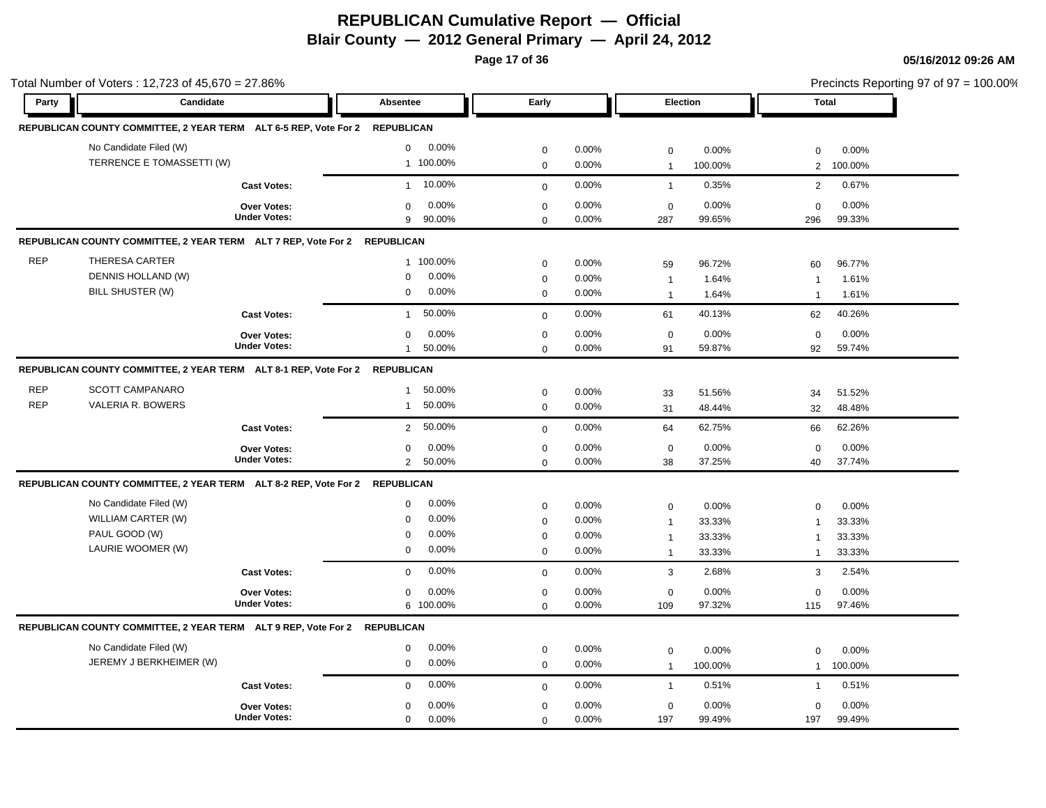# REPUBLICAN Cumulative Report — Official

## Blair County — 2012 General Primary — April 24, 2012

05/16/2012 09:26 AM

Total Number of Voters : 12,723 of 45,670 = 27.86%

Precincts Reporting 97 of 97 = 100.00%

| Party | Candidate | Absentee | | Early | | Election | | Total | |
|---|---|---|---|---|---|---|---|---|---|
| **REPUBLICAN COUNTY COMMITTEE, 2 YEAR TERM ALT 6-5 REP, Vote For 2** | | **REPUBLICAN** | | | | | | | |
| | No Candidate Filed (W) | 0 | 0.00% | 0 | 0.00% | 0 | 0.00% | 0 | 0.00% |
| | TERRENCE E TOMASSETTI (W) | 1 | 100.00% | 0 | 0.00% | 1 | 100.00% | 2 | 100.00% |
| | **Cast Votes:** | 1 | 10.00% | 0 | 0.00% | 1 | 0.35% | 2 | 0.67% |
| | **Over Votes:** | 0 | 0.00% | 0 | 0.00% | 0 | 0.00% | 0 | 0.00% |
| | **Under Votes:** | 9 | 90.00% | 0 | 0.00% | 287 | 99.65% | 296 | 99.33% |
| **REPUBLICAN COUNTY COMMITTEE, 2 YEAR TERM ALT 7 REP, Vote For 2** | | **REPUBLICAN** | | | | | | | |
| REP | THERESA CARTER | 1 | 100.00% | 0 | 0.00% | 59 | 96.72% | 60 | 96.77% |
| | DENNIS HOLLAND (W) | 0 | 0.00% | 0 | 0.00% | 1 | 1.64% | 1 | 1.61% |
| | BILL SHUSTER (W) | 0 | 0.00% | 0 | 0.00% | 1 | 1.64% | 1 | 1.61% |
| | **Cast Votes:** | 1 | 50.00% | 0 | 0.00% | 61 | 40.13% | 62 | 40.26% |
| | **Over Votes:** | 0 | 0.00% | 0 | 0.00% | 0 | 0.00% | 0 | 0.00% |
| | **Under Votes:** | 1 | 50.00% | 0 | 0.00% | 91 | 59.87% | 92 | 59.74% |
| **REPUBLICAN COUNTY COMMITTEE, 2 YEAR TERM ALT 8-1 REP, Vote For 2** | | **REPUBLICAN** | | | | | | | |
| REP | SCOTT CAMPANARO | 1 | 50.00% | 0 | 0.00% | 33 | 51.56% | 34 | 51.52% |
| REP | VALERIA R. BOWERS | 1 | 50.00% | 0 | 0.00% | 31 | 48.44% | 32 | 48.48% |
| | **Cast Votes:** | 2 | 50.00% | 0 | 0.00% | 64 | 62.75% | 66 | 62.26% |
| | **Over Votes:** | 0 | 0.00% | 0 | 0.00% | 0 | 0.00% | 0 | 0.00% |
| | **Under Votes:** | 2 | 50.00% | 0 | 0.00% | 38 | 37.25% | 40 | 37.74% |
| **REPUBLICAN COUNTY COMMITTEE, 2 YEAR TERM ALT 8-2 REP, Vote For 2** | | **REPUBLICAN** | | | | | | | |
| | No Candidate Filed (W) | 0 | 0.00% | 0 | 0.00% | 0 | 0.00% | 0 | 0.00% |
| | WILLIAM CARTER (W) | 0 | 0.00% | 0 | 0.00% | 1 | 33.33% | 1 | 33.33% |
| | PAUL GOOD (W) | 0 | 0.00% | 0 | 0.00% | 1 | 33.33% | 1 | 33.33% |
| | LAURIE WOOMER (W) | 0 | 0.00% | 0 | 0.00% | 1 | 33.33% | 1 | 33.33% |
| | **Cast Votes:** | 0 | 0.00% | 0 | 0.00% | 3 | 2.68% | 3 | 2.54% |
| | **Over Votes:** | 0 | 0.00% | 0 | 0.00% | 0 | 0.00% | 0 | 0.00% |
| | **Under Votes:** | 6 | 100.00% | 0 | 0.00% | 109 | 97.32% | 115 | 97.46% |
| **REPUBLICAN COUNTY COMMITTEE, 2 YEAR TERM ALT 9 REP, Vote For 2** | | **REPUBLICAN** | | | | | | | |
| | No Candidate Filed (W) | 0 | 0.00% | 0 | 0.00% | 0 | 0.00% | 0 | 0.00% |
| | JEREMY J BERKHEIMER (W) | 0 | 0.00% | 0 | 0.00% | 1 | 100.00% | 1 | 100.00% |
| | **Cast Votes:** | 0 | 0.00% | 0 | 0.00% | 1 | 0.51% | 1 | 0.51% |
| | **Over Votes:** | 0 | 0.00% | 0 | 0.00% | 0 | 0.00% | 0 | 0.00% |
| | **Under Votes:** | 0 | 0.00% | 0 | 0.00% | 197 | 99.49% | 197 | 99.49% |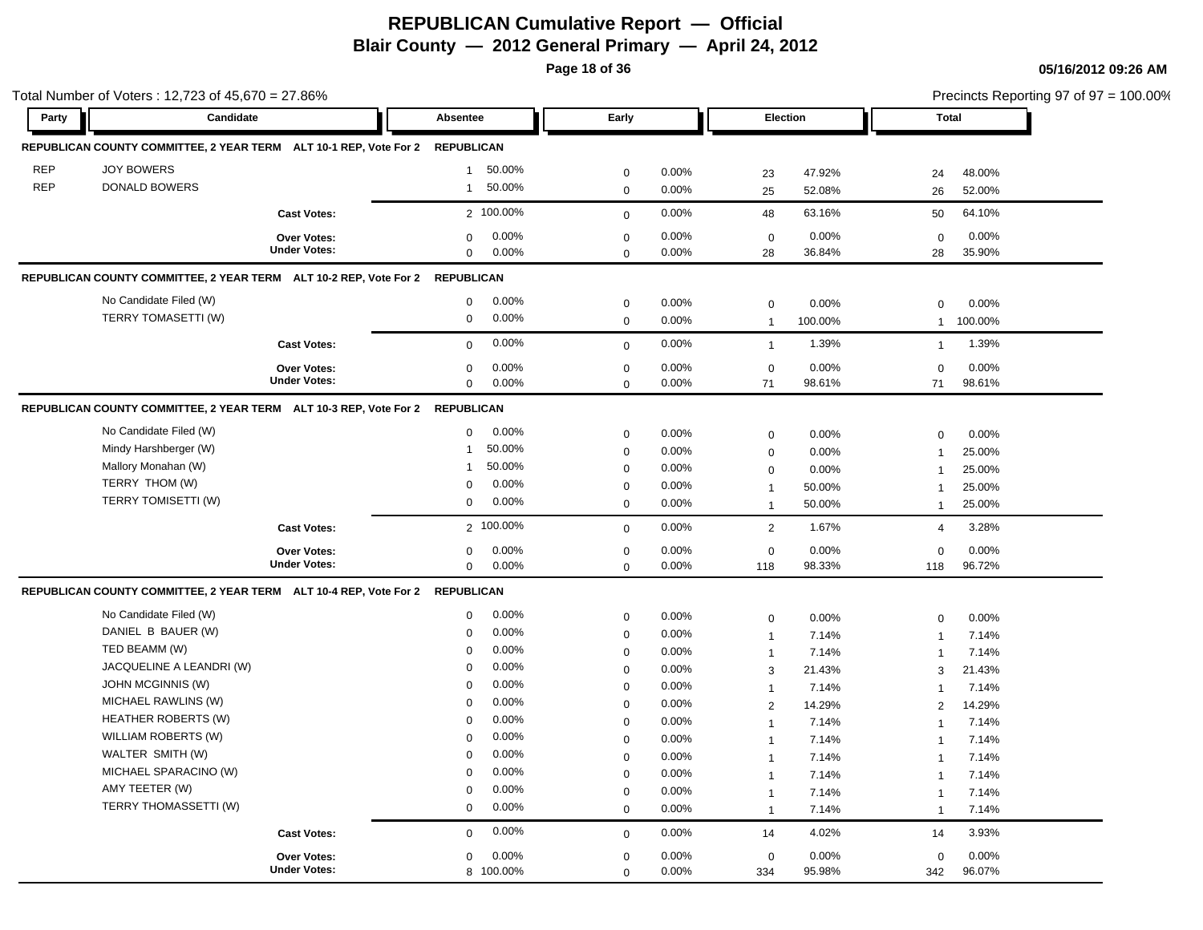# REPUBLICAN Cumulative Report — Official

## Blair County — 2012 General Primary — April 24, 2012

05/16/2012 09:26 AM

Total Number of Voters : 12,723 of 45,670 = 27.86%

Precincts Reporting 97 of 97 = 100.00%

### REPUBLICAN COUNTY COMMITTEE, 2 YEAR TERM ALT 10-1 REP, Vote For 2 — REPUBLICAN

| Party | Candidate | Absentee | | Early | | Election | | Total | |
|---|---|---|---|---|---|---|---|---|---|
| REP | JOY BOWERS | 1 | 50.00% | 0 | 0.00% | 23 | 47.92% | 24 | 48.00% |
| REP | DONALD BOWERS | 1 | 50.00% | 0 | 0.00% | 25 | 52.08% | 26 | 52.00% |
| | Cast Votes: | 2 | 100.00% | 0 | 0.00% | 48 | 63.16% | 50 | 64.10% |
| | Over Votes: | 0 | 0.00% | 0 | 0.00% | 0 | 0.00% | 0 | 0.00% |
| | Under Votes: | 0 | 0.00% | 0 | 0.00% | 28 | 36.84% | 28 | 35.90% |

### REPUBLICAN COUNTY COMMITTEE, 2 YEAR TERM ALT 10-2 REP, Vote For 2 — REPUBLICAN

| Party | Candidate | Absentee | | Early | | Election | | Total | |
|---|---|---|---|---|---|---|---|---|---|
| | No Candidate Filed (W) | 0 | 0.00% | 0 | 0.00% | 0 | 0.00% | 0 | 0.00% |
| | TERRY TOMASETTI (W) | 0 | 0.00% | 0 | 0.00% | 1 | 100.00% | 1 | 100.00% |
| | Cast Votes: | 0 | 0.00% | 0 | 0.00% | 1 | 1.39% | 1 | 1.39% |
| | Over Votes: | 0 | 0.00% | 0 | 0.00% | 0 | 0.00% | 0 | 0.00% |
| | Under Votes: | 0 | 0.00% | 0 | 0.00% | 71 | 98.61% | 71 | 98.61% |

### REPUBLICAN COUNTY COMMITTEE, 2 YEAR TERM ALT 10-3 REP, Vote For 2 — REPUBLICAN

| Party | Candidate | Absentee | | Early | | Election | | Total | |
|---|---|---|---|---|---|---|---|---|---|
| | No Candidate Filed (W) | 0 | 0.00% | 0 | 0.00% | 0 | 0.00% | 0 | 0.00% |
| | Mindy Harshberger (W) | 1 | 50.00% | 0 | 0.00% | 0 | 0.00% | 1 | 25.00% |
| | Mallory Monahan (W) | 1 | 50.00% | 0 | 0.00% | 0 | 0.00% | 1 | 25.00% |
| | TERRY THOM (W) | 0 | 0.00% | 0 | 0.00% | 1 | 50.00% | 1 | 25.00% |
| | TERRY TOMISETTI (W) | 0 | 0.00% | 0 | 0.00% | 1 | 50.00% | 1 | 25.00% |
| | Cast Votes: | 2 | 100.00% | 0 | 0.00% | 2 | 1.67% | 4 | 3.28% |
| | Over Votes: | 0 | 0.00% | 0 | 0.00% | 0 | 0.00% | 0 | 0.00% |
| | Under Votes: | 0 | 0.00% | 0 | 0.00% | 118 | 98.33% | 118 | 96.72% |

### REPUBLICAN COUNTY COMMITTEE, 2 YEAR TERM ALT 10-4 REP, Vote For 2 — REPUBLICAN

| Party | Candidate | Absentee | | Early | | Election | | Total | |
|---|---|---|---|---|---|---|---|---|---|
| | No Candidate Filed (W) | 0 | 0.00% | 0 | 0.00% | 0 | 0.00% | 0 | 0.00% |
| | DANIEL B BAUER (W) | 0 | 0.00% | 0 | 0.00% | 1 | 7.14% | 1 | 7.14% |
| | TED BEAMM (W) | 0 | 0.00% | 0 | 0.00% | 1 | 7.14% | 1 | 7.14% |
| | JACQUELINE A LEANDRI (W) | 0 | 0.00% | 0 | 0.00% | 3 | 21.43% | 3 | 21.43% |
| | JOHN MCGINNIS (W) | 0 | 0.00% | 0 | 0.00% | 1 | 7.14% | 1 | 7.14% |
| | MICHAEL RAWLINS (W) | 0 | 0.00% | 0 | 0.00% | 2 | 14.29% | 2 | 14.29% |
| | HEATHER ROBERTS (W) | 0 | 0.00% | 0 | 0.00% | 1 | 7.14% | 1 | 7.14% |
| | WILLIAM ROBERTS (W) | 0 | 0.00% | 0 | 0.00% | 1 | 7.14% | 1 | 7.14% |
| | WALTER SMITH (W) | 0 | 0.00% | 0 | 0.00% | 1 | 7.14% | 1 | 7.14% |
| | MICHAEL SPARACINO (W) | 0 | 0.00% | 0 | 0.00% | 1 | 7.14% | 1 | 7.14% |
| | AMY TEETER (W) | 0 | 0.00% | 0 | 0.00% | 1 | 7.14% | 1 | 7.14% |
| | TERRY THOMASSETTI (W) | 0 | 0.00% | 0 | 0.00% | 1 | 7.14% | 1 | 7.14% |
| | Cast Votes: | 0 | 0.00% | 0 | 0.00% | 14 | 4.02% | 14 | 3.93% |
| | Over Votes: | 0 | 0.00% | 0 | 0.00% | 0 | 0.00% | 0 | 0.00% |
| | Under Votes: | 8 | 100.00% | 0 | 0.00% | 334 | 95.98% | 342 | 96.07% |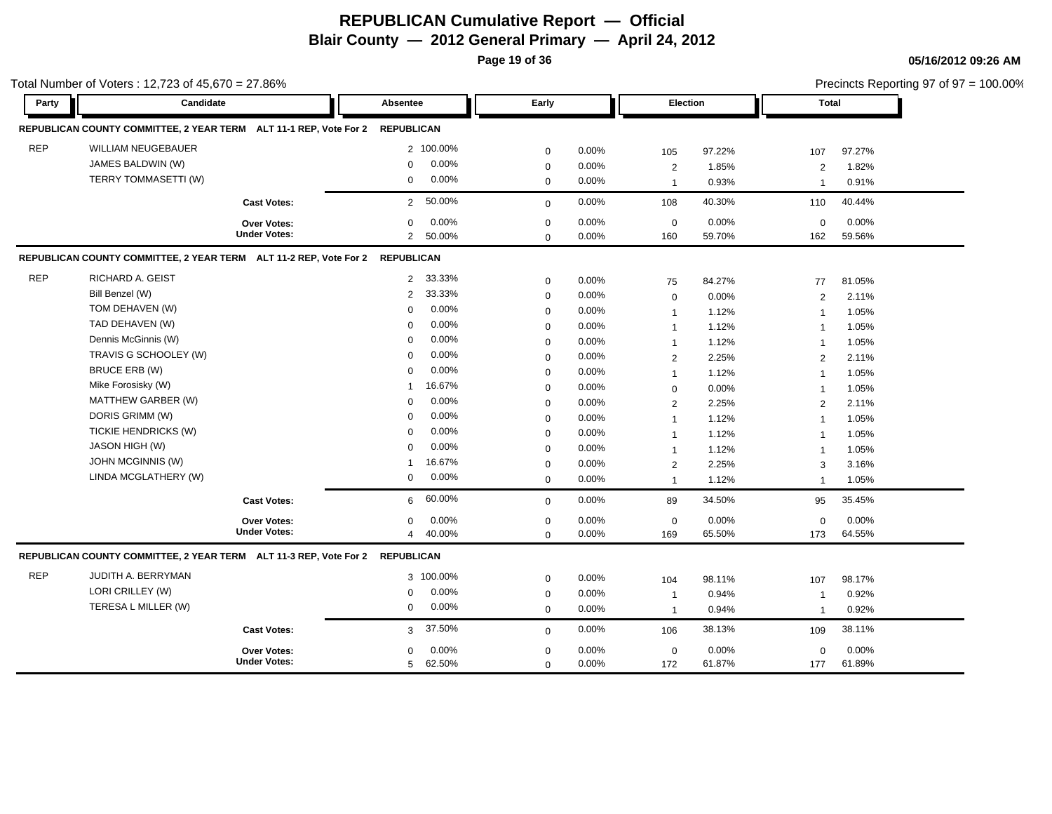# REPUBLICAN Cumulative Report — Official

**Blair County — 2012 General Primary — April 24, 2012**

05/16/2012 09:26 AM

Total Number of Voters : 12,723 of 45,670 = 27.86%

Precincts Reporting 97 of 97 = 100.00%

### REPUBLICAN COUNTY COMMITTEE, 2 YEAR TERM ALT 11-1 REP, Vote For 2 — REPUBLICAN

| Party | Candidate | Absentee | | Early | | Election | | Total | |
|---|---|---|---|---|---|---|---|---|---|
| REP | WILLIAM NEUGEBAUER | 2 | 100.00% | 0 | 0.00% | 105 | 97.22% | 107 | 97.27% |
| | JAMES BALDWIN (W) | 0 | 0.00% | 0 | 0.00% | 2 | 1.85% | 2 | 1.82% |
| | TERRY TOMMASETTI (W) | 0 | 0.00% | 0 | 0.00% | 1 | 0.93% | 1 | 0.91% |
| | **Cast Votes:** | 2 | 50.00% | 0 | 0.00% | 108 | 40.30% | 110 | 40.44% |
| | **Over Votes:** | 0 | 0.00% | 0 | 0.00% | 0 | 0.00% | 0 | 0.00% |
| | **Under Votes:** | 2 | 50.00% | 0 | 0.00% | 160 | 59.70% | 162 | 59.56% |

### REPUBLICAN COUNTY COMMITTEE, 2 YEAR TERM ALT 11-2 REP, Vote For 2 — REPUBLICAN

| Party | Candidate | Absentee | | Early | | Election | | Total | |
|---|---|---|---|---|---|---|---|---|---|
| REP | RICHARD A. GEIST | 2 | 33.33% | 0 | 0.00% | 75 | 84.27% | 77 | 81.05% |
| | Bill Benzel (W) | 2 | 33.33% | 0 | 0.00% | 0 | 0.00% | 2 | 2.11% |
| | TOM DEHAVEN (W) | 0 | 0.00% | 0 | 0.00% | 1 | 1.12% | 1 | 1.05% |
| | TAD DEHAVEN (W) | 0 | 0.00% | 0 | 0.00% | 1 | 1.12% | 1 | 1.05% |
| | Dennis McGinnis (W) | 0 | 0.00% | 0 | 0.00% | 1 | 1.12% | 1 | 1.05% |
| | TRAVIS G SCHOOLEY (W) | 0 | 0.00% | 0 | 0.00% | 2 | 2.25% | 2 | 2.11% |
| | BRUCE ERB (W) | 0 | 0.00% | 0 | 0.00% | 1 | 1.12% | 1 | 1.05% |
| | Mike Forosisky (W) | 1 | 16.67% | 0 | 0.00% | 0 | 0.00% | 1 | 1.05% |
| | MATTHEW GARBER (W) | 0 | 0.00% | 0 | 0.00% | 2 | 2.25% | 2 | 2.11% |
| | DORIS GRIMM (W) | 0 | 0.00% | 0 | 0.00% | 1 | 1.12% | 1 | 1.05% |
| | TICKIE HENDRICKS (W) | 0 | 0.00% | 0 | 0.00% | 1 | 1.12% | 1 | 1.05% |
| | JASON HIGH (W) | 0 | 0.00% | 0 | 0.00% | 1 | 1.12% | 1 | 1.05% |
| | JOHN MCGINNIS (W) | 1 | 16.67% | 0 | 0.00% | 2 | 2.25% | 3 | 3.16% |
| | LINDA MCGLATHERY (W) | 0 | 0.00% | 0 | 0.00% | 1 | 1.12% | 1 | 1.05% |
| | **Cast Votes:** | 6 | 60.00% | 0 | 0.00% | 89 | 34.50% | 95 | 35.45% |
| | **Over Votes:** | 0 | 0.00% | 0 | 0.00% | 0 | 0.00% | 0 | 0.00% |
| | **Under Votes:** | 4 | 40.00% | 0 | 0.00% | 169 | 65.50% | 173 | 64.55% |

### REPUBLICAN COUNTY COMMITTEE, 2 YEAR TERM ALT 11-3 REP, Vote For 2 — REPUBLICAN

| Party | Candidate | Absentee | | Early | | Election | | Total | |
|---|---|---|---|---|---|---|---|---|---|
| REP | JUDITH A. BERRYMAN | 3 | 100.00% | 0 | 0.00% | 104 | 98.11% | 107 | 98.17% |
| | LORI CRILLEY (W) | 0 | 0.00% | 0 | 0.00% | 1 | 0.94% | 1 | 0.92% |
| | TERESA L MILLER (W) | 0 | 0.00% | 0 | 0.00% | 1 | 0.94% | 1 | 0.92% |
| | **Cast Votes:** | 3 | 37.50% | 0 | 0.00% | 106 | 38.13% | 109 | 38.11% |
| | **Over Votes:** | 0 | 0.00% | 0 | 0.00% | 0 | 0.00% | 0 | 0.00% |
| | **Under Votes:** | 5 | 62.50% | 0 | 0.00% | 172 | 61.87% | 177 | 61.89% |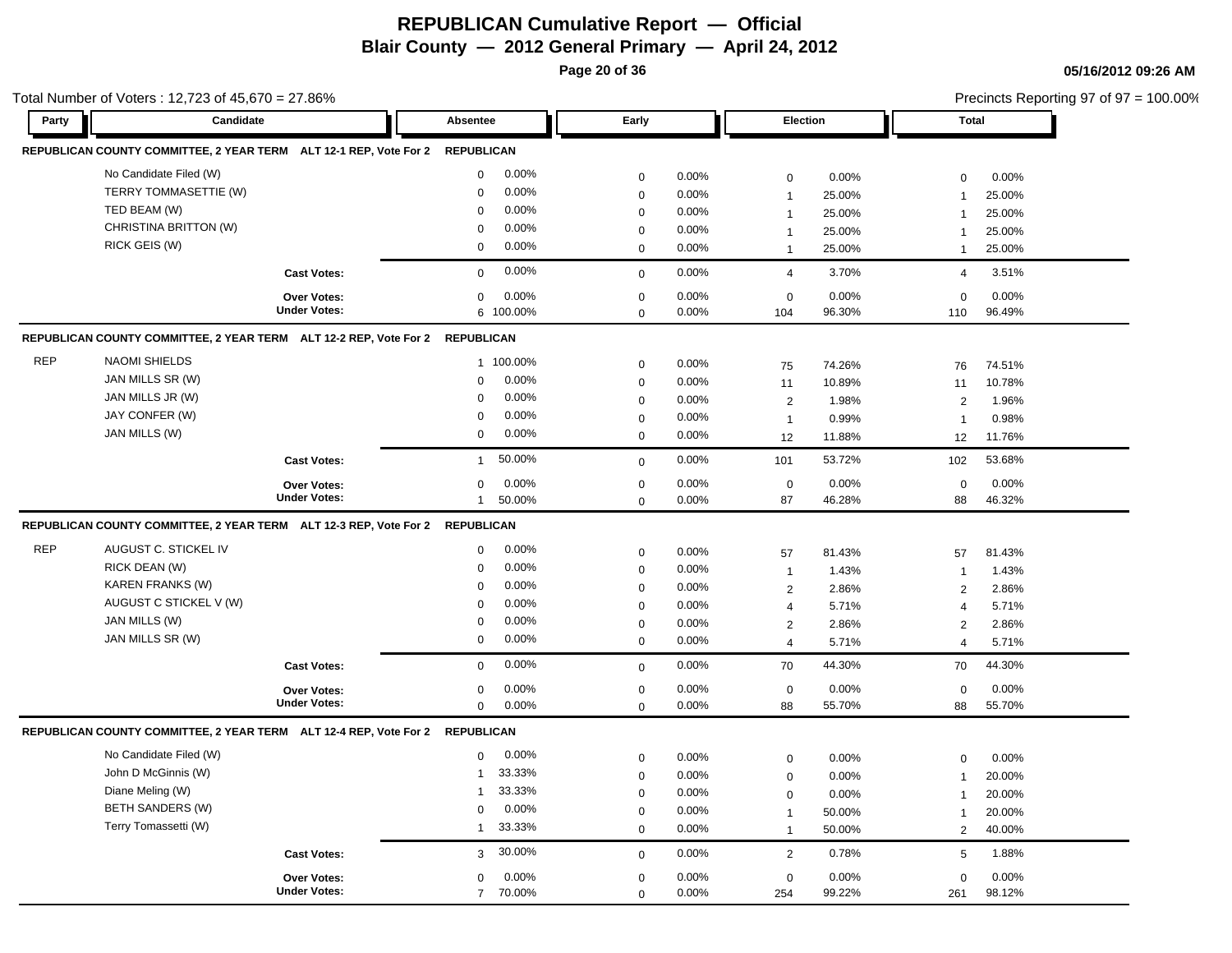# REPUBLICAN Cumulative Report — Official

## Blair County — 2012 General Primary — April 24, 2012

**05/16/2012 09:26 AM**

Total Number of Voters : 12,723 of 45,670 = 27.86%

Precincts Reporting 97 of 97 = 100.00%

| Party | Candidate | Absentee | | Early | | Election | | Total | |
|---|---|---|---|---|---|---|---|---|---|
| **REPUBLICAN COUNTY COMMITTEE, 2 YEAR TERM ALT 12-1 REP, Vote For 2** | | **REPUBLICAN** | | | | | | | |
| | No Candidate Filed (W) | 0 | 0.00% | 0 | 0.00% | 0 | 0.00% | 0 | 0.00% |
| | TERRY TOMMASETTIE (W) | 0 | 0.00% | 0 | 0.00% | 1 | 25.00% | 1 | 25.00% |
| | TED BEAM (W) | 0 | 0.00% | 0 | 0.00% | 1 | 25.00% | 1 | 25.00% |
| | CHRISTINA BRITTON (W) | 0 | 0.00% | 0 | 0.00% | 1 | 25.00% | 1 | 25.00% |
| | RICK GEIS (W) | 0 | 0.00% | 0 | 0.00% | 1 | 25.00% | 1 | 25.00% |
| | **Cast Votes:** | 0 | 0.00% | 0 | 0.00% | 4 | 3.70% | 4 | 3.51% |
| | **Over Votes:** | 0 | 0.00% | 0 | 0.00% | 0 | 0.00% | 0 | 0.00% |
| | **Under Votes:** | 6 | 100.00% | 0 | 0.00% | 104 | 96.30% | 110 | 96.49% |
| **REPUBLICAN COUNTY COMMITTEE, 2 YEAR TERM ALT 12-2 REP, Vote For 2** | | **REPUBLICAN** | | | | | | | |
| REP | NAOMI SHIELDS | 1 | 100.00% | 0 | 0.00% | 75 | 74.26% | 76 | 74.51% |
| | JAN MILLS SR (W) | 0 | 0.00% | 0 | 0.00% | 11 | 10.89% | 11 | 10.78% |
| | JAN MILLS JR (W) | 0 | 0.00% | 0 | 0.00% | 2 | 1.98% | 2 | 1.96% |
| | JAY CONFER (W) | 0 | 0.00% | 0 | 0.00% | 1 | 0.99% | 1 | 0.98% |
| | JAN MILLS (W) | 0 | 0.00% | 0 | 0.00% | 12 | 11.88% | 12 | 11.76% |
| | **Cast Votes:** | 1 | 50.00% | 0 | 0.00% | 101 | 53.72% | 102 | 53.68% |
| | **Over Votes:** | 0 | 0.00% | 0 | 0.00% | 0 | 0.00% | 0 | 0.00% |
| | **Under Votes:** | 1 | 50.00% | 0 | 0.00% | 87 | 46.28% | 88 | 46.32% |
| **REPUBLICAN COUNTY COMMITTEE, 2 YEAR TERM ALT 12-3 REP, Vote For 2** | | **REPUBLICAN** | | | | | | | |
| REP | AUGUST C. STICKEL IV | 0 | 0.00% | 0 | 0.00% | 57 | 81.43% | 57 | 81.43% |
| | RICK DEAN (W) | 0 | 0.00% | 0 | 0.00% | 1 | 1.43% | 1 | 1.43% |
| | KAREN FRANKS (W) | 0 | 0.00% | 0 | 0.00% | 2 | 2.86% | 2 | 2.86% |
| | AUGUST C STICKEL V (W) | 0 | 0.00% | 0 | 0.00% | 4 | 5.71% | 4 | 5.71% |
| | JAN MILLS (W) | 0 | 0.00% | 0 | 0.00% | 2 | 2.86% | 2 | 2.86% |
| | JAN MILLS SR (W) | 0 | 0.00% | 0 | 0.00% | 4 | 5.71% | 4 | 5.71% |
| | **Cast Votes:** | 0 | 0.00% | 0 | 0.00% | 70 | 44.30% | 70 | 44.30% |
| | **Over Votes:** | 0 | 0.00% | 0 | 0.00% | 0 | 0.00% | 0 | 0.00% |
| | **Under Votes:** | 0 | 0.00% | 0 | 0.00% | 88 | 55.70% | 88 | 55.70% |
| **REPUBLICAN COUNTY COMMITTEE, 2 YEAR TERM ALT 12-4 REP, Vote For 2** | | **REPUBLICAN** | | | | | | | |
| | No Candidate Filed (W) | 0 | 0.00% | 0 | 0.00% | 0 | 0.00% | 0 | 0.00% |
| | John D McGinnis (W) | 1 | 33.33% | 0 | 0.00% | 0 | 0.00% | 1 | 20.00% |
| | Diane Meling (W) | 1 | 33.33% | 0 | 0.00% | 0 | 0.00% | 1 | 20.00% |
| | BETH SANDERS (W) | 0 | 0.00% | 0 | 0.00% | 1 | 50.00% | 1 | 20.00% |
| | Terry Tomassetti (W) | 1 | 33.33% | 0 | 0.00% | 1 | 50.00% | 2 | 40.00% |
| | **Cast Votes:** | 3 | 30.00% | 0 | 0.00% | 2 | 0.78% | 5 | 1.88% |
| | **Over Votes:** | 0 | 0.00% | 0 | 0.00% | 0 | 0.00% | 0 | 0.00% |
| | **Under Votes:** | 7 | 70.00% | 0 | 0.00% | 254 | 99.22% | 261 | 98.12% |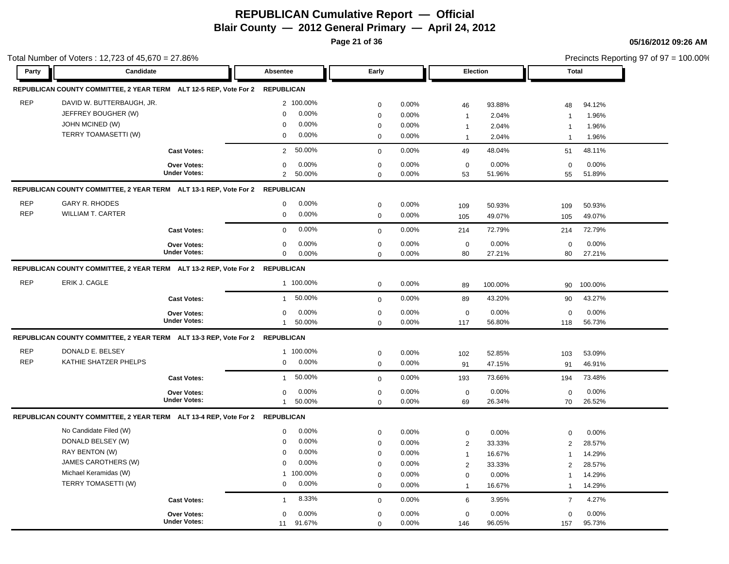# REPUBLICAN Cumulative Report — Official

## Blair County — 2012 General Primary — April 24, 2012

05/16/2012 09:26 AM

Total Number of Voters : 12,723 of 45,670 = 27.86%

Precincts Reporting 97 of 97 = 100.00%

| Party | Candidate | Absentee | | Early | | Election | | Total | |
|---|---|---|---|---|---|---|---|---|---|
| **REPUBLICAN COUNTY COMMITTEE, 2 YEAR TERM ALT 12-5 REP, Vote For 2** | | **REPUBLICAN** | | | | | | | |
| REP | DAVID W. BUTTERBAUGH, JR. | 2 | 100.00% | 0 | 0.00% | 46 | 93.88% | 48 | 94.12% |
| | JEFFREY BOUGHER (W) | 0 | 0.00% | 0 | 0.00% | 1 | 2.04% | 1 | 1.96% |
| | JOHN MCINED (W) | 0 | 0.00% | 0 | 0.00% | 1 | 2.04% | 1 | 1.96% |
| | TERRY TOAMASETTI (W) | 0 | 0.00% | 0 | 0.00% | 1 | 2.04% | 1 | 1.96% |
| | **Cast Votes:** | 2 | 50.00% | 0 | 0.00% | 49 | 48.04% | 51 | 48.11% |
| | **Over Votes:** | 0 | 0.00% | 0 | 0.00% | 0 | 0.00% | 0 | 0.00% |
| | **Under Votes:** | 2 | 50.00% | 0 | 0.00% | 53 | 51.96% | 55 | 51.89% |
| **REPUBLICAN COUNTY COMMITTEE, 2 YEAR TERM ALT 13-1 REP, Vote For 2** | | **REPUBLICAN** | | | | | | | |
| REP | GARY R. RHODES | 0 | 0.00% | 0 | 0.00% | 109 | 50.93% | 109 | 50.93% |
| REP | WILLIAM T. CARTER | 0 | 0.00% | 0 | 0.00% | 105 | 49.07% | 105 | 49.07% |
| | **Cast Votes:** | 0 | 0.00% | 0 | 0.00% | 214 | 72.79% | 214 | 72.79% |
| | **Over Votes:** | 0 | 0.00% | 0 | 0.00% | 0 | 0.00% | 0 | 0.00% |
| | **Under Votes:** | 0 | 0.00% | 0 | 0.00% | 80 | 27.21% | 80 | 27.21% |
| **REPUBLICAN COUNTY COMMITTEE, 2 YEAR TERM ALT 13-2 REP, Vote For 2** | | **REPUBLICAN** | | | | | | | |
| REP | ERIK J. CAGLE | 1 | 100.00% | 0 | 0.00% | 89 | 100.00% | 90 | 100.00% |
| | **Cast Votes:** | 1 | 50.00% | 0 | 0.00% | 89 | 43.20% | 90 | 43.27% |
| | **Over Votes:** | 0 | 0.00% | 0 | 0.00% | 0 | 0.00% | 0 | 0.00% |
| | **Under Votes:** | 1 | 50.00% | 0 | 0.00% | 117 | 56.80% | 118 | 56.73% |
| **REPUBLICAN COUNTY COMMITTEE, 2 YEAR TERM ALT 13-3 REP, Vote For 2** | | **REPUBLICAN** | | | | | | | |
| REP | DONALD E. BELSEY | 1 | 100.00% | 0 | 0.00% | 102 | 52.85% | 103 | 53.09% |
| REP | KATHIE SHATZER PHELPS | 0 | 0.00% | 0 | 0.00% | 91 | 47.15% | 91 | 46.91% |
| | **Cast Votes:** | 1 | 50.00% | 0 | 0.00% | 193 | 73.66% | 194 | 73.48% |
| | **Over Votes:** | 0 | 0.00% | 0 | 0.00% | 0 | 0.00% | 0 | 0.00% |
| | **Under Votes:** | 1 | 50.00% | 0 | 0.00% | 69 | 26.34% | 70 | 26.52% |
| **REPUBLICAN COUNTY COMMITTEE, 2 YEAR TERM ALT 13-4 REP, Vote For 2** | | **REPUBLICAN** | | | | | | | |
| | No Candidate Filed (W) | 0 | 0.00% | 0 | 0.00% | 0 | 0.00% | 0 | 0.00% |
| | DONALD BELSEY (W) | 0 | 0.00% | 0 | 0.00% | 2 | 33.33% | 2 | 28.57% |
| | RAY BENTON (W) | 0 | 0.00% | 0 | 0.00% | 1 | 16.67% | 1 | 14.29% |
| | JAMES CAROTHERS (W) | 0 | 0.00% | 0 | 0.00% | 2 | 33.33% | 2 | 28.57% |
| | Michael Keramidas (W) | 1 | 100.00% | 0 | 0.00% | 0 | 0.00% | 1 | 14.29% |
| | TERRY TOMASETTI (W) | 0 | 0.00% | 0 | 0.00% | 1 | 16.67% | 1 | 14.29% |
| | **Cast Votes:** | 1 | 8.33% | 0 | 0.00% | 6 | 3.95% | 7 | 4.27% |
| | **Over Votes:** | 0 | 0.00% | 0 | 0.00% | 0 | 0.00% | 0 | 0.00% |
| | **Under Votes:** | 11 | 91.67% | 0 | 0.00% | 146 | 96.05% | 157 | 95.73% |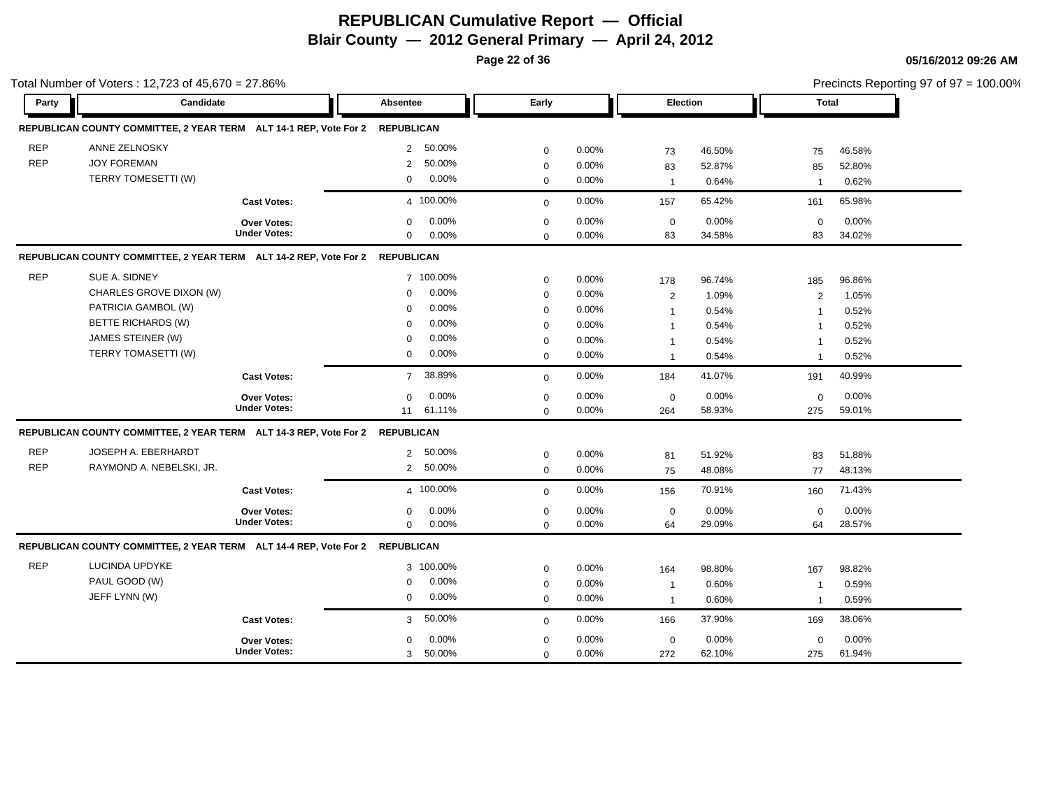# REPUBLICAN Cumulative Report — Official

## Blair County — 2012 General Primary — April 24, 2012

05/16/2012 09:26 AM

Total Number of Voters : 12,723 of 45,670 = 27.86%

Precincts Reporting 97 of 97 = 100.00%

| Party | Candidate | Absentee | | Early | | Election | | Total | |
|---|---|---|---|---|---|---|---|---|---|
| **REPUBLICAN COUNTY COMMITTEE, 2 YEAR TERM ALT 14-1 REP, Vote For 2** | | **REPUBLICAN** | | | | | | | |
| REP | ANNE ZELNOSKY | 2 | 50.00% | 0 | 0.00% | 73 | 46.50% | 75 | 46.58% |
| REP | JOY FOREMAN | 2 | 50.00% | 0 | 0.00% | 83 | 52.87% | 85 | 52.80% |
| | TERRY TOMESETTI (W) | 0 | 0.00% | 0 | 0.00% | 1 | 0.64% | 1 | 0.62% |
| | **Cast Votes:** | 4 | 100.00% | 0 | 0.00% | 157 | 65.42% | 161 | 65.98% |
| | **Over Votes:** | 0 | 0.00% | 0 | 0.00% | 0 | 0.00% | 0 | 0.00% |
| | **Under Votes:** | 0 | 0.00% | 0 | 0.00% | 83 | 34.58% | 83 | 34.02% |
| **REPUBLICAN COUNTY COMMITTEE, 2 YEAR TERM ALT 14-2 REP, Vote For 2** | | **REPUBLICAN** | | | | | | | |
| REP | SUE A. SIDNEY | 7 | 100.00% | 0 | 0.00% | 178 | 96.74% | 185 | 96.86% |
| | CHARLES GROVE DIXON (W) | 0 | 0.00% | 0 | 0.00% | 2 | 1.09% | 2 | 1.05% |
| | PATRICIA GAMBOL (W) | 0 | 0.00% | 0 | 0.00% | 1 | 0.54% | 1 | 0.52% |
| | BETTE RICHARDS (W) | 0 | 0.00% | 0 | 0.00% | 1 | 0.54% | 1 | 0.52% |
| | JAMES STEINER (W) | 0 | 0.00% | 0 | 0.00% | 1 | 0.54% | 1 | 0.52% |
| | TERRY TOMASETTI (W) | 0 | 0.00% | 0 | 0.00% | 1 | 0.54% | 1 | 0.52% |
| | **Cast Votes:** | 7 | 38.89% | 0 | 0.00% | 184 | 41.07% | 191 | 40.99% |
| | **Over Votes:** | 0 | 0.00% | 0 | 0.00% | 0 | 0.00% | 0 | 0.00% |
| | **Under Votes:** | 11 | 61.11% | 0 | 0.00% | 264 | 58.93% | 275 | 59.01% |
| **REPUBLICAN COUNTY COMMITTEE, 2 YEAR TERM ALT 14-3 REP, Vote For 2** | | **REPUBLICAN** | | | | | | | |
| REP | JOSEPH A. EBERHARDT | 2 | 50.00% | 0 | 0.00% | 81 | 51.92% | 83 | 51.88% |
| REP | RAYMOND A. NEBELSKI, JR. | 2 | 50.00% | 0 | 0.00% | 75 | 48.08% | 77 | 48.13% |
| | **Cast Votes:** | 4 | 100.00% | 0 | 0.00% | 156 | 70.91% | 160 | 71.43% |
| | **Over Votes:** | 0 | 0.00% | 0 | 0.00% | 0 | 0.00% | 0 | 0.00% |
| | **Under Votes:** | 0 | 0.00% | 0 | 0.00% | 64 | 29.09% | 64 | 28.57% |
| **REPUBLICAN COUNTY COMMITTEE, 2 YEAR TERM ALT 14-4 REP, Vote For 2** | | **REPUBLICAN** | | | | | | | |
| REP | LUCINDA UPDYKE | 3 | 100.00% | 0 | 0.00% | 164 | 98.80% | 167 | 98.82% |
| | PAUL GOOD (W) | 0 | 0.00% | 0 | 0.00% | 1 | 0.60% | 1 | 0.59% |
| | JEFF LYNN (W) | 0 | 0.00% | 0 | 0.00% | 1 | 0.60% | 1 | 0.59% |
| | **Cast Votes:** | 3 | 50.00% | 0 | 0.00% | 166 | 37.90% | 169 | 38.06% |
| | **Over Votes:** | 0 | 0.00% | 0 | 0.00% | 0 | 0.00% | 0 | 0.00% |
| | **Under Votes:** | 3 | 50.00% | 0 | 0.00% | 272 | 62.10% | 275 | 61.94% |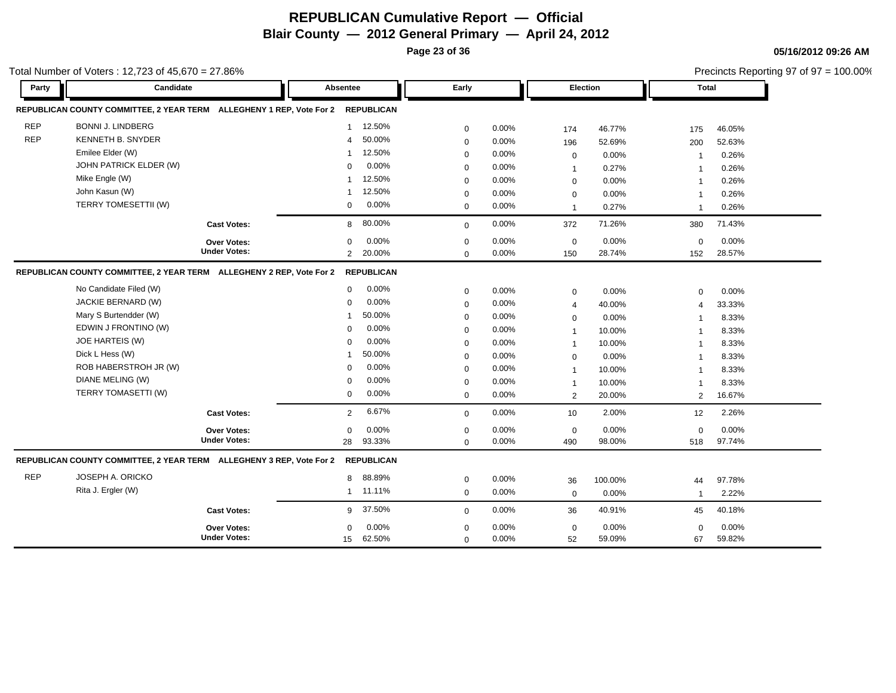# REPUBLICAN Cumulative Report — Official

## Blair County — 2012 General Primary — April 24, 2012

05/16/2012 09:26 AM

Total Number of Voters : 12,723 of 45,670 = 27.86%

Precincts Reporting 97 of 97 = 100.00%

### REPUBLICAN COUNTY COMMITTEE, 2 YEAR TERM ALLEGHENY 1 REP, Vote For 2 — REPUBLICAN

| Party | Candidate | Absentee | | Early | | Election | | Total | |
|---|---|---|---|---|---|---|---|---|---|
| REP | BONNI J. LINDBERG | 1 | 12.50% | 0 | 0.00% | 174 | 46.77% | 175 | 46.05% |
| REP | KENNETH B. SNYDER | 4 | 50.00% | 0 | 0.00% | 196 | 52.69% | 200 | 52.63% |
| | Emilee Elder (W) | 1 | 12.50% | 0 | 0.00% | 0 | 0.00% | 1 | 0.26% |
| | JOHN PATRICK ELDER (W) | 0 | 0.00% | 0 | 0.00% | 1 | 0.27% | 1 | 0.26% |
| | Mike Engle (W) | 1 | 12.50% | 0 | 0.00% | 0 | 0.00% | 1 | 0.26% |
| | John Kasun (W) | 1 | 12.50% | 0 | 0.00% | 0 | 0.00% | 1 | 0.26% |
| | TERRY TOMESETTII (W) | 0 | 0.00% | 0 | 0.00% | 1 | 0.27% | 1 | 0.26% |
| | **Cast Votes:** | 8 | 80.00% | 0 | 0.00% | 372 | 71.26% | 380 | 71.43% |
| | **Over Votes:** | 0 | 0.00% | 0 | 0.00% | 0 | 0.00% | 0 | 0.00% |
| | **Under Votes:** | 2 | 20.00% | 0 | 0.00% | 150 | 28.74% | 152 | 28.57% |

### REPUBLICAN COUNTY COMMITTEE, 2 YEAR TERM ALLEGHENY 2 REP, Vote For 2 — REPUBLICAN

| Party | Candidate | Absentee | | Early | | Election | | Total | |
|---|---|---|---|---|---|---|---|---|---|
| | No Candidate Filed (W) | 0 | 0.00% | 0 | 0.00% | 0 | 0.00% | 0 | 0.00% |
| | JACKIE BERNARD (W) | 0 | 0.00% | 0 | 0.00% | 4 | 40.00% | 4 | 33.33% |
| | Mary S Burtendder (W) | 1 | 50.00% | 0 | 0.00% | 0 | 0.00% | 1 | 8.33% |
| | EDWIN J FRONTINO (W) | 0 | 0.00% | 0 | 0.00% | 1 | 10.00% | 1 | 8.33% |
| | JOE HARTEIS (W) | 0 | 0.00% | 0 | 0.00% | 1 | 10.00% | 1 | 8.33% |
| | Dick L Hess (W) | 1 | 50.00% | 0 | 0.00% | 0 | 0.00% | 1 | 8.33% |
| | ROB HABERSTROH JR (W) | 0 | 0.00% | 0 | 0.00% | 1 | 10.00% | 1 | 8.33% |
| | DIANE MELING (W) | 0 | 0.00% | 0 | 0.00% | 1 | 10.00% | 1 | 8.33% |
| | TERRY TOMASETTI (W) | 0 | 0.00% | 0 | 0.00% | 2 | 20.00% | 2 | 16.67% |
| | **Cast Votes:** | 2 | 6.67% | 0 | 0.00% | 10 | 2.00% | 12 | 2.26% |
| | **Over Votes:** | 0 | 0.00% | 0 | 0.00% | 0 | 0.00% | 0 | 0.00% |
| | **Under Votes:** | 28 | 93.33% | 0 | 0.00% | 490 | 98.00% | 518 | 97.74% |

### REPUBLICAN COUNTY COMMITTEE, 2 YEAR TERM ALLEGHENY 3 REP, Vote For 2 — REPUBLICAN

| Party | Candidate | Absentee | | Early | | Election | | Total | |
|---|---|---|---|---|---|---|---|---|---|
| REP | JOSEPH A. ORICKO | 8 | 88.89% | 0 | 0.00% | 36 | 100.00% | 44 | 97.78% |
| | Rita J. Ergler (W) | 1 | 11.11% | 0 | 0.00% | 0 | 0.00% | 1 | 2.22% |
| | **Cast Votes:** | 9 | 37.50% | 0 | 0.00% | 36 | 40.91% | 45 | 40.18% |
| | **Over Votes:** | 0 | 0.00% | 0 | 0.00% | 0 | 0.00% | 0 | 0.00% |
| | **Under Votes:** | 15 | 62.50% | 0 | 0.00% | 52 | 59.09% | 67 | 59.82% |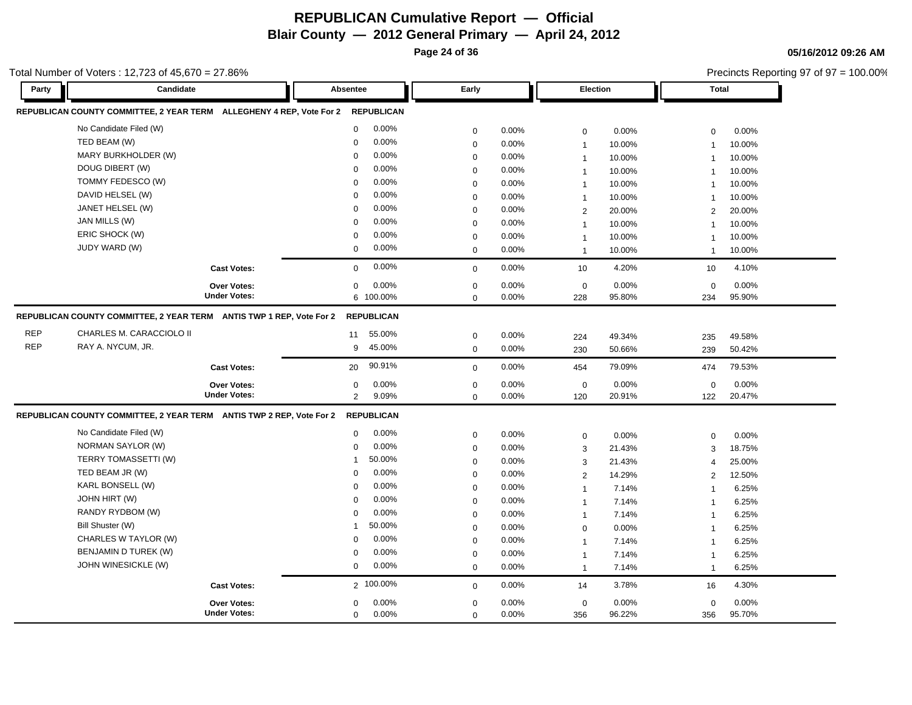# REPUBLICAN Cumulative Report — Official

## Blair County — 2012 General Primary — April 24, 2012

05/16/2012 09:26 AM

Total Number of Voters : 12,723 of 45,670 = 27.86%

Precincts Reporting 97 of 97 = 100.00%

### REPUBLICAN COUNTY COMMITTEE, 2 YEAR TERM ALLEGHENY 4 REP, Vote For 2 — REPUBLICAN

| Party | Candidate | Absentee | | Early | | Election | | Total | |
|---|---|---|---|---|---|---|---|---|---|
| | No Candidate Filed (W) | 0 | 0.00% | 0 | 0.00% | 0 | 0.00% | 0 | 0.00% |
| | TED BEAM (W) | 0 | 0.00% | 0 | 0.00% | 1 | 10.00% | 1 | 10.00% |
| | MARY BURKHOLDER (W) | 0 | 0.00% | 0 | 0.00% | 1 | 10.00% | 1 | 10.00% |
| | DOUG DIBERT (W) | 0 | 0.00% | 0 | 0.00% | 1 | 10.00% | 1 | 10.00% |
| | TOMMY FEDESCO (W) | 0 | 0.00% | 0 | 0.00% | 1 | 10.00% | 1 | 10.00% |
| | DAVID HELSEL (W) | 0 | 0.00% | 0 | 0.00% | 1 | 10.00% | 1 | 10.00% |
| | JANET HELSEL (W) | 0 | 0.00% | 0 | 0.00% | 2 | 20.00% | 2 | 20.00% |
| | JAN MILLS (W) | 0 | 0.00% | 0 | 0.00% | 1 | 10.00% | 1 | 10.00% |
| | ERIC SHOCK (W) | 0 | 0.00% | 0 | 0.00% | 1 | 10.00% | 1 | 10.00% |
| | JUDY WARD (W) | 0 | 0.00% | 0 | 0.00% | 1 | 10.00% | 1 | 10.00% |
| | **Cast Votes:** | 0 | 0.00% | 0 | 0.00% | 10 | 4.20% | 10 | 4.10% |
| | **Over Votes:** | 0 | 0.00% | 0 | 0.00% | 0 | 0.00% | 0 | 0.00% |
| | **Under Votes:** | 6 | 100.00% | 0 | 0.00% | 228 | 95.80% | 234 | 95.90% |

### REPUBLICAN COUNTY COMMITTEE, 2 YEAR TERM ANTIS TWP 1 REP, Vote For 2 — REPUBLICAN

| Party | Candidate | Absentee | | Early | | Election | | Total | |
|---|---|---|---|---|---|---|---|---|---|
| REP | CHARLES M. CARACCIOLO II | 11 | 55.00% | 0 | 0.00% | 224 | 49.34% | 235 | 49.58% |
| REP | RAY A. NYCUM, JR. | 9 | 45.00% | 0 | 0.00% | 230 | 50.66% | 239 | 50.42% |
| | **Cast Votes:** | 20 | 90.91% | 0 | 0.00% | 454 | 79.09% | 474 | 79.53% |
| | **Over Votes:** | 0 | 0.00% | 0 | 0.00% | 0 | 0.00% | 0 | 0.00% |
| | **Under Votes:** | 2 | 9.09% | 0 | 0.00% | 120 | 20.91% | 122 | 20.47% |

### REPUBLICAN COUNTY COMMITTEE, 2 YEAR TERM ANTIS TWP 2 REP, Vote For 2 — REPUBLICAN

| Party | Candidate | Absentee | | Early | | Election | | Total | |
|---|---|---|---|---|---|---|---|---|---|
| | No Candidate Filed (W) | 0 | 0.00% | 0 | 0.00% | 0 | 0.00% | 0 | 0.00% |
| | NORMAN SAYLOR (W) | 0 | 0.00% | 0 | 0.00% | 3 | 21.43% | 3 | 18.75% |
| | TERRY TOMASSETTI (W) | 1 | 50.00% | 0 | 0.00% | 3 | 21.43% | 4 | 25.00% |
| | TED BEAM JR (W) | 0 | 0.00% | 0 | 0.00% | 2 | 14.29% | 2 | 12.50% |
| | KARL BONSELL (W) | 0 | 0.00% | 0 | 0.00% | 1 | 7.14% | 1 | 6.25% |
| | JOHN HIRT (W) | 0 | 0.00% | 0 | 0.00% | 1 | 7.14% | 1 | 6.25% |
| | RANDY RYDBOM (W) | 0 | 0.00% | 0 | 0.00% | 1 | 7.14% | 1 | 6.25% |
| | Bill Shuster (W) | 1 | 50.00% | 0 | 0.00% | 0 | 0.00% | 1 | 6.25% |
| | CHARLES W TAYLOR (W) | 0 | 0.00% | 0 | 0.00% | 1 | 7.14% | 1 | 6.25% |
| | BENJAMIN D TUREK (W) | 0 | 0.00% | 0 | 0.00% | 1 | 7.14% | 1 | 6.25% |
| | JOHN WINESICKLE (W) | 0 | 0.00% | 0 | 0.00% | 1 | 7.14% | 1 | 6.25% |
| | **Cast Votes:** | 2 | 100.00% | 0 | 0.00% | 14 | 3.78% | 16 | 4.30% |
| | **Over Votes:** | 0 | 0.00% | 0 | 0.00% | 0 | 0.00% | 0 | 0.00% |
| | **Under Votes:** | 0 | 0.00% | 0 | 0.00% | 356 | 96.22% | 356 | 95.70% |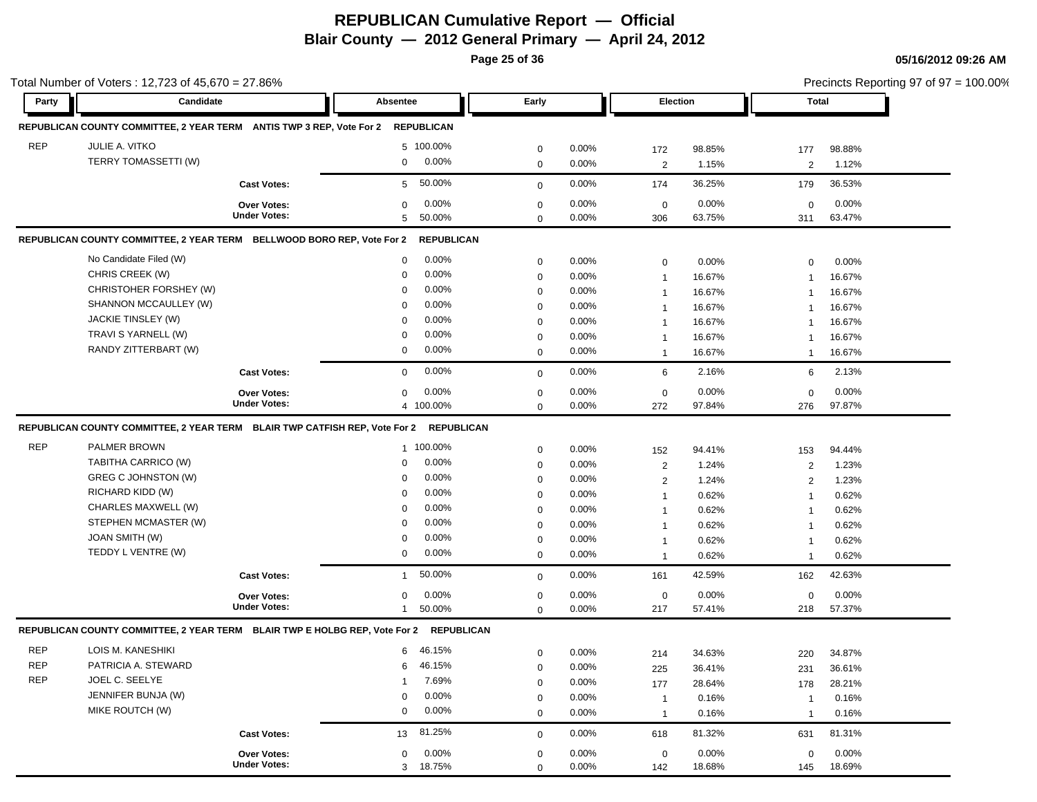# REPUBLICAN Cumulative Report — Official

## Blair County — 2012 General Primary — April 24, 2012

05/16/2012 09:26 AM

Total Number of Voters : 12,723 of 45,670 = 27.86%

Precincts Reporting 97 of 97 = 100.00%

| Party | Candidate | Absentee | | Early | | Election | | Total | |
|---|---|---|---|---|---|---|---|---|---|
| **REPUBLICAN COUNTY COMMITTEE, 2 YEAR TERM ANTIS TWP 3 REP, Vote For 2 REPUBLICAN** | | | | | | | | | |
| REP | JULIE A. VITKO | 5 | 100.00% | 0 | 0.00% | 172 | 98.85% | 177 | 98.88% |
| | TERRY TOMASSETTI (W) | 0 | 0.00% | 0 | 0.00% | 2 | 1.15% | 2 | 1.12% |
| | **Cast Votes:** | 5 | 50.00% | 0 | 0.00% | 174 | 36.25% | 179 | 36.53% |
| | **Over Votes:** | 0 | 0.00% | 0 | 0.00% | 0 | 0.00% | 0 | 0.00% |
| | **Under Votes:** | 5 | 50.00% | 0 | 0.00% | 306 | 63.75% | 311 | 63.47% |
| **REPUBLICAN COUNTY COMMITTEE, 2 YEAR TERM BELLWOOD BORO REP, Vote For 2 REPUBLICAN** | | | | | | | | | |
| | No Candidate Filed (W) | 0 | 0.00% | 0 | 0.00% | 0 | 0.00% | 0 | 0.00% |
| | CHRIS CREEK (W) | 0 | 0.00% | 0 | 0.00% | 1 | 16.67% | 1 | 16.67% |
| | CHRISTOHER FORSHEY (W) | 0 | 0.00% | 0 | 0.00% | 1 | 16.67% | 1 | 16.67% |
| | SHANNON MCCAULLEY (W) | 0 | 0.00% | 0 | 0.00% | 1 | 16.67% | 1 | 16.67% |
| | JACKIE TINSLEY (W) | 0 | 0.00% | 0 | 0.00% | 1 | 16.67% | 1 | 16.67% |
| | TRAVI S YARNELL (W) | 0 | 0.00% | 0 | 0.00% | 1 | 16.67% | 1 | 16.67% |
| | RANDY ZITTERBART (W) | 0 | 0.00% | 0 | 0.00% | 1 | 16.67% | 1 | 16.67% |
| | **Cast Votes:** | 0 | 0.00% | 0 | 0.00% | 6 | 2.16% | 6 | 2.13% |
| | **Over Votes:** | 0 | 0.00% | 0 | 0.00% | 0 | 0.00% | 0 | 0.00% |
| | **Under Votes:** | 4 | 100.00% | 0 | 0.00% | 272 | 97.84% | 276 | 97.87% |
| **REPUBLICAN COUNTY COMMITTEE, 2 YEAR TERM BLAIR TWP CATFISH REP, Vote For 2 REPUBLICAN** | | | | | | | | | |
| REP | PALMER BROWN | 1 | 100.00% | 0 | 0.00% | 152 | 94.41% | 153 | 94.44% |
| | TABITHA CARRICO (W) | 0 | 0.00% | 0 | 0.00% | 2 | 1.24% | 2 | 1.23% |
| | GREG C JOHNSTON (W) | 0 | 0.00% | 0 | 0.00% | 2 | 1.24% | 2 | 1.23% |
| | RICHARD KIDD (W) | 0 | 0.00% | 0 | 0.00% | 1 | 0.62% | 1 | 0.62% |
| | CHARLES MAXWELL (W) | 0 | 0.00% | 0 | 0.00% | 1 | 0.62% | 1 | 0.62% |
| | STEPHEN MCMASTER (W) | 0 | 0.00% | 0 | 0.00% | 1 | 0.62% | 1 | 0.62% |
| | JOAN SMITH (W) | 0 | 0.00% | 0 | 0.00% | 1 | 0.62% | 1 | 0.62% |
| | TEDDY L VENTRE (W) | 0 | 0.00% | 0 | 0.00% | 1 | 0.62% | 1 | 0.62% |
| | **Cast Votes:** | 1 | 50.00% | 0 | 0.00% | 161 | 42.59% | 162 | 42.63% |
| | **Over Votes:** | 0 | 0.00% | 0 | 0.00% | 0 | 0.00% | 0 | 0.00% |
| | **Under Votes:** | 1 | 50.00% | 0 | 0.00% | 217 | 57.41% | 218 | 57.37% |
| **REPUBLICAN COUNTY COMMITTEE, 2 YEAR TERM BLAIR TWP E HOLBG REP, Vote For 2 REPUBLICAN** | | | | | | | | | |
| REP | LOIS M. KANESHIKI | 6 | 46.15% | 0 | 0.00% | 214 | 34.63% | 220 | 34.87% |
| REP | PATRICIA A. STEWARD | 6 | 46.15% | 0 | 0.00% | 225 | 36.41% | 231 | 36.61% |
| REP | JOEL C. SEELYE | 1 | 7.69% | 0 | 0.00% | 177 | 28.64% | 178 | 28.21% |
| | JENNIFER BUNJA (W) | 0 | 0.00% | 0 | 0.00% | 1 | 0.16% | 1 | 0.16% |
| | MIKE ROUTCH (W) | 0 | 0.00% | 0 | 0.00% | 1 | 0.16% | 1 | 0.16% |
| | **Cast Votes:** | 13 | 81.25% | 0 | 0.00% | 618 | 81.32% | 631 | 81.31% |
| | **Over Votes:** | 0 | 0.00% | 0 | 0.00% | 0 | 0.00% | 0 | 0.00% |
| | **Under Votes:** | 3 | 18.75% | 0 | 0.00% | 142 | 18.68% | 145 | 18.69% |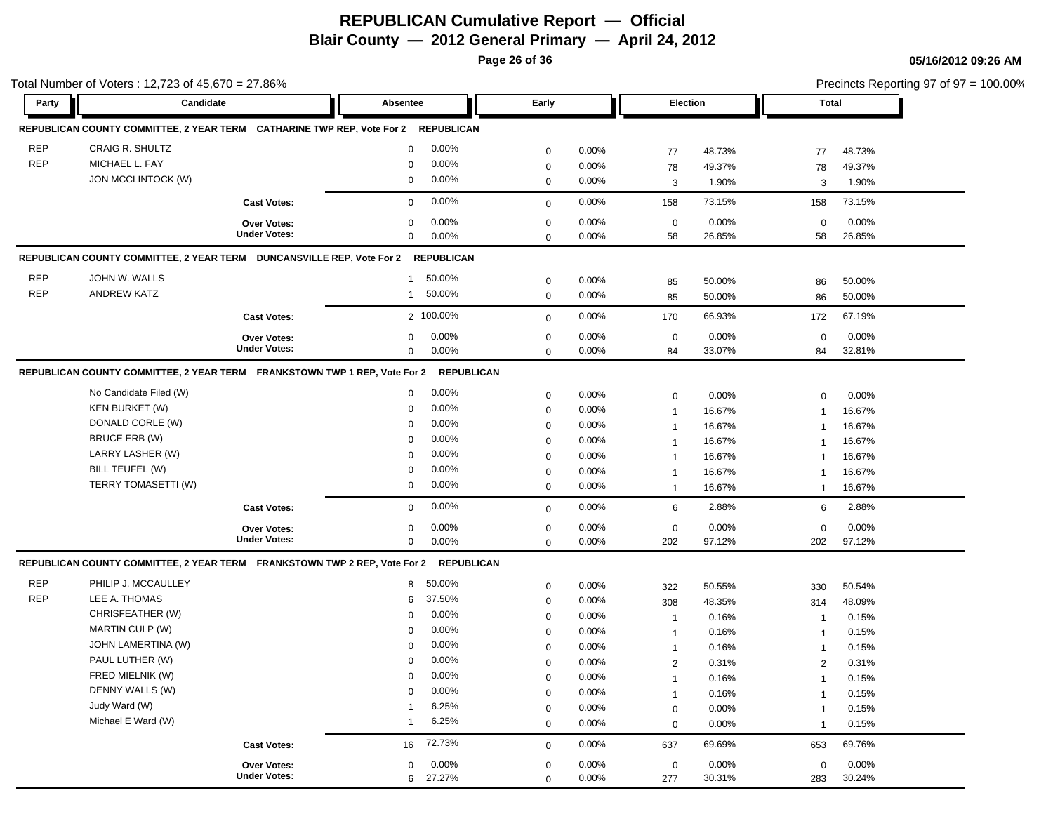# REPUBLICAN Cumulative Report — Official

## Blair County — 2012 General Primary — April 24, 2012

05/16/2012 09:26 AM

Total Number of Voters : 12,723 of 45,670 = 27.86%

Precincts Reporting 97 of 97 = 100.00%

### REPUBLICAN COUNTY COMMITTEE, 2 YEAR TERM CATHARINE TWP REP, Vote For 2 REPUBLICAN

| Party | Candidate | Absentee | | Early | | Election | | Total | |
|---|---|---|---|---|---|---|---|---|---|
| REP | CRAIG R. SHULTZ | 0 | 0.00% | 0 | 0.00% | 77 | 48.73% | 77 | 48.73% |
| REP | MICHAEL L. FAY | 0 | 0.00% | 0 | 0.00% | 78 | 49.37% | 78 | 49.37% |
| | JON MCCLINTOCK (W) | 0 | 0.00% | 0 | 0.00% | 3 | 1.90% | 3 | 1.90% |
| | **Cast Votes:** | 0 | 0.00% | 0 | 0.00% | 158 | 73.15% | 158 | 73.15% |
| | **Over Votes:** | 0 | 0.00% | 0 | 0.00% | 0 | 0.00% | 0 | 0.00% |
| | **Under Votes:** | 0 | 0.00% | 0 | 0.00% | 58 | 26.85% | 58 | 26.85% |

### REPUBLICAN COUNTY COMMITTEE, 2 YEAR TERM DUNCANSVILLE REP, Vote For 2 REPUBLICAN

| Party | Candidate | Absentee | | Early | | Election | | Total | |
|---|---|---|---|---|---|---|---|---|---|
| REP | JOHN W. WALLS | 1 | 50.00% | 0 | 0.00% | 85 | 50.00% | 86 | 50.00% |
| REP | ANDREW KATZ | 1 | 50.00% | 0 | 0.00% | 85 | 50.00% | 86 | 50.00% |
| | **Cast Votes:** | 2 | 100.00% | 0 | 0.00% | 170 | 66.93% | 172 | 67.19% |
| | **Over Votes:** | 0 | 0.00% | 0 | 0.00% | 0 | 0.00% | 0 | 0.00% |
| | **Under Votes:** | 0 | 0.00% | 0 | 0.00% | 84 | 33.07% | 84 | 32.81% |

### REPUBLICAN COUNTY COMMITTEE, 2 YEAR TERM FRANKSTOWN TWP 1 REP, Vote For 2 REPUBLICAN

| Party | Candidate | Absentee | | Early | | Election | | Total | |
|---|---|---|---|---|---|---|---|---|---|
| | No Candidate Filed (W) | 0 | 0.00% | 0 | 0.00% | 0 | 0.00% | 0 | 0.00% |
| | KEN BURKET (W) | 0 | 0.00% | 0 | 0.00% | 1 | 16.67% | 1 | 16.67% |
| | DONALD CORLE (W) | 0 | 0.00% | 0 | 0.00% | 1 | 16.67% | 1 | 16.67% |
| | BRUCE ERB (W) | 0 | 0.00% | 0 | 0.00% | 1 | 16.67% | 1 | 16.67% |
| | LARRY LASHER (W) | 0 | 0.00% | 0 | 0.00% | 1 | 16.67% | 1 | 16.67% |
| | BILL TEUFEL (W) | 0 | 0.00% | 0 | 0.00% | 1 | 16.67% | 1 | 16.67% |
| | TERRY TOMASETTI (W) | 0 | 0.00% | 0 | 0.00% | 1 | 16.67% | 1 | 16.67% |
| | **Cast Votes:** | 0 | 0.00% | 0 | 0.00% | 6 | 2.88% | 6 | 2.88% |
| | **Over Votes:** | 0 | 0.00% | 0 | 0.00% | 0 | 0.00% | 0 | 0.00% |
| | **Under Votes:** | 0 | 0.00% | 0 | 0.00% | 202 | 97.12% | 202 | 97.12% |

### REPUBLICAN COUNTY COMMITTEE, 2 YEAR TERM FRANKSTOWN TWP 2 REP, Vote For 2 REPUBLICAN

| Party | Candidate | Absentee | | Early | | Election | | Total | |
|---|---|---|---|---|---|---|---|---|---|
| REP | PHILIP J. MCCAULLEY | 8 | 50.00% | 0 | 0.00% | 322 | 50.55% | 330 | 50.54% |
| REP | LEE A. THOMAS | 6 | 37.50% | 0 | 0.00% | 308 | 48.35% | 314 | 48.09% |
| | CHRISFEATHER (W) | 0 | 0.00% | 0 | 0.00% | 1 | 0.16% | 1 | 0.15% |
| | MARTIN CULP (W) | 0 | 0.00% | 0 | 0.00% | 1 | 0.16% | 1 | 0.15% |
| | JOHN LAMERTINA (W) | 0 | 0.00% | 0 | 0.00% | 1 | 0.16% | 1 | 0.15% |
| | PAUL LUTHER (W) | 0 | 0.00% | 0 | 0.00% | 2 | 0.31% | 2 | 0.31% |
| | FRED MIELNIK (W) | 0 | 0.00% | 0 | 0.00% | 1 | 0.16% | 1 | 0.15% |
| | DENNY WALLS (W) | 0 | 0.00% | 0 | 0.00% | 1 | 0.16% | 1 | 0.15% |
| | Judy Ward (W) | 1 | 6.25% | 0 | 0.00% | 0 | 0.00% | 1 | 0.15% |
| | Michael E Ward (W) | 1 | 6.25% | 0 | 0.00% | 0 | 0.00% | 1 | 0.15% |
| | **Cast Votes:** | 16 | 72.73% | 0 | 0.00% | 637 | 69.69% | 653 | 69.76% |
| | **Over Votes:** | 0 | 0.00% | 0 | 0.00% | 0 | 0.00% | 0 | 0.00% |
| | **Under Votes:** | 6 | 27.27% | 0 | 0.00% | 277 | 30.31% | 283 | 30.24% |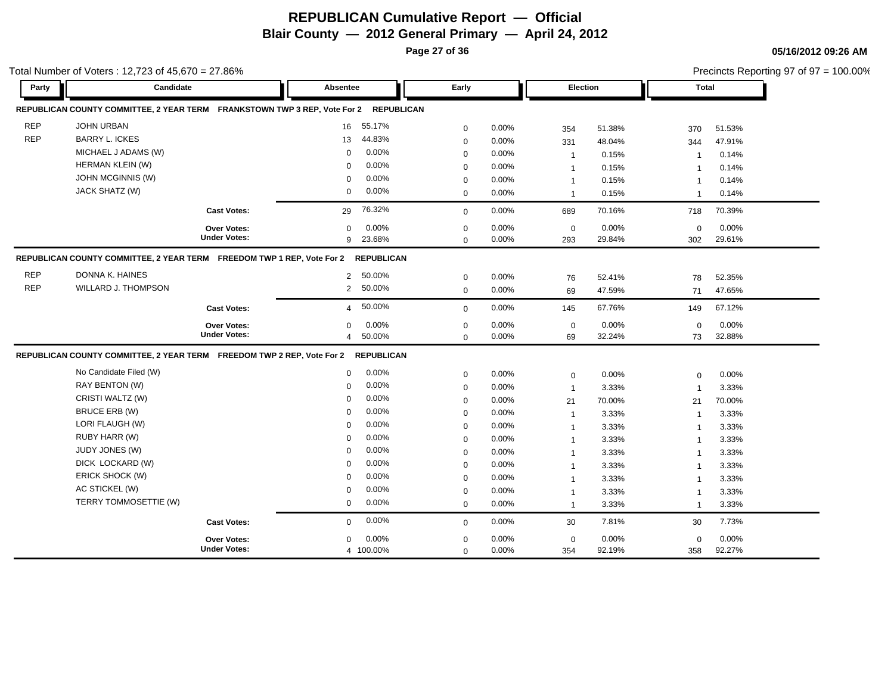# REPUBLICAN Cumulative Report — Official

## Blair County — 2012 General Primary — April 24, 2012

05/16/2012 09:26 AM

Total Number of Voters : 12,723 of 45,670 = 27.86%

Precincts Reporting 97 of 97 = 100.00%

### REPUBLICAN COUNTY COMMITTEE, 2 YEAR TERM FRANKSTOWN TWP 3 REP, Vote For 2 REPUBLICAN

| Party | Candidate | Absentee | | Early | | Election | | Total | |
|---|---|---|---|---|---|---|---|---|---|
| REP | JOHN URBAN | 16 | 55.17% | 0 | 0.00% | 354 | 51.38% | 370 | 51.53% |
| REP | BARRY L. ICKES | 13 | 44.83% | 0 | 0.00% | 331 | 48.04% | 344 | 47.91% |
| | MICHAEL J ADAMS (W) | 0 | 0.00% | 0 | 0.00% | 1 | 0.15% | 1 | 0.14% |
| | HERMAN KLEIN (W) | 0 | 0.00% | 0 | 0.00% | 1 | 0.15% | 1 | 0.14% |
| | JOHN MCGINNIS (W) | 0 | 0.00% | 0 | 0.00% | 1 | 0.15% | 1 | 0.14% |
| | JACK SHATZ (W) | 0 | 0.00% | 0 | 0.00% | 1 | 0.15% | 1 | 0.14% |
| | **Cast Votes:** | 29 | 76.32% | 0 | 0.00% | 689 | 70.16% | 718 | 70.39% |
| | **Over Votes:** | 0 | 0.00% | 0 | 0.00% | 0 | 0.00% | 0 | 0.00% |
| | **Under Votes:** | 9 | 23.68% | 0 | 0.00% | 293 | 29.84% | 302 | 29.61% |

### REPUBLICAN COUNTY COMMITTEE, 2 YEAR TERM FREEDOM TWP 1 REP, Vote For 2 REPUBLICAN

| Party | Candidate | Absentee | | Early | | Election | | Total | |
|---|---|---|---|---|---|---|---|---|---|
| REP | DONNA K. HAINES | 2 | 50.00% | 0 | 0.00% | 76 | 52.41% | 78 | 52.35% |
| REP | WILLARD J. THOMPSON | 2 | 50.00% | 0 | 0.00% | 69 | 47.59% | 71 | 47.65% |
| | **Cast Votes:** | 4 | 50.00% | 0 | 0.00% | 145 | 67.76% | 149 | 67.12% |
| | **Over Votes:** | 0 | 0.00% | 0 | 0.00% | 0 | 0.00% | 0 | 0.00% |
| | **Under Votes:** | 4 | 50.00% | 0 | 0.00% | 69 | 32.24% | 73 | 32.88% |

### REPUBLICAN COUNTY COMMITTEE, 2 YEAR TERM FREEDOM TWP 2 REP, Vote For 2 REPUBLICAN

| Party | Candidate | Absentee | | Early | | Election | | Total | |
|---|---|---|---|---|---|---|---|---|---|
| | No Candidate Filed (W) | 0 | 0.00% | 0 | 0.00% | 0 | 0.00% | 0 | 0.00% |
| | RAY BENTON (W) | 0 | 0.00% | 0 | 0.00% | 1 | 3.33% | 1 | 3.33% |
| | CRISTI WALTZ (W) | 0 | 0.00% | 0 | 0.00% | 21 | 70.00% | 21 | 70.00% |
| | BRUCE ERB (W) | 0 | 0.00% | 0 | 0.00% | 1 | 3.33% | 1 | 3.33% |
| | LORI FLAUGH (W) | 0 | 0.00% | 0 | 0.00% | 1 | 3.33% | 1 | 3.33% |
| | RUBY HARR (W) | 0 | 0.00% | 0 | 0.00% | 1 | 3.33% | 1 | 3.33% |
| | JUDY JONES (W) | 0 | 0.00% | 0 | 0.00% | 1 | 3.33% | 1 | 3.33% |
| | DICK LOCKARD (W) | 0 | 0.00% | 0 | 0.00% | 1 | 3.33% | 1 | 3.33% |
| | ERICK SHOCK (W) | 0 | 0.00% | 0 | 0.00% | 1 | 3.33% | 1 | 3.33% |
| | AC STICKEL (W) | 0 | 0.00% | 0 | 0.00% | 1 | 3.33% | 1 | 3.33% |
| | TERRY TOMMOSETTIE (W) | 0 | 0.00% | 0 | 0.00% | 1 | 3.33% | 1 | 3.33% |
| | **Cast Votes:** | 0 | 0.00% | 0 | 0.00% | 30 | 7.81% | 30 | 7.73% |
| | **Over Votes:** | 0 | 0.00% | 0 | 0.00% | 0 | 0.00% | 0 | 0.00% |
| | **Under Votes:** | 4 | 100.00% | 0 | 0.00% | 354 | 92.19% | 358 | 92.27% |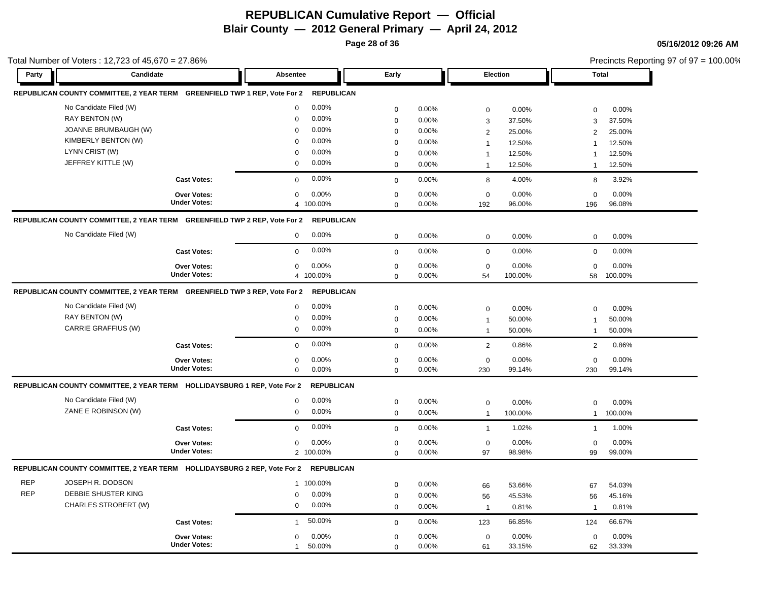# REPUBLICAN Cumulative Report — Official

## Blair County — 2012 General Primary — April 24, 2012

05/16/2012 09:26 AM

Total Number of Voters : 12,723 of 45,670 = 27.86%

Precincts Reporting 97 of 97 = 100.00%

| Party | Candidate | Absentee | | Early | | Election | | Total | |
|---|---|---|---|---|---|---|---|---|---|
| **REPUBLICAN COUNTY COMMITTEE, 2 YEAR TERM GREENFIELD TWP 1 REP, Vote For 2 REPUBLICAN** | | | | | | | | | |
| | No Candidate Filed (W) | 0 | 0.00% | 0 | 0.00% | 0 | 0.00% | 0 | 0.00% |
| | RAY BENTON (W) | 0 | 0.00% | 0 | 0.00% | 3 | 37.50% | 3 | 37.50% |
| | JOANNE BRUMBAUGH (W) | 0 | 0.00% | 0 | 0.00% | 2 | 25.00% | 2 | 25.00% |
| | KIMBERLY BENTON (W) | 0 | 0.00% | 0 | 0.00% | 1 | 12.50% | 1 | 12.50% |
| | LYNN CRIST (W) | 0 | 0.00% | 0 | 0.00% | 1 | 12.50% | 1 | 12.50% |
| | JEFFREY KITTLE (W) | 0 | 0.00% | 0 | 0.00% | 1 | 12.50% | 1 | 12.50% |
| | **Cast Votes:** | 0 | 0.00% | 0 | 0.00% | 8 | 4.00% | 8 | 3.92% |
| | **Over Votes:** | 0 | 0.00% | 0 | 0.00% | 0 | 0.00% | 0 | 0.00% |
| | **Under Votes:** | 4 | 100.00% | 0 | 0.00% | 192 | 96.00% | 196 | 96.08% |
| **REPUBLICAN COUNTY COMMITTEE, 2 YEAR TERM GREENFIELD TWP 2 REP, Vote For 2 REPUBLICAN** | | | | | | | | | |
| | No Candidate Filed (W) | 0 | 0.00% | 0 | 0.00% | 0 | 0.00% | 0 | 0.00% |
| | **Cast Votes:** | 0 | 0.00% | 0 | 0.00% | 0 | 0.00% | 0 | 0.00% |
| | **Over Votes:** | 0 | 0.00% | 0 | 0.00% | 0 | 0.00% | 0 | 0.00% |
| | **Under Votes:** | 4 | 100.00% | 0 | 0.00% | 54 | 100.00% | 58 | 100.00% |
| **REPUBLICAN COUNTY COMMITTEE, 2 YEAR TERM GREENFIELD TWP 3 REP, Vote For 2 REPUBLICAN** | | | | | | | | | |
| | No Candidate Filed (W) | 0 | 0.00% | 0 | 0.00% | 0 | 0.00% | 0 | 0.00% |
| | RAY BENTON (W) | 0 | 0.00% | 0 | 0.00% | 1 | 50.00% | 1 | 50.00% |
| | CARRIE GRAFFIUS (W) | 0 | 0.00% | 0 | 0.00% | 1 | 50.00% | 1 | 50.00% |
| | **Cast Votes:** | 0 | 0.00% | 0 | 0.00% | 2 | 0.86% | 2 | 0.86% |
| | **Over Votes:** | 0 | 0.00% | 0 | 0.00% | 0 | 0.00% | 0 | 0.00% |
| | **Under Votes:** | 0 | 0.00% | 0 | 0.00% | 230 | 99.14% | 230 | 99.14% |
| **REPUBLICAN COUNTY COMMITTEE, 2 YEAR TERM HOLLIDAYSBURG 1 REP, Vote For 2 REPUBLICAN** | | | | | | | | | |
| | No Candidate Filed (W) | 0 | 0.00% | 0 | 0.00% | 0 | 0.00% | 0 | 0.00% |
| | ZANE E ROBINSON (W) | 0 | 0.00% | 0 | 0.00% | 1 | 100.00% | 1 | 100.00% |
| | **Cast Votes:** | 0 | 0.00% | 0 | 0.00% | 1 | 1.02% | 1 | 1.00% |
| | **Over Votes:** | 0 | 0.00% | 0 | 0.00% | 0 | 0.00% | 0 | 0.00% |
| | **Under Votes:** | 2 | 100.00% | 0 | 0.00% | 97 | 98.98% | 99 | 99.00% |
| **REPUBLICAN COUNTY COMMITTEE, 2 YEAR TERM HOLLIDAYSBURG 2 REP, Vote For 2 REPUBLICAN** | | | | | | | | | |
| REP | JOSEPH R. DODSON | 1 | 100.00% | 0 | 0.00% | 66 | 53.66% | 67 | 54.03% |
| REP | DEBBIE SHUSTER KING | 0 | 0.00% | 0 | 0.00% | 56 | 45.53% | 56 | 45.16% |
| | CHARLES STROBERT (W) | 0 | 0.00% | 0 | 0.00% | 1 | 0.81% | 1 | 0.81% |
| | **Cast Votes:** | 1 | 50.00% | 0 | 0.00% | 123 | 66.85% | 124 | 66.67% |
| | **Over Votes:** | 0 | 0.00% | 0 | 0.00% | 0 | 0.00% | 0 | 0.00% |
| | **Under Votes:** | 1 | 50.00% | 0 | 0.00% | 61 | 33.15% | 62 | 33.33% |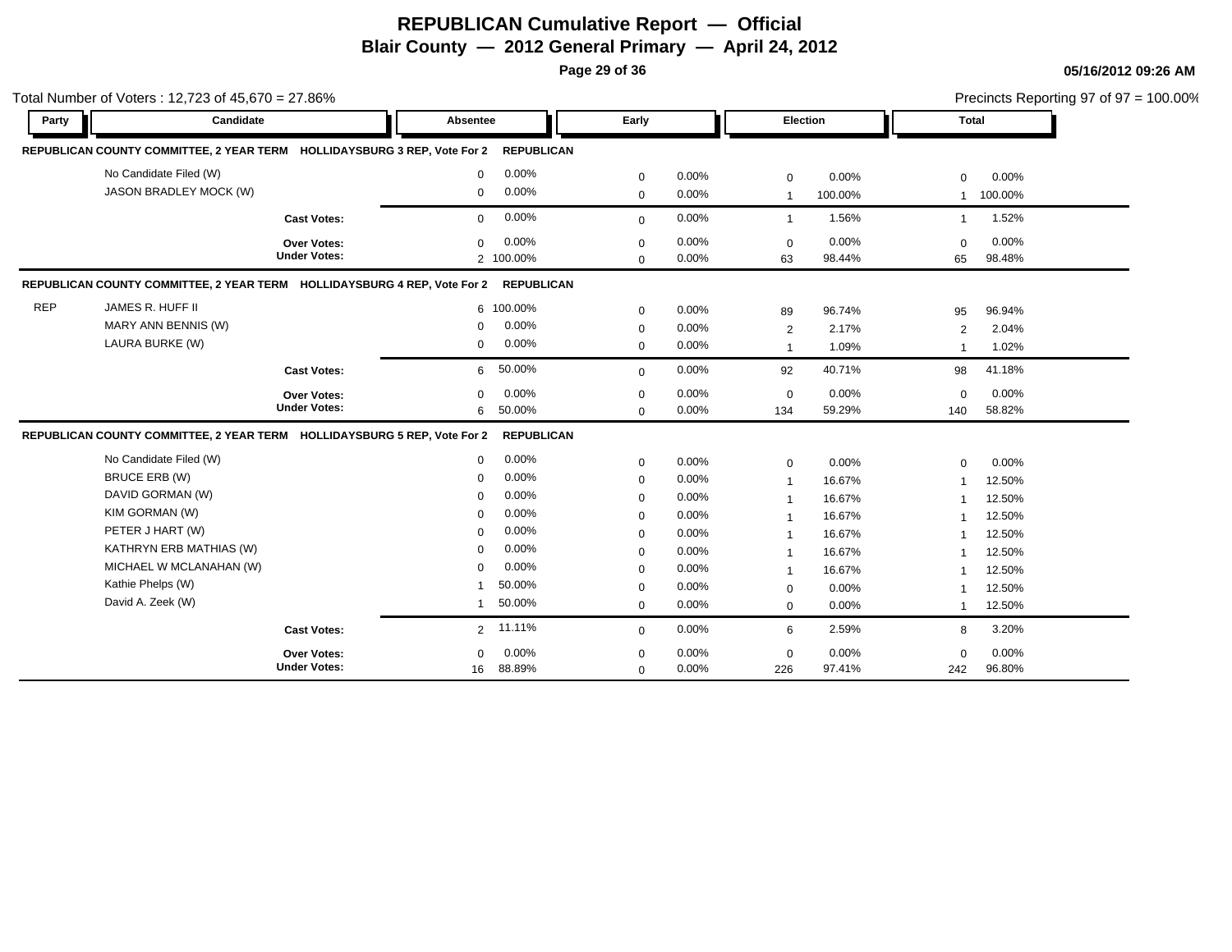# REPUBLICAN Cumulative Report — Official

## Blair County — 2012 General Primary — April 24, 2012

05/16/2012 09:26 AM

Total Number of Voters : 12,723 of 45,670 = 27.86%

Precincts Reporting 97 of 97 = 100.00%

| Party | Candidate | Absentee | | Early | | Election | | Total | |
|---|---|---|---|---|---|---|---|---|---|
| **REPUBLICAN COUNTY COMMITTEE, 2 YEAR TERM HOLLIDAYSBURG 3 REP, Vote For 2 REPUBLICAN** | | | | | | | | | |
| | No Candidate Filed (W) | 0 | 0.00% | 0 | 0.00% | 0 | 0.00% | 0 | 0.00% |
| | JASON BRADLEY MOCK (W) | 0 | 0.00% | 0 | 0.00% | 1 | 100.00% | 1 | 100.00% |
| | **Cast Votes:** | 0 | 0.00% | 0 | 0.00% | 1 | 1.56% | 1 | 1.52% |
| | **Over Votes:** | 0 | 0.00% | 0 | 0.00% | 0 | 0.00% | 0 | 0.00% |
| | **Under Votes:** | 2 | 100.00% | 0 | 0.00% | 63 | 98.44% | 65 | 98.48% |
| **REPUBLICAN COUNTY COMMITTEE, 2 YEAR TERM HOLLIDAYSBURG 4 REP, Vote For 2 REPUBLICAN** | | | | | | | | | |
| REP | JAMES R. HUFF II | 6 | 100.00% | 0 | 0.00% | 89 | 96.74% | 95 | 96.94% |
| | MARY ANN BENNIS (W) | 0 | 0.00% | 0 | 0.00% | 2 | 2.17% | 2 | 2.04% |
| | LAURA BURKE (W) | 0 | 0.00% | 0 | 0.00% | 1 | 1.09% | 1 | 1.02% |
| | **Cast Votes:** | 6 | 50.00% | 0 | 0.00% | 92 | 40.71% | 98 | 41.18% |
| | **Over Votes:** | 0 | 0.00% | 0 | 0.00% | 0 | 0.00% | 0 | 0.00% |
| | **Under Votes:** | 6 | 50.00% | 0 | 0.00% | 134 | 59.29% | 140 | 58.82% |
| **REPUBLICAN COUNTY COMMITTEE, 2 YEAR TERM HOLLIDAYSBURG 5 REP, Vote For 2 REPUBLICAN** | | | | | | | | | |
| | No Candidate Filed (W) | 0 | 0.00% | 0 | 0.00% | 0 | 0.00% | 0 | 0.00% |
| | BRUCE ERB (W) | 0 | 0.00% | 0 | 0.00% | 1 | 16.67% | 1 | 12.50% |
| | DAVID GORMAN (W) | 0 | 0.00% | 0 | 0.00% | 1 | 16.67% | 1 | 12.50% |
| | KIM GORMAN (W) | 0 | 0.00% | 0 | 0.00% | 1 | 16.67% | 1 | 12.50% |
| | PETER J HART (W) | 0 | 0.00% | 0 | 0.00% | 1 | 16.67% | 1 | 12.50% |
| | KATHRYN ERB MATHIAS (W) | 0 | 0.00% | 0 | 0.00% | 1 | 16.67% | 1 | 12.50% |
| | MICHAEL W MCLANAHAN (W) | 0 | 0.00% | 0 | 0.00% | 1 | 16.67% | 1 | 12.50% |
| | Kathie Phelps (W) | 1 | 50.00% | 0 | 0.00% | 0 | 0.00% | 1 | 12.50% |
| | David A. Zeek (W) | 1 | 50.00% | 0 | 0.00% | 0 | 0.00% | 1 | 12.50% |
| | **Cast Votes:** | 2 | 11.11% | 0 | 0.00% | 6 | 2.59% | 8 | 3.20% |
| | **Over Votes:** | 0 | 0.00% | 0 | 0.00% | 0 | 0.00% | 0 | 0.00% |
| | **Under Votes:** | 16 | 88.89% | 0 | 0.00% | 226 | 97.41% | 242 | 96.80% |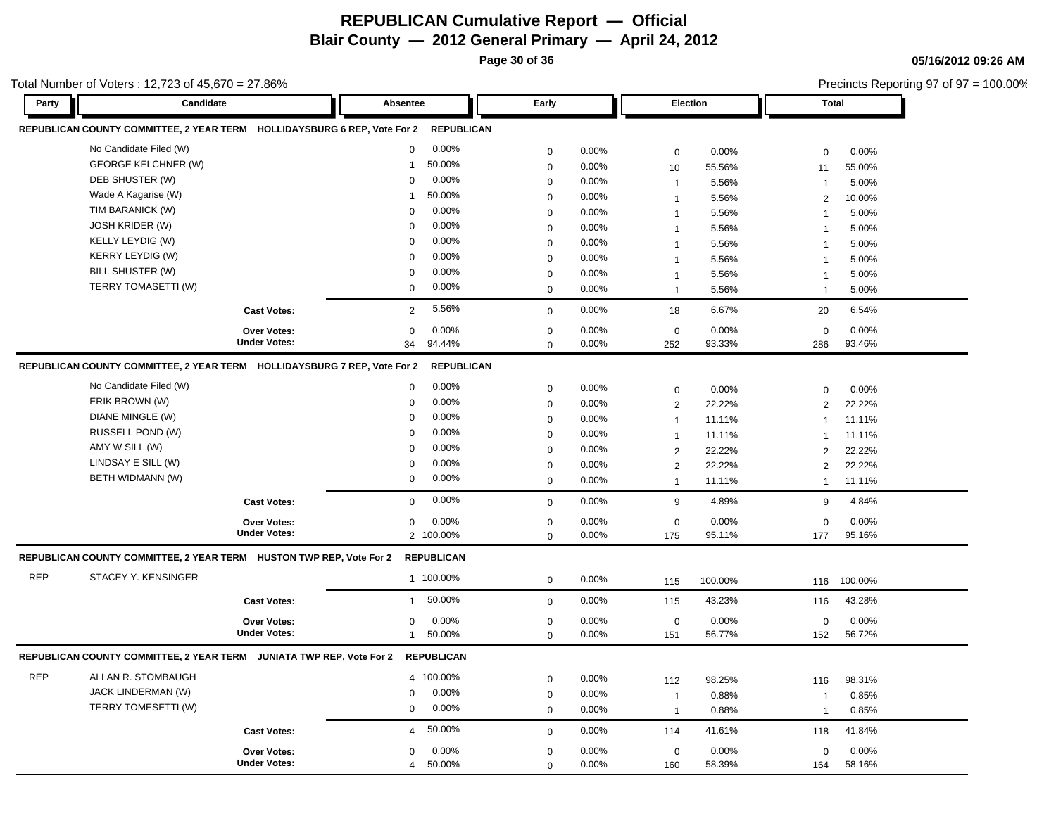# REPUBLICAN Cumulative Report — Official

## Blair County — 2012 General Primary — April 24, 2012

05/16/2012 09:26 AM

Total Number of Voters : 12,723 of 45,670 = 27.86%

Precincts Reporting 97 of 97 = 100.00%

### REPUBLICAN COUNTY COMMITTEE, 2 YEAR TERM HOLLIDAYSBURG 6 REP, Vote For 2 REPUBLICAN

| Party | Candidate | Absentee | | Early | | Election | | Total | |
|---|---|---|---|---|---|---|---|---|---|
| | No Candidate Filed (W) | 0 | 0.00% | 0 | 0.00% | 0 | 0.00% | 0 | 0.00% |
| | GEORGE KELCHNER (W) | 1 | 50.00% | 0 | 0.00% | 10 | 55.56% | 11 | 55.00% |
| | DEB SHUSTER (W) | 0 | 0.00% | 0 | 0.00% | 1 | 5.56% | 1 | 5.00% |
| | Wade A Kagarise (W) | 1 | 50.00% | 0 | 0.00% | 1 | 5.56% | 2 | 10.00% |
| | TIM BARANICK (W) | 0 | 0.00% | 0 | 0.00% | 1 | 5.56% | 1 | 5.00% |
| | JOSH KRIDER (W) | 0 | 0.00% | 0 | 0.00% | 1 | 5.56% | 1 | 5.00% |
| | KELLY LEYDIG (W) | 0 | 0.00% | 0 | 0.00% | 1 | 5.56% | 1 | 5.00% |
| | KERRY LEYDIG (W) | 0 | 0.00% | 0 | 0.00% | 1 | 5.56% | 1 | 5.00% |
| | BILL SHUSTER (W) | 0 | 0.00% | 0 | 0.00% | 1 | 5.56% | 1 | 5.00% |
| | TERRY TOMASETTI (W) | 0 | 0.00% | 0 | 0.00% | 1 | 5.56% | 1 | 5.00% |
| | **Cast Votes:** | 2 | 5.56% | 0 | 0.00% | 18 | 6.67% | 20 | 6.54% |
| | **Over Votes:** | 0 | 0.00% | 0 | 0.00% | 0 | 0.00% | 0 | 0.00% |
| | **Under Votes:** | 34 | 94.44% | 0 | 0.00% | 252 | 93.33% | 286 | 93.46% |

### REPUBLICAN COUNTY COMMITTEE, 2 YEAR TERM HOLLIDAYSBURG 7 REP, Vote For 2 REPUBLICAN

| Party | Candidate | Absentee | | Early | | Election | | Total | |
|---|---|---|---|---|---|---|---|---|---|
| | No Candidate Filed (W) | 0 | 0.00% | 0 | 0.00% | 0 | 0.00% | 0 | 0.00% |
| | ERIK BROWN (W) | 0 | 0.00% | 0 | 0.00% | 2 | 22.22% | 2 | 22.22% |
| | DIANE MINGLE (W) | 0 | 0.00% | 0 | 0.00% | 1 | 11.11% | 1 | 11.11% |
| | RUSSELL POND (W) | 0 | 0.00% | 0 | 0.00% | 1 | 11.11% | 1 | 11.11% |
| | AMY W SILL (W) | 0 | 0.00% | 0 | 0.00% | 2 | 22.22% | 2 | 22.22% |
| | LINDSAY E SILL (W) | 0 | 0.00% | 0 | 0.00% | 2 | 22.22% | 2 | 22.22% |
| | BETH WIDMANN (W) | 0 | 0.00% | 0 | 0.00% | 1 | 11.11% | 1 | 11.11% |
| | **Cast Votes:** | 0 | 0.00% | 0 | 0.00% | 9 | 4.89% | 9 | 4.84% |
| | **Over Votes:** | 0 | 0.00% | 0 | 0.00% | 0 | 0.00% | 0 | 0.00% |
| | **Under Votes:** | 2 | 100.00% | 0 | 0.00% | 175 | 95.11% | 177 | 95.16% |

### REPUBLICAN COUNTY COMMITTEE, 2 YEAR TERM HUSTON TWP REP, Vote For 2 REPUBLICAN

| Party | Candidate | Absentee | | Early | | Election | | Total | |
|---|---|---|---|---|---|---|---|---|---|
| REP | STACEY Y. KENSINGER | 1 | 100.00% | 0 | 0.00% | 115 | 100.00% | 116 | 100.00% |
| | **Cast Votes:** | 1 | 50.00% | 0 | 0.00% | 115 | 43.23% | 116 | 43.28% |
| | **Over Votes:** | 0 | 0.00% | 0 | 0.00% | 0 | 0.00% | 0 | 0.00% |
| | **Under Votes:** | 1 | 50.00% | 0 | 0.00% | 151 | 56.77% | 152 | 56.72% |

### REPUBLICAN COUNTY COMMITTEE, 2 YEAR TERM JUNIATA TWP REP, Vote For 2 REPUBLICAN

| Party | Candidate | Absentee | | Early | | Election | | Total | |
|---|---|---|---|---|---|---|---|---|---|
| REP | ALLAN R. STOMBAUGH | 4 | 100.00% | 0 | 0.00% | 112 | 98.25% | 116 | 98.31% |
| | JACK LINDERMAN (W) | 0 | 0.00% | 0 | 0.00% | 1 | 0.88% | 1 | 0.85% |
| | TERRY TOMESETTI (W) | 0 | 0.00% | 0 | 0.00% | 1 | 0.88% | 1 | 0.85% |
| | **Cast Votes:** | 4 | 50.00% | 0 | 0.00% | 114 | 41.61% | 118 | 41.84% |
| | **Over Votes:** | 0 | 0.00% | 0 | 0.00% | 0 | 0.00% | 0 | 0.00% |
| | **Under Votes:** | 4 | 50.00% | 0 | 0.00% | 160 | 58.39% | 164 | 58.16% |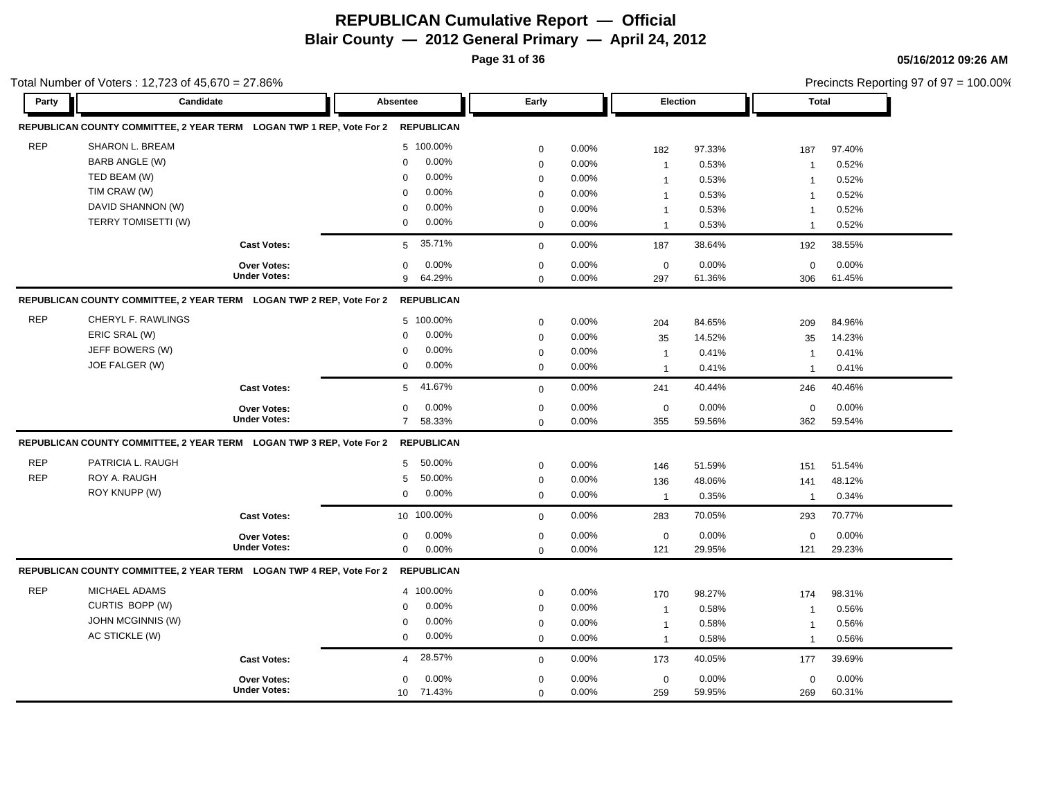# REPUBLICAN Cumulative Report — Official

## Blair County — 2012 General Primary — April 24, 2012

05/16/2012 09:26 AM

Total Number of Voters : 12,723 of 45,670 = 27.86%

Precincts Reporting 97 of 97 = 100.00%

### REPUBLICAN COUNTY COMMITTEE, 2 YEAR TERM LOGAN TWP 1 REP, Vote For 2 — REPUBLICAN

| Party | Candidate | Absentee | | Early | | Election | | Total | |
|---|---|---|---|---|---|---|---|---|---|
| REP | SHARON L. BREAM | 5 | 100.00% | 0 | 0.00% | 182 | 97.33% | 187 | 97.40% |
| | BARB ANGLE (W) | 0 | 0.00% | 0 | 0.00% | 1 | 0.53% | 1 | 0.52% |
| | TED BEAM (W) | 0 | 0.00% | 0 | 0.00% | 1 | 0.53% | 1 | 0.52% |
| | TIM CRAW (W) | 0 | 0.00% | 0 | 0.00% | 1 | 0.53% | 1 | 0.52% |
| | DAVID SHANNON (W) | 0 | 0.00% | 0 | 0.00% | 1 | 0.53% | 1 | 0.52% |
| | TERRY TOMISETTI (W) | 0 | 0.00% | 0 | 0.00% | 1 | 0.53% | 1 | 0.52% |
| | Cast Votes: | 5 | 35.71% | 0 | 0.00% | 187 | 38.64% | 192 | 38.55% |
| | Over Votes: | 0 | 0.00% | 0 | 0.00% | 0 | 0.00% | 0 | 0.00% |
| | Under Votes: | 9 | 64.29% | 0 | 0.00% | 297 | 61.36% | 306 | 61.45% |

### REPUBLICAN COUNTY COMMITTEE, 2 YEAR TERM LOGAN TWP 2 REP, Vote For 2 — REPUBLICAN

| Party | Candidate | Absentee | | Early | | Election | | Total | |
|---|---|---|---|---|---|---|---|---|---|
| REP | CHERYL F. RAWLINGS | 5 | 100.00% | 0 | 0.00% | 204 | 84.65% | 209 | 84.96% |
| | ERIC SRAL (W) | 0 | 0.00% | 0 | 0.00% | 35 | 14.52% | 35 | 14.23% |
| | JEFF BOWERS (W) | 0 | 0.00% | 0 | 0.00% | 1 | 0.41% | 1 | 0.41% |
| | JOE FALGER (W) | 0 | 0.00% | 0 | 0.00% | 1 | 0.41% | 1 | 0.41% |
| | Cast Votes: | 5 | 41.67% | 0 | 0.00% | 241 | 40.44% | 246 | 40.46% |
| | Over Votes: | 0 | 0.00% | 0 | 0.00% | 0 | 0.00% | 0 | 0.00% |
| | Under Votes: | 7 | 58.33% | 0 | 0.00% | 355 | 59.56% | 362 | 59.54% |

### REPUBLICAN COUNTY COMMITTEE, 2 YEAR TERM LOGAN TWP 3 REP, Vote For 2 — REPUBLICAN

| Party | Candidate | Absentee | | Early | | Election | | Total | |
|---|---|---|---|---|---|---|---|---|---|
| REP | PATRICIA L. RAUGH | 5 | 50.00% | 0 | 0.00% | 146 | 51.59% | 151 | 51.54% |
| REP | ROY A. RAUGH | 5 | 50.00% | 0 | 0.00% | 136 | 48.06% | 141 | 48.12% |
| | ROY KNUPP (W) | 0 | 0.00% | 0 | 0.00% | 1 | 0.35% | 1 | 0.34% |
| | Cast Votes: | 10 | 100.00% | 0 | 0.00% | 283 | 70.05% | 293 | 70.77% |
| | Over Votes: | 0 | 0.00% | 0 | 0.00% | 0 | 0.00% | 0 | 0.00% |
| | Under Votes: | 0 | 0.00% | 0 | 0.00% | 121 | 29.95% | 121 | 29.23% |

### REPUBLICAN COUNTY COMMITTEE, 2 YEAR TERM LOGAN TWP 4 REP, Vote For 2 — REPUBLICAN

| Party | Candidate | Absentee | | Early | | Election | | Total | |
|---|---|---|---|---|---|---|---|---|---|
| REP | MICHAEL ADAMS | 4 | 100.00% | 0 | 0.00% | 170 | 98.27% | 174 | 98.31% |
| | CURTIS BOPP (W) | 0 | 0.00% | 0 | 0.00% | 1 | 0.58% | 1 | 0.56% |
| | JOHN MCGINNIS (W) | 0 | 0.00% | 0 | 0.00% | 1 | 0.58% | 1 | 0.56% |
| | AC STICKLE (W) | 0 | 0.00% | 0 | 0.00% | 1 | 0.58% | 1 | 0.56% |
| | Cast Votes: | 4 | 28.57% | 0 | 0.00% | 173 | 40.05% | 177 | 39.69% |
| | Over Votes: | 0 | 0.00% | 0 | 0.00% | 0 | 0.00% | 0 | 0.00% |
| | Under Votes: | 10 | 71.43% | 0 | 0.00% | 259 | 59.95% | 269 | 60.31% |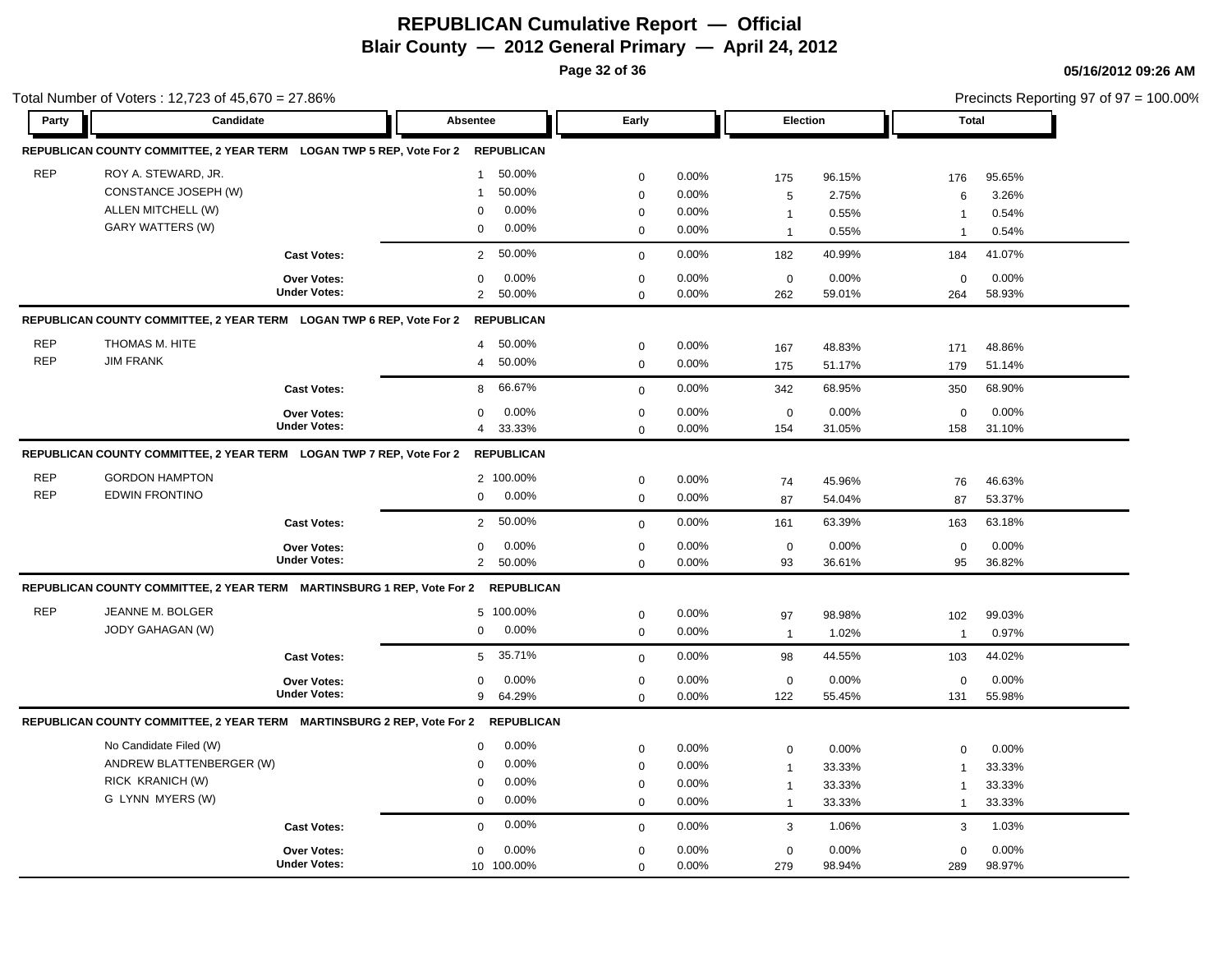# REPUBLICAN Cumulative Report — Official

## Blair County — 2012 General Primary — April 24, 2012

05/16/2012 09:26 AM

Total Number of Voters : 12,723 of 45,670 = 27.86%

Precincts Reporting 97 of 97 = 100.00%

| Party | Candidate | Absentee | | Early | | Election | | Total | |
|---|---|---|---|---|---|---|---|---|---|
| **REPUBLICAN COUNTY COMMITTEE, 2 YEAR TERM LOGAN TWP 5 REP, Vote For 2** | | **REPUBLICAN** | | | | | | | |
| REP | ROY A. STEWARD, JR. | 1 | 50.00% | 0 | 0.00% | 175 | 96.15% | 176 | 95.65% |
| | CONSTANCE JOSEPH (W) | 1 | 50.00% | 0 | 0.00% | 5 | 2.75% | 6 | 3.26% |
| | ALLEN MITCHELL (W) | 0 | 0.00% | 0 | 0.00% | 1 | 0.55% | 1 | 0.54% |
| | GARY WATTERS (W) | 0 | 0.00% | 0 | 0.00% | 1 | 0.55% | 1 | 0.54% |
| | **Cast Votes:** | 2 | 50.00% | 0 | 0.00% | 182 | 40.99% | 184 | 41.07% |
| | **Over Votes:** | 0 | 0.00% | 0 | 0.00% | 0 | 0.00% | 0 | 0.00% |
| | **Under Votes:** | 2 | 50.00% | 0 | 0.00% | 262 | 59.01% | 264 | 58.93% |
| **REPUBLICAN COUNTY COMMITTEE, 2 YEAR TERM LOGAN TWP 6 REP, Vote For 2** | | **REPUBLICAN** | | | | | | | |
| REP | THOMAS M. HITE | 4 | 50.00% | 0 | 0.00% | 167 | 48.83% | 171 | 48.86% |
| REP | JIM FRANK | 4 | 50.00% | 0 | 0.00% | 175 | 51.17% | 179 | 51.14% |
| | **Cast Votes:** | 8 | 66.67% | 0 | 0.00% | 342 | 68.95% | 350 | 68.90% |
| | **Over Votes:** | 0 | 0.00% | 0 | 0.00% | 0 | 0.00% | 0 | 0.00% |
| | **Under Votes:** | 4 | 33.33% | 0 | 0.00% | 154 | 31.05% | 158 | 31.10% |
| **REPUBLICAN COUNTY COMMITTEE, 2 YEAR TERM LOGAN TWP 7 REP, Vote For 2** | | **REPUBLICAN** | | | | | | | |
| REP | GORDON HAMPTON | 2 | 100.00% | 0 | 0.00% | 74 | 45.96% | 76 | 46.63% |
| REP | EDWIN FRONTINO | 0 | 0.00% | 0 | 0.00% | 87 | 54.04% | 87 | 53.37% |
| | **Cast Votes:** | 2 | 50.00% | 0 | 0.00% | 161 | 63.39% | 163 | 63.18% |
| | **Over Votes:** | 0 | 0.00% | 0 | 0.00% | 0 | 0.00% | 0 | 0.00% |
| | **Under Votes:** | 2 | 50.00% | 0 | 0.00% | 93 | 36.61% | 95 | 36.82% |
| **REPUBLICAN COUNTY COMMITTEE, 2 YEAR TERM MARTINSBURG 1 REP, Vote For 2** | | **REPUBLICAN** | | | | | | | |
| REP | JEANNE M. BOLGER | 5 | 100.00% | 0 | 0.00% | 97 | 98.98% | 102 | 99.03% |
| | JODY GAHAGAN (W) | 0 | 0.00% | 0 | 0.00% | 1 | 1.02% | 1 | 0.97% |
| | **Cast Votes:** | 5 | 35.71% | 0 | 0.00% | 98 | 44.55% | 103 | 44.02% |
| | **Over Votes:** | 0 | 0.00% | 0 | 0.00% | 0 | 0.00% | 0 | 0.00% |
| | **Under Votes:** | 9 | 64.29% | 0 | 0.00% | 122 | 55.45% | 131 | 55.98% |
| **REPUBLICAN COUNTY COMMITTEE, 2 YEAR TERM MARTINSBURG 2 REP, Vote For 2** | | **REPUBLICAN** | | | | | | | |
| | No Candidate Filed (W) | 0 | 0.00% | 0 | 0.00% | 0 | 0.00% | 0 | 0.00% |
| | ANDREW BLATTENBERGER (W) | 0 | 0.00% | 0 | 0.00% | 1 | 33.33% | 1 | 33.33% |
| | RICK KRANICH (W) | 0 | 0.00% | 0 | 0.00% | 1 | 33.33% | 1 | 33.33% |
| | G LYNN MYERS (W) | 0 | 0.00% | 0 | 0.00% | 1 | 33.33% | 1 | 33.33% |
| | **Cast Votes:** | 0 | 0.00% | 0 | 0.00% | 3 | 1.06% | 3 | 1.03% |
| | **Over Votes:** | 0 | 0.00% | 0 | 0.00% | 0 | 0.00% | 0 | 0.00% |
| | **Under Votes:** | 10 | 100.00% | 0 | 0.00% | 279 | 98.94% | 289 | 98.97% |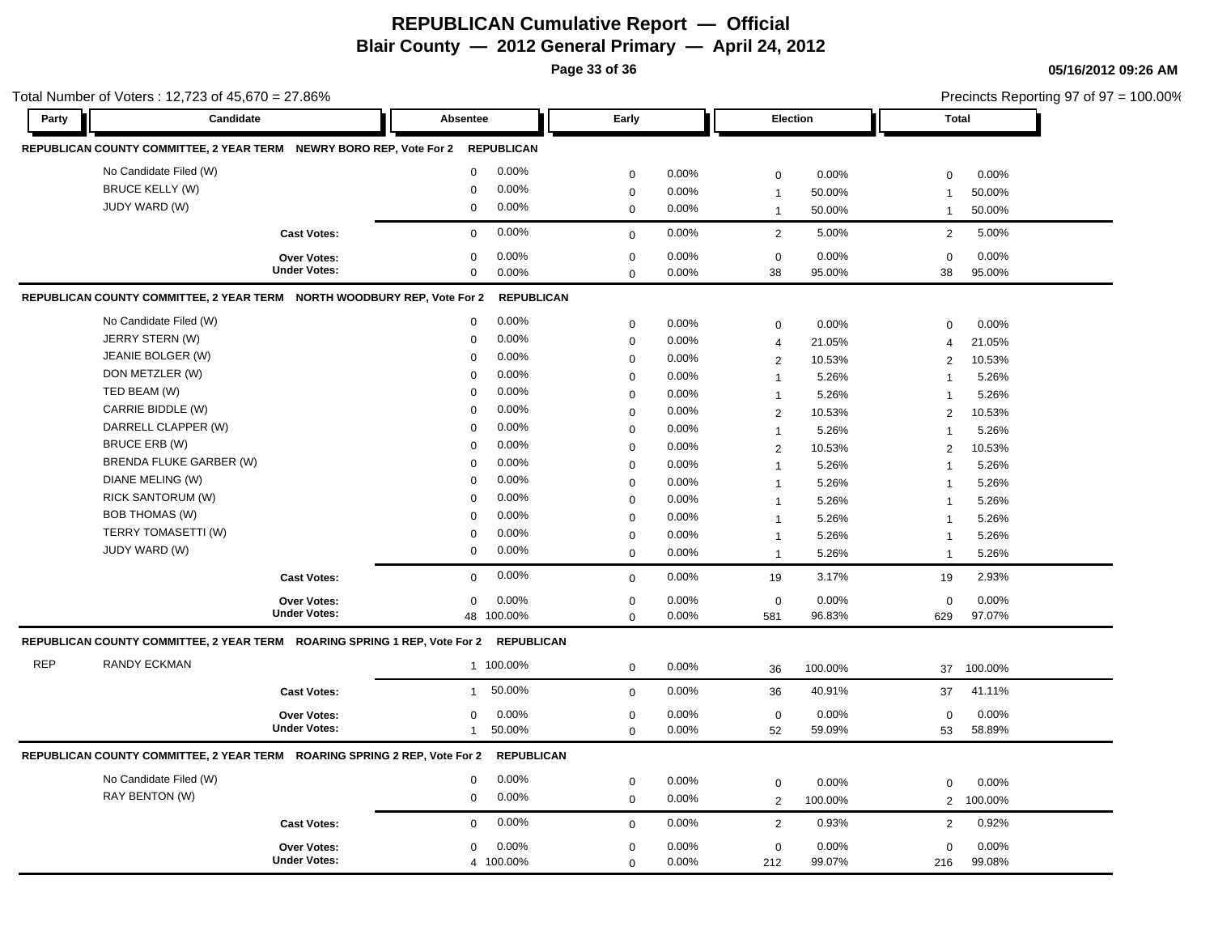# REPUBLICAN Cumulative Report — Official

## Blair County — 2012 General Primary — April 24, 2012

05/16/2012 09:26 AM

Total Number of Voters : 12,723 of 45,670 = 27.86%

Precincts Reporting 97 of 97 = 100.00%

### REPUBLICAN COUNTY COMMITTEE, 2 YEAR TERM NEWRY BORO REP, Vote For 2 — REPUBLICAN

| Party | Candidate | Absentee | | Early | | Election | | Total | |
|---|---|---|---|---|---|---|---|---|---|
| | No Candidate Filed (W) | 0 | 0.00% | 0 | 0.00% | 0 | 0.00% | 0 | 0.00% |
| | BRUCE KELLY (W) | 0 | 0.00% | 0 | 0.00% | 1 | 50.00% | 1 | 50.00% |
| | JUDY WARD (W) | 0 | 0.00% | 0 | 0.00% | 1 | 50.00% | 1 | 50.00% |
| | Cast Votes: | 0 | 0.00% | 0 | 0.00% | 2 | 5.00% | 2 | 5.00% |
| | Over Votes: | 0 | 0.00% | 0 | 0.00% | 0 | 0.00% | 0 | 0.00% |
| | Under Votes: | 0 | 0.00% | 0 | 0.00% | 38 | 95.00% | 38 | 95.00% |

### REPUBLICAN COUNTY COMMITTEE, 2 YEAR TERM NORTH WOODBURY REP, Vote For 2 — REPUBLICAN

| Party | Candidate | Absentee | | Early | | Election | | Total | |
|---|---|---|---|---|---|---|---|---|---|
| | No Candidate Filed (W) | 0 | 0.00% | 0 | 0.00% | 0 | 0.00% | 0 | 0.00% |
| | JERRY STERN (W) | 0 | 0.00% | 0 | 0.00% | 4 | 21.05% | 4 | 21.05% |
| | JEANIE BOLGER (W) | 0 | 0.00% | 0 | 0.00% | 2 | 10.53% | 2 | 10.53% |
| | DON METZLER (W) | 0 | 0.00% | 0 | 0.00% | 1 | 5.26% | 1 | 5.26% |
| | TED BEAM (W) | 0 | 0.00% | 0 | 0.00% | 1 | 5.26% | 1 | 5.26% |
| | CARRIE BIDDLE (W) | 0 | 0.00% | 0 | 0.00% | 2 | 10.53% | 2 | 10.53% |
| | DARRELL CLAPPER (W) | 0 | 0.00% | 0 | 0.00% | 1 | 5.26% | 1 | 5.26% |
| | BRUCE ERB (W) | 0 | 0.00% | 0 | 0.00% | 2 | 10.53% | 2 | 10.53% |
| | BRENDA FLUKE GARBER (W) | 0 | 0.00% | 0 | 0.00% | 1 | 5.26% | 1 | 5.26% |
| | DIANE MELING (W) | 0 | 0.00% | 0 | 0.00% | 1 | 5.26% | 1 | 5.26% |
| | RICK SANTORUM (W) | 0 | 0.00% | 0 | 0.00% | 1 | 5.26% | 1 | 5.26% |
| | BOB THOMAS (W) | 0 | 0.00% | 0 | 0.00% | 1 | 5.26% | 1 | 5.26% |
| | TERRY TOMASETTI (W) | 0 | 0.00% | 0 | 0.00% | 1 | 5.26% | 1 | 5.26% |
| | JUDY WARD (W) | 0 | 0.00% | 0 | 0.00% | 1 | 5.26% | 1 | 5.26% |
| | Cast Votes: | 0 | 0.00% | 0 | 0.00% | 19 | 3.17% | 19 | 2.93% |
| | Over Votes: | 0 | 0.00% | 0 | 0.00% | 0 | 0.00% | 0 | 0.00% |
| | Under Votes: | 48 | 100.00% | 0 | 0.00% | 581 | 96.83% | 629 | 97.07% |

### REPUBLICAN COUNTY COMMITTEE, 2 YEAR TERM ROARING SPRING 1 REP, Vote For 2 — REPUBLICAN

| Party | Candidate | Absentee | | Early | | Election | | Total | |
|---|---|---|---|---|---|---|---|---|---|
| REP | RANDY ECKMAN | 1 | 100.00% | 0 | 0.00% | 36 | 100.00% | 37 | 100.00% |
| | Cast Votes: | 1 | 50.00% | 0 | 0.00% | 36 | 40.91% | 37 | 41.11% |
| | Over Votes: | 0 | 0.00% | 0 | 0.00% | 0 | 0.00% | 0 | 0.00% |
| | Under Votes: | 1 | 50.00% | 0 | 0.00% | 52 | 59.09% | 53 | 58.89% |

### REPUBLICAN COUNTY COMMITTEE, 2 YEAR TERM ROARING SPRING 2 REP, Vote For 2 — REPUBLICAN

| Party | Candidate | Absentee | | Early | | Election | | Total | |
|---|---|---|---|---|---|---|---|---|---|
| | No Candidate Filed (W) | 0 | 0.00% | 0 | 0.00% | 0 | 0.00% | 0 | 0.00% |
| | RAY BENTON (W) | 0 | 0.00% | 0 | 0.00% | 2 | 100.00% | 2 | 100.00% |
| | Cast Votes: | 0 | 0.00% | 0 | 0.00% | 2 | 0.93% | 2 | 0.92% |
| | Over Votes: | 0 | 0.00% | 0 | 0.00% | 0 | 0.00% | 0 | 0.00% |
| | Under Votes: | 4 | 100.00% | 0 | 0.00% | 212 | 99.07% | 216 | 99.08% |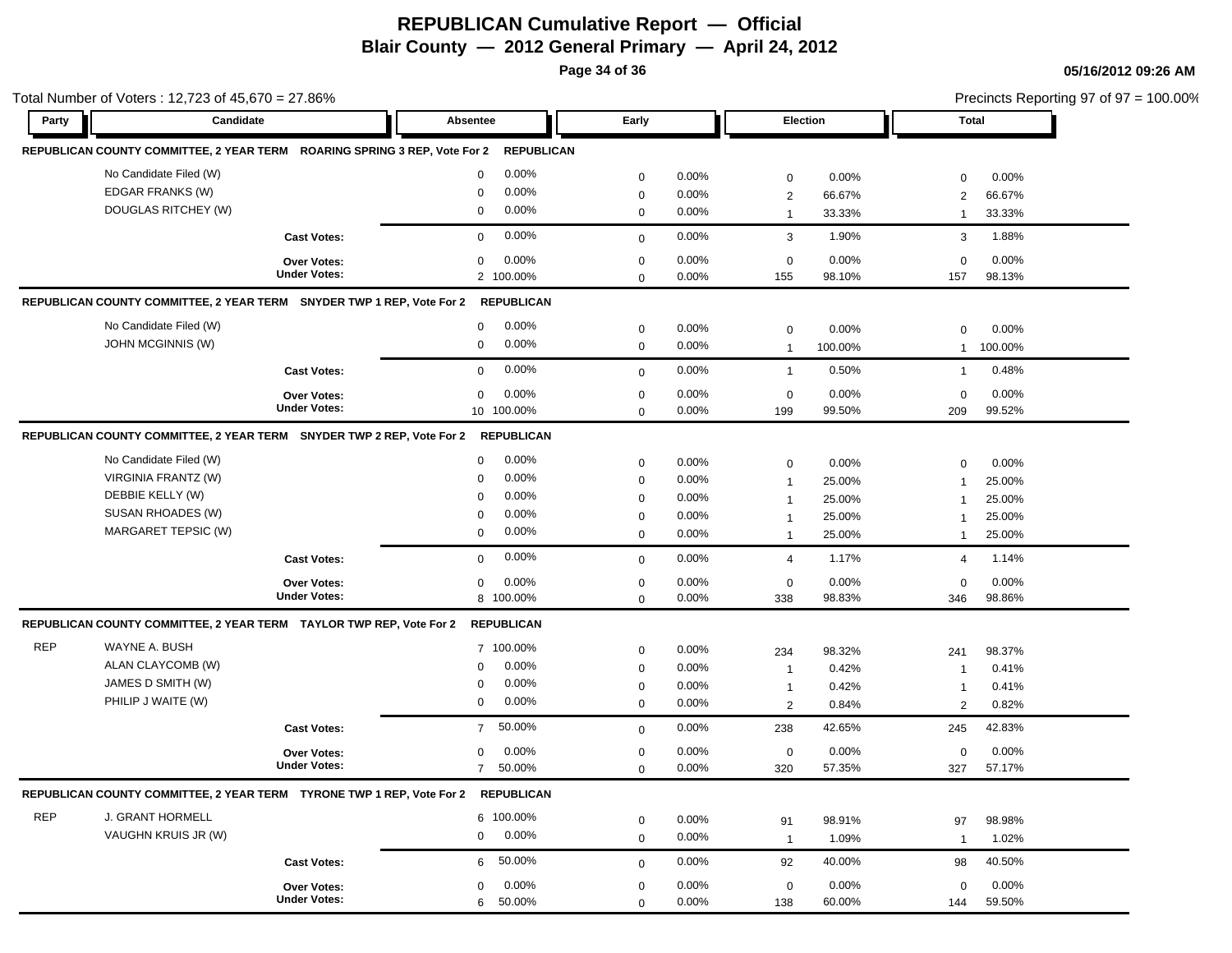# REPUBLICAN Cumulative Report — Official

## Blair County — 2012 General Primary — April 24, 2012

Total Number of Voters : 12,723 of 45,670 = 27.86%

Precincts Reporting 97 of 97 = 100.00%

| Party | Candidate | Absentee | | Early | | Election | | Total | |
|---|---|---|---|---|---|---|---|---|---|
| **REPUBLICAN COUNTY COMMITTEE, 2 YEAR TERM ROARING SPRING 3 REP, Vote For 2 REPUBLICAN** | | | | | | | | | |
| | No Candidate Filed (W) | 0 | 0.00% | 0 | 0.00% | 0 | 0.00% | 0 | 0.00% |
| | EDGAR FRANKS (W) | 0 | 0.00% | 0 | 0.00% | 2 | 66.67% | 2 | 66.67% |
| | DOUGLAS RITCHEY (W) | 0 | 0.00% | 0 | 0.00% | 1 | 33.33% | 1 | 33.33% |
| | **Cast Votes:** | 0 | 0.00% | 0 | 0.00% | 3 | 1.90% | 3 | 1.88% |
| | **Over Votes:** | 0 | 0.00% | 0 | 0.00% | 0 | 0.00% | 0 | 0.00% |
| | **Under Votes:** | 2 | 100.00% | 0 | 0.00% | 155 | 98.10% | 157 | 98.13% |
| **REPUBLICAN COUNTY COMMITTEE, 2 YEAR TERM SNYDER TWP 1 REP, Vote For 2 REPUBLICAN** | | | | | | | | | |
| | No Candidate Filed (W) | 0 | 0.00% | 0 | 0.00% | 0 | 0.00% | 0 | 0.00% |
| | JOHN MCGINNIS (W) | 0 | 0.00% | 0 | 0.00% | 1 | 100.00% | 1 | 100.00% |
| | **Cast Votes:** | 0 | 0.00% | 0 | 0.00% | 1 | 0.50% | 1 | 0.48% |
| | **Over Votes:** | 0 | 0.00% | 0 | 0.00% | 0 | 0.00% | 0 | 0.00% |
| | **Under Votes:** | 10 | 100.00% | 0 | 0.00% | 199 | 99.50% | 209 | 99.52% |
| **REPUBLICAN COUNTY COMMITTEE, 2 YEAR TERM SNYDER TWP 2 REP, Vote For 2 REPUBLICAN** | | | | | | | | | |
| | No Candidate Filed (W) | 0 | 0.00% | 0 | 0.00% | 0 | 0.00% | 0 | 0.00% |
| | VIRGINIA FRANTZ (W) | 0 | 0.00% | 0 | 0.00% | 1 | 25.00% | 1 | 25.00% |
| | DEBBIE KELLY (W) | 0 | 0.00% | 0 | 0.00% | 1 | 25.00% | 1 | 25.00% |
| | SUSAN RHOADES (W) | 0 | 0.00% | 0 | 0.00% | 1 | 25.00% | 1 | 25.00% |
| | MARGARET TEPSIC (W) | 0 | 0.00% | 0 | 0.00% | 1 | 25.00% | 1 | 25.00% |
| | **Cast Votes:** | 0 | 0.00% | 0 | 0.00% | 4 | 1.17% | 4 | 1.14% |
| | **Over Votes:** | 0 | 0.00% | 0 | 0.00% | 0 | 0.00% | 0 | 0.00% |
| | **Under Votes:** | 8 | 100.00% | 0 | 0.00% | 338 | 98.83% | 346 | 98.86% |
| **REPUBLICAN COUNTY COMMITTEE, 2 YEAR TERM TAYLOR TWP REP, Vote For 2 REPUBLICAN** | | | | | | | | | |
| REP | WAYNE A. BUSH | 7 | 100.00% | 0 | 0.00% | 234 | 98.32% | 241 | 98.37% |
| | ALAN CLAYCOMB (W) | 0 | 0.00% | 0 | 0.00% | 1 | 0.42% | 1 | 0.41% |
| | JAMES D SMITH (W) | 0 | 0.00% | 0 | 0.00% | 1 | 0.42% | 1 | 0.41% |
| | PHILIP J WAITE (W) | 0 | 0.00% | 0 | 0.00% | 2 | 0.84% | 2 | 0.82% |
| | **Cast Votes:** | 7 | 50.00% | 0 | 0.00% | 238 | 42.65% | 245 | 42.83% |
| | **Over Votes:** | 0 | 0.00% | 0 | 0.00% | 0 | 0.00% | 0 | 0.00% |
| | **Under Votes:** | 7 | 50.00% | 0 | 0.00% | 320 | 57.35% | 327 | 57.17% |
| **REPUBLICAN COUNTY COMMITTEE, 2 YEAR TERM TYRONE TWP 1 REP, Vote For 2 REPUBLICAN** | | | | | | | | | |
| REP | J. GRANT HORMELL | 6 | 100.00% | 0 | 0.00% | 91 | 98.91% | 97 | 98.98% |
| | VAUGHN KRUIS JR (W) | 0 | 0.00% | 0 | 0.00% | 1 | 1.09% | 1 | 1.02% |
| | **Cast Votes:** | 6 | 50.00% | 0 | 0.00% | 92 | 40.00% | 98 | 40.50% |
| | **Over Votes:** | 0 | 0.00% | 0 | 0.00% | 0 | 0.00% | 0 | 0.00% |
| | **Under Votes:** | 6 | 50.00% | 0 | 0.00% | 138 | 60.00% | 144 | 59.50% |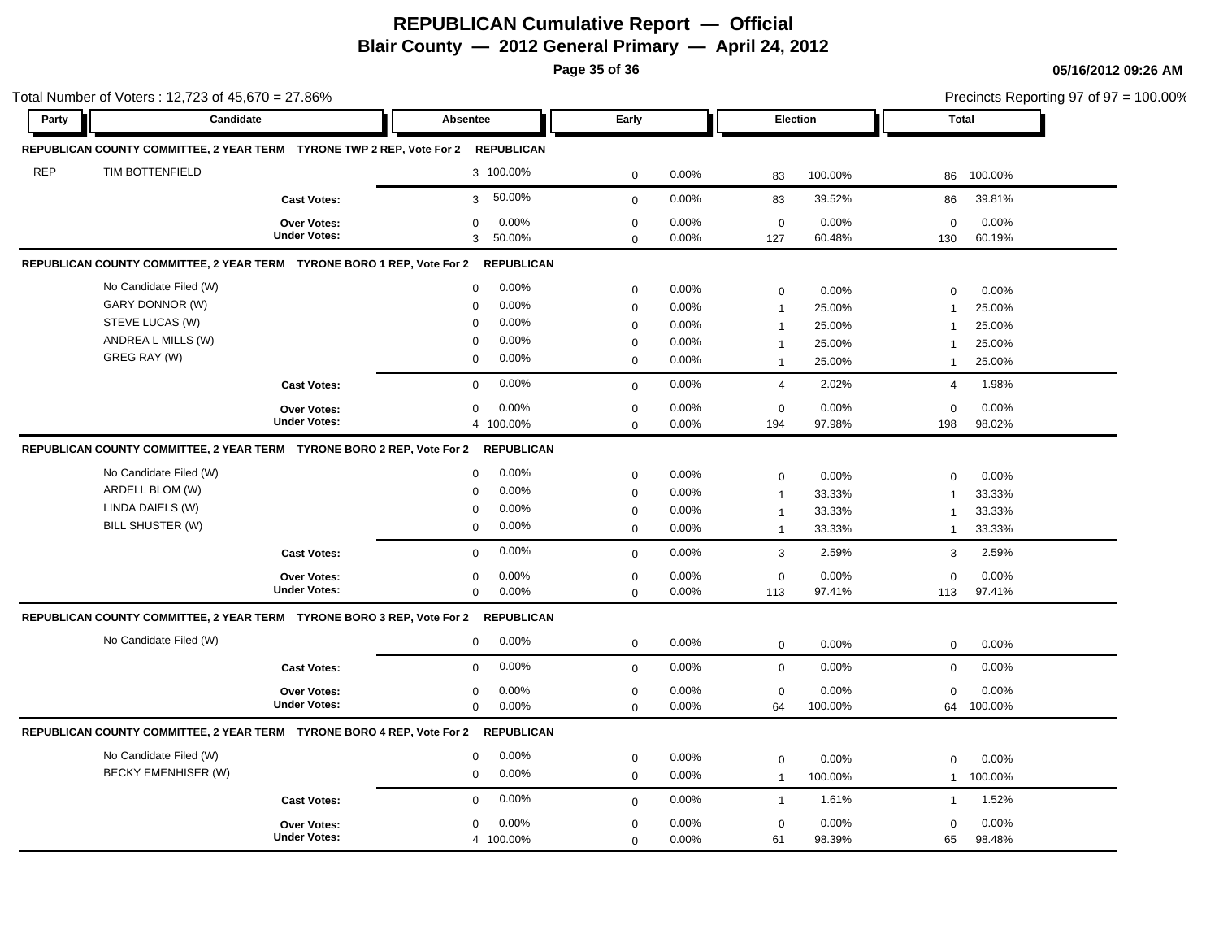# REPUBLICAN Cumulative Report — Official

## Blair County — 2012 General Primary — April 24, 2012

05/16/2012 09:26 AM

Total Number of Voters : 12,723 of 45,670 = 27.86%

Precincts Reporting 97 of 97 = 100.00%

| Party | Candidate | Absentee | | Early | | Election | | Total | |
|---|---|---|---|---|---|---|---|---|---|
| **REPUBLICAN COUNTY COMMITTEE, 2 YEAR TERM TYRONE TWP 2 REP, Vote For 2 REPUBLICAN** | | | | | | | | | |
| REP | TIM BOTTENFIELD | 3 | 100.00% | 0 | 0.00% | 83 | 100.00% | 86 | 100.00% |
| | **Cast Votes:** | 3 | 50.00% | 0 | 0.00% | 83 | 39.52% | 86 | 39.81% |
| | **Over Votes:** | 0 | 0.00% | 0 | 0.00% | 0 | 0.00% | 0 | 0.00% |
| | **Under Votes:** | 3 | 50.00% | 0 | 0.00% | 127 | 60.48% | 130 | 60.19% |
| **REPUBLICAN COUNTY COMMITTEE, 2 YEAR TERM TYRONE BORO 1 REP, Vote For 2 REPUBLICAN** | | | | | | | | | |
| | No Candidate Filed (W) | 0 | 0.00% | 0 | 0.00% | 0 | 0.00% | 0 | 0.00% |
| | GARY DONNOR (W) | 0 | 0.00% | 0 | 0.00% | 1 | 25.00% | 1 | 25.00% |
| | STEVE LUCAS (W) | 0 | 0.00% | 0 | 0.00% | 1 | 25.00% | 1 | 25.00% |
| | ANDREA L MILLS (W) | 0 | 0.00% | 0 | 0.00% | 1 | 25.00% | 1 | 25.00% |
| | GREG RAY (W) | 0 | 0.00% | 0 | 0.00% | 1 | 25.00% | 1 | 25.00% |
| | **Cast Votes:** | 0 | 0.00% | 0 | 0.00% | 4 | 2.02% | 4 | 1.98% |
| | **Over Votes:** | 0 | 0.00% | 0 | 0.00% | 0 | 0.00% | 0 | 0.00% |
| | **Under Votes:** | 4 | 100.00% | 0 | 0.00% | 194 | 97.98% | 198 | 98.02% |
| **REPUBLICAN COUNTY COMMITTEE, 2 YEAR TERM TYRONE BORO 2 REP, Vote For 2 REPUBLICAN** | | | | | | | | | |
| | No Candidate Filed (W) | 0 | 0.00% | 0 | 0.00% | 0 | 0.00% | 0 | 0.00% |
| | ARDELL BLOM (W) | 0 | 0.00% | 0 | 0.00% | 1 | 33.33% | 1 | 33.33% |
| | LINDA DAIELS (W) | 0 | 0.00% | 0 | 0.00% | 1 | 33.33% | 1 | 33.33% |
| | BILL SHUSTER (W) | 0 | 0.00% | 0 | 0.00% | 1 | 33.33% | 1 | 33.33% |
| | **Cast Votes:** | 0 | 0.00% | 0 | 0.00% | 3 | 2.59% | 3 | 2.59% |
| | **Over Votes:** | 0 | 0.00% | 0 | 0.00% | 0 | 0.00% | 0 | 0.00% |
| | **Under Votes:** | 0 | 0.00% | 0 | 0.00% | 113 | 97.41% | 113 | 97.41% |
| **REPUBLICAN COUNTY COMMITTEE, 2 YEAR TERM TYRONE BORO 3 REP, Vote For 2 REPUBLICAN** | | | | | | | | | |
| | No Candidate Filed (W) | 0 | 0.00% | 0 | 0.00% | 0 | 0.00% | 0 | 0.00% |
| | **Cast Votes:** | 0 | 0.00% | 0 | 0.00% | 0 | 0.00% | 0 | 0.00% |
| | **Over Votes:** | 0 | 0.00% | 0 | 0.00% | 0 | 0.00% | 0 | 0.00% |
| | **Under Votes:** | 0 | 0.00% | 0 | 0.00% | 64 | 100.00% | 64 | 100.00% |
| **REPUBLICAN COUNTY COMMITTEE, 2 YEAR TERM TYRONE BORO 4 REP, Vote For 2 REPUBLICAN** | | | | | | | | | |
| | No Candidate Filed (W) | 0 | 0.00% | 0 | 0.00% | 0 | 0.00% | 0 | 0.00% |
| | BECKY EMENHISER (W) | 0 | 0.00% | 0 | 0.00% | 1 | 100.00% | 1 | 100.00% |
| | **Cast Votes:** | 0 | 0.00% | 0 | 0.00% | 1 | 1.61% | 1 | 1.52% |
| | **Over Votes:** | 0 | 0.00% | 0 | 0.00% | 0 | 0.00% | 0 | 0.00% |
| | **Under Votes:** | 4 | 100.00% | 0 | 0.00% | 61 | 98.39% | 65 | 98.48% |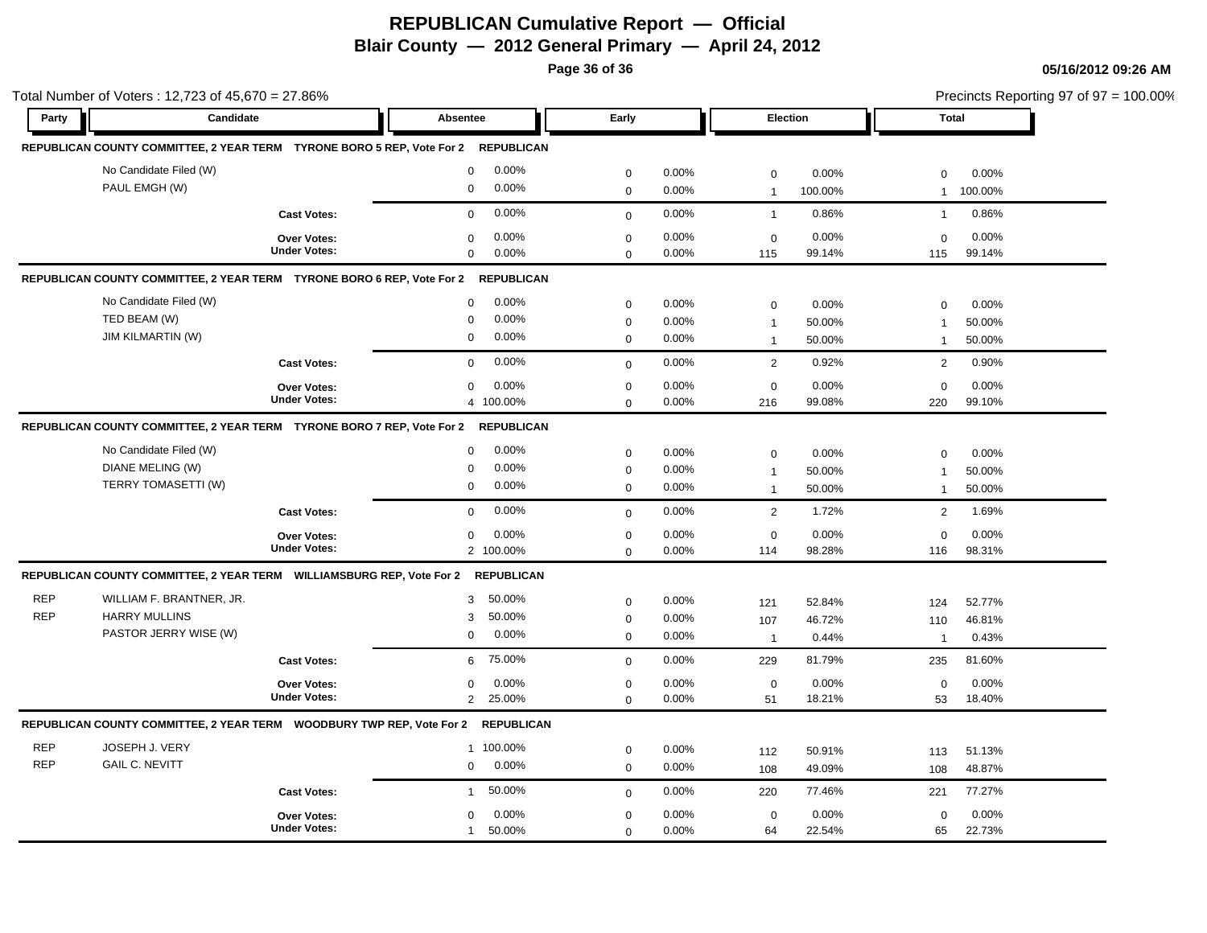# REPUBLICAN Cumulative Report — Official

## Blair County — 2012 General Primary — April 24, 2012

05/16/2012 09:26 AM

Total Number of Voters : 12,723 of 45,670 = 27.86%

Precincts Reporting 97 of 97 = 100.00%

| Party | Candidate | Absentee | | Early | | Election | | Total | |
|---|---|---|---|---|---|---|---|---|---|
| **REPUBLICAN COUNTY COMMITTEE, 2 YEAR TERM TYRONE BORO 5 REP, Vote For 2 REPUBLICAN** | | | | | | | | | |
| | No Candidate Filed (W) | 0 | 0.00% | 0 | 0.00% | 0 | 0.00% | 0 | 0.00% |
| | PAUL EMGH (W) | 0 | 0.00% | 0 | 0.00% | 1 | 100.00% | 1 | 100.00% |
| | **Cast Votes:** | 0 | 0.00% | 0 | 0.00% | 1 | 0.86% | 1 | 0.86% |
| | **Over Votes:** | 0 | 0.00% | 0 | 0.00% | 0 | 0.00% | 0 | 0.00% |
| | **Under Votes:** | 0 | 0.00% | 0 | 0.00% | 115 | 99.14% | 115 | 99.14% |
| **REPUBLICAN COUNTY COMMITTEE, 2 YEAR TERM TYRONE BORO 6 REP, Vote For 2 REPUBLICAN** | | | | | | | | | |
| | No Candidate Filed (W) | 0 | 0.00% | 0 | 0.00% | 0 | 0.00% | 0 | 0.00% |
| | TED BEAM (W) | 0 | 0.00% | 0 | 0.00% | 1 | 50.00% | 1 | 50.00% |
| | JIM KILMARTIN (W) | 0 | 0.00% | 0 | 0.00% | 1 | 50.00% | 1 | 50.00% |
| | **Cast Votes:** | 0 | 0.00% | 0 | 0.00% | 2 | 0.92% | 2 | 0.90% |
| | **Over Votes:** | 0 | 0.00% | 0 | 0.00% | 0 | 0.00% | 0 | 0.00% |
| | **Under Votes:** | 4 | 100.00% | 0 | 0.00% | 216 | 99.08% | 220 | 99.10% |
| **REPUBLICAN COUNTY COMMITTEE, 2 YEAR TERM TYRONE BORO 7 REP, Vote For 2 REPUBLICAN** | | | | | | | | | |
| | No Candidate Filed (W) | 0 | 0.00% | 0 | 0.00% | 0 | 0.00% | 0 | 0.00% |
| | DIANE MELING (W) | 0 | 0.00% | 0 | 0.00% | 1 | 50.00% | 1 | 50.00% |
| | TERRY TOMASETTI (W) | 0 | 0.00% | 0 | 0.00% | 1 | 50.00% | 1 | 50.00% |
| | **Cast Votes:** | 0 | 0.00% | 0 | 0.00% | 2 | 1.72% | 2 | 1.69% |
| | **Over Votes:** | 0 | 0.00% | 0 | 0.00% | 0 | 0.00% | 0 | 0.00% |
| | **Under Votes:** | 2 | 100.00% | 0 | 0.00% | 114 | 98.28% | 116 | 98.31% |
| **REPUBLICAN COUNTY COMMITTEE, 2 YEAR TERM WILLIAMSBURG REP, Vote For 2 REPUBLICAN** | | | | | | | | | |
| REP | WILLIAM F. BRANTNER, JR. | 3 | 50.00% | 0 | 0.00% | 121 | 52.84% | 124 | 52.77% |
| REP | HARRY MULLINS | 3 | 50.00% | 0 | 0.00% | 107 | 46.72% | 110 | 46.81% |
| | PASTOR JERRY WISE (W) | 0 | 0.00% | 0 | 0.00% | 1 | 0.44% | 1 | 0.43% |
| | **Cast Votes:** | 6 | 75.00% | 0 | 0.00% | 229 | 81.79% | 235 | 81.60% |
| | **Over Votes:** | 0 | 0.00% | 0 | 0.00% | 0 | 0.00% | 0 | 0.00% |
| | **Under Votes:** | 2 | 25.00% | 0 | 0.00% | 51 | 18.21% | 53 | 18.40% |
| **REPUBLICAN COUNTY COMMITTEE, 2 YEAR TERM WOODBURY TWP REP, Vote For 2 REPUBLICAN** | | | | | | | | | |
| REP | JOSEPH J. VERY | 1 | 100.00% | 0 | 0.00% | 112 | 50.91% | 113 | 51.13% |
| REP | GAIL C. NEVITT | 0 | 0.00% | 0 | 0.00% | 108 | 49.09% | 108 | 48.87% |
| | **Cast Votes:** | 1 | 50.00% | 0 | 0.00% | 220 | 77.46% | 221 | 77.27% |
| | **Over Votes:** | 0 | 0.00% | 0 | 0.00% | 0 | 0.00% | 0 | 0.00% |
| | **Under Votes:** | 1 | 50.00% | 0 | 0.00% | 64 | 22.54% | 65 | 22.73% |